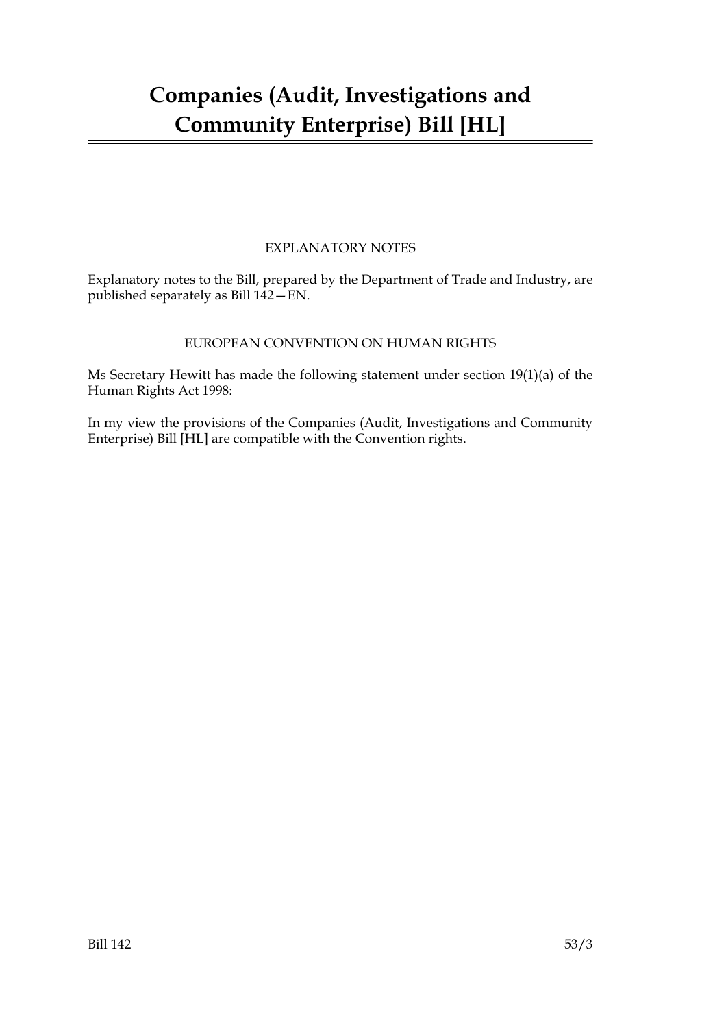# Companies (Audit, Investigations and Community Enterprise) Bill [HL]

EXPLANATORY NOTES

Explanatory notes to the Bill, prepared by the Department of Trade and Industry, are published separately as Bill 142—EN.

EUROPEAN CONVENTION ON HUMAN RIGHTS

Ms Secretary Hewitt has made the following statement under section 19(1)(a) of the Human Rights Act 1998:

In my view the provisions of the Companies (Audit, Investigations and Community Enterprise) Bill [HL] are compatible with the Convention rights.

Bill 142 53/3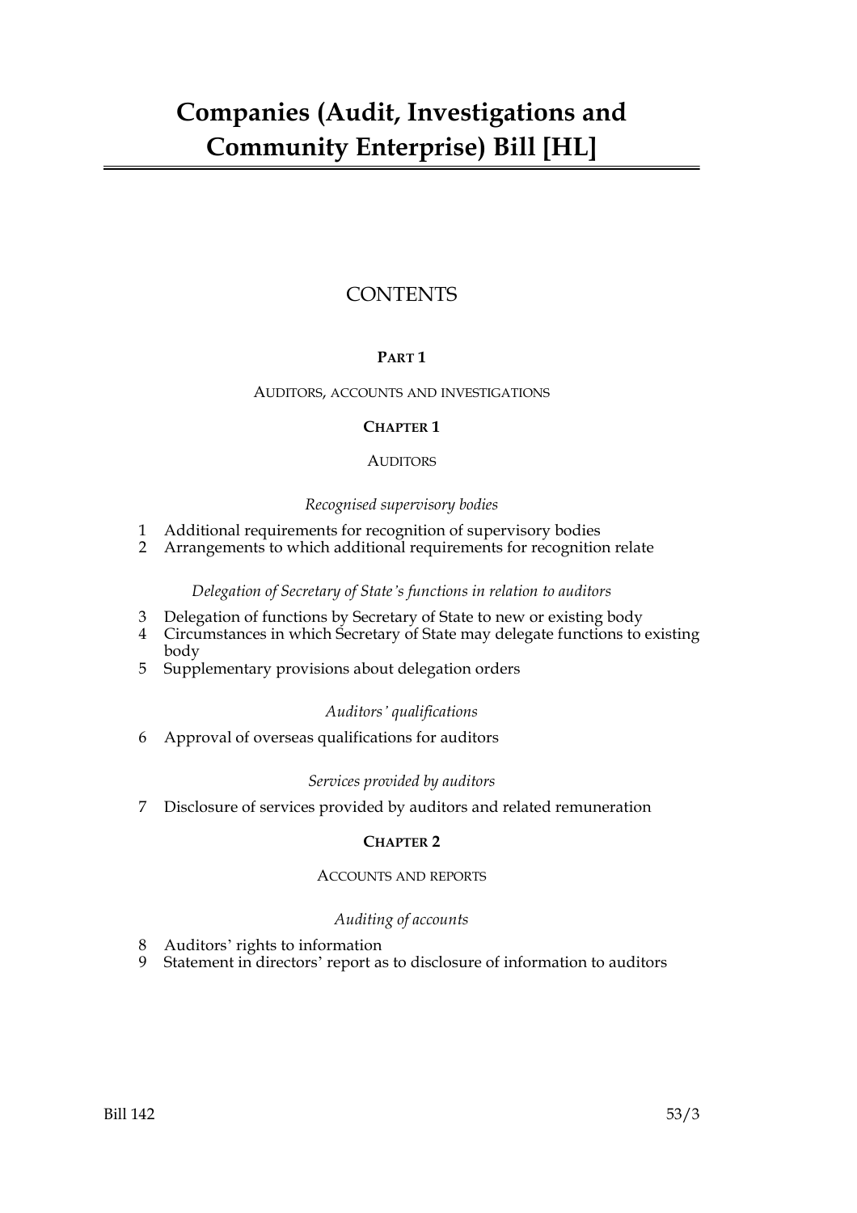# Companies (Audit, Investigations and Community Enterprise) Bill [HL]

## CONTENTS

### PART 1

AUDITORS, ACCOUNTS AND INVESTIGATIONS

### CHAPTER 1

AUDITORS

*Recognised supervisory bodies*

1 Additional requirements for recognition of supervisory bodies
2 Arrangements to which additional requirements for recognition relate

*Delegation of Secretary of State's functions in relation to auditors*

3 Delegation of functions by Secretary of State to new or existing body
4 Circumstances in which Secretary of State may delegate functions to existing body
5 Supplementary provisions about delegation orders

*Auditors' qualifications*

6 Approval of overseas qualifications for auditors

*Services provided by auditors*

7 Disclosure of services provided by auditors and related remuneration

### CHAPTER 2

ACCOUNTS AND REPORTS

*Auditing of accounts*

8 Auditors' rights to information
9 Statement in directors' report as to disclosure of information to auditors

Bill 142 53/3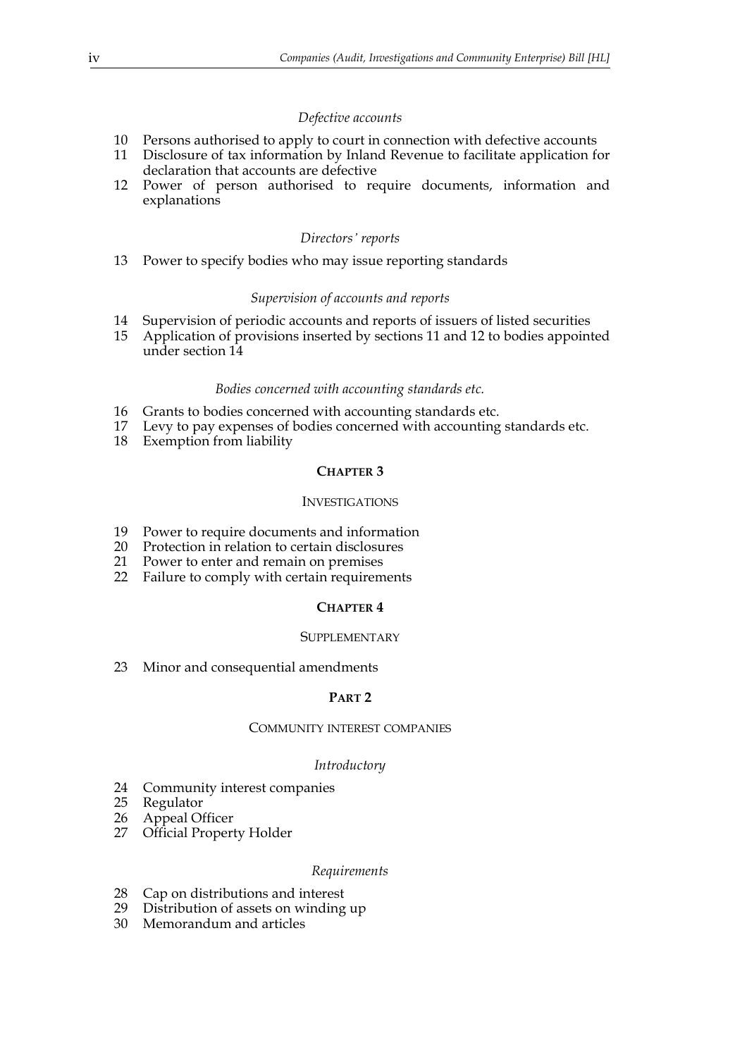*Defective accounts*

10 Persons authorised to apply to court in connection with defective accounts
11 Disclosure of tax information by Inland Revenue to facilitate application for declaration that accounts are defective
12 Power of person authorised to require documents, information and explanations

*Directors' reports*

13 Power to specify bodies who may issue reporting standards

*Supervision of accounts and reports*

14 Supervision of periodic accounts and reports of issuers of listed securities
15 Application of provisions inserted by sections 11 and 12 to bodies appointed under section 14

*Bodies concerned with accounting standards etc.*

16 Grants to bodies concerned with accounting standards etc.
17 Levy to pay expenses of bodies concerned with accounting standards etc.
18 Exemption from liability

**CHAPTER 3**

INVESTIGATIONS

19 Power to require documents and information
20 Protection in relation to certain disclosures
21 Power to enter and remain on premises
22 Failure to comply with certain requirements

**CHAPTER 4**

SUPPLEMENTARY

23 Minor and consequential amendments

**PART 2**

COMMUNITY INTEREST COMPANIES

*Introductory*

24 Community interest companies
25 Regulator
26 Appeal Officer
27 Official Property Holder

*Requirements*

28 Cap on distributions and interest
29 Distribution of assets on winding up
30 Memorandum and articles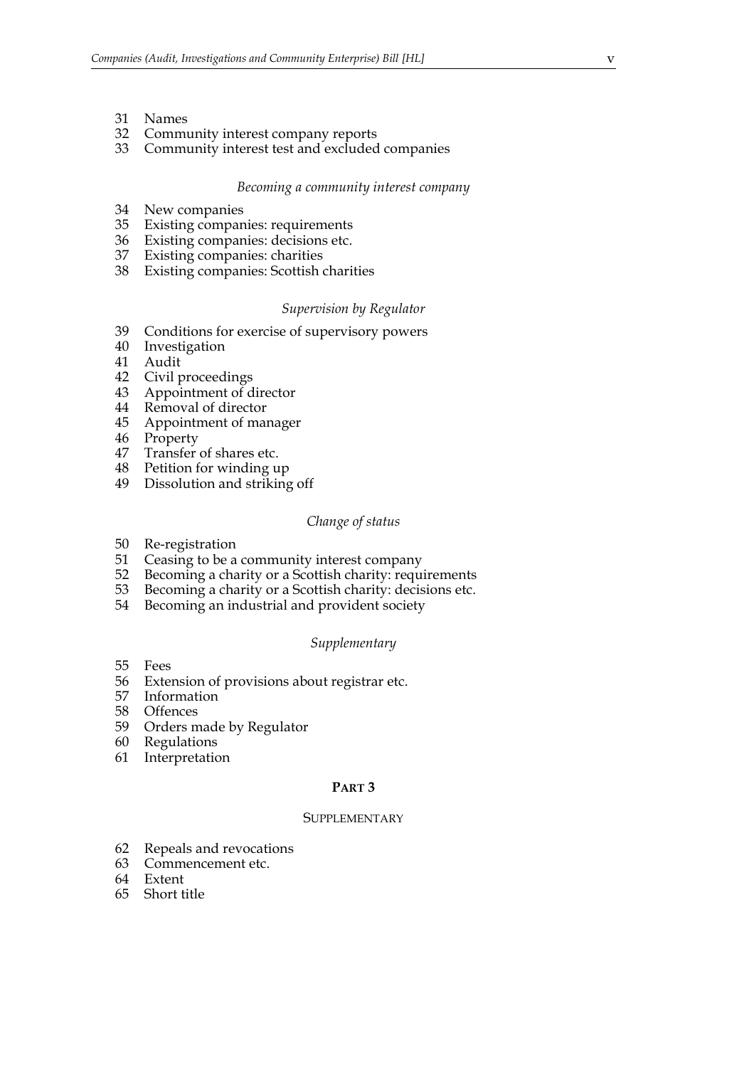31 Names
32 Community interest company reports
33 Community interest test and excluded companies

*Becoming a community interest company*

34 New companies
35 Existing companies: requirements
36 Existing companies: decisions etc.
37 Existing companies: charities
38 Existing companies: Scottish charities

*Supervision by Regulator*

39 Conditions for exercise of supervisory powers
40 Investigation
41 Audit
42 Civil proceedings
43 Appointment of director
44 Removal of director
45 Appointment of manager
46 Property
47 Transfer of shares etc.
48 Petition for winding up
49 Dissolution and striking off

*Change of status*

50 Re-registration
51 Ceasing to be a community interest company
52 Becoming a charity or a Scottish charity: requirements
53 Becoming a charity or a Scottish charity: decisions etc.
54 Becoming an industrial and provident society

*Supplementary*

55 Fees
56 Extension of provisions about registrar etc.
57 Information
58 Offences
59 Orders made by Regulator
60 Regulations
61 Interpretation

## PART 3

### SUPPLEMENTARY

62 Repeals and revocations
63 Commencement etc.
64 Extent
65 Short title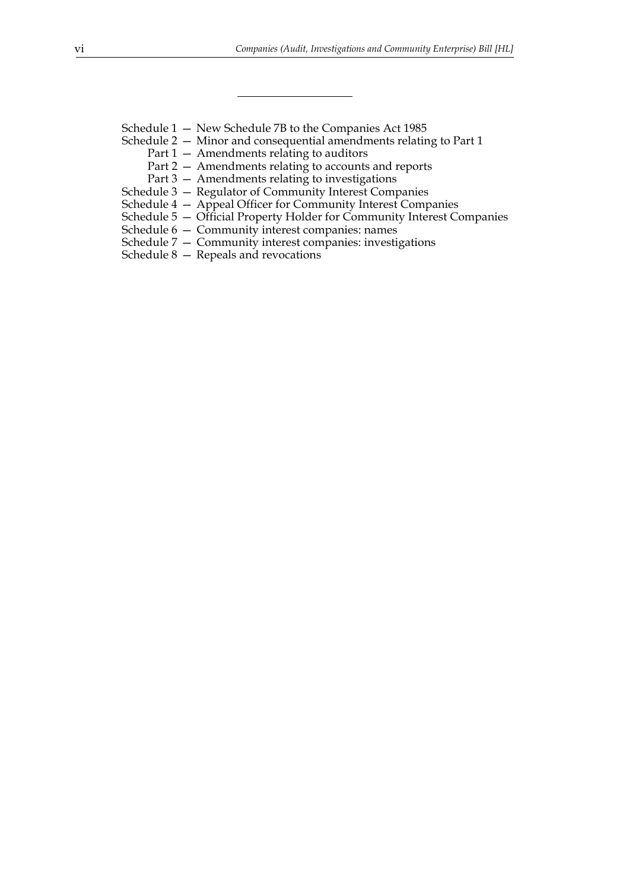---

Schedule 1 — New Schedule 7B to the Companies Act 1985
Schedule 2 — Minor and consequential amendments relating to Part 1
  Part 1 — Amendments relating to auditors
  Part 2 — Amendments relating to accounts and reports
  Part 3 — Amendments relating to investigations
Schedule 3 — Regulator of Community Interest Companies
Schedule 4 — Appeal Officer for Community Interest Companies
Schedule 5 — Official Property Holder for Community Interest Companies
Schedule 6 — Community interest companies: names
Schedule 7 — Community interest companies: investigations
Schedule 8 — Repeals and revocations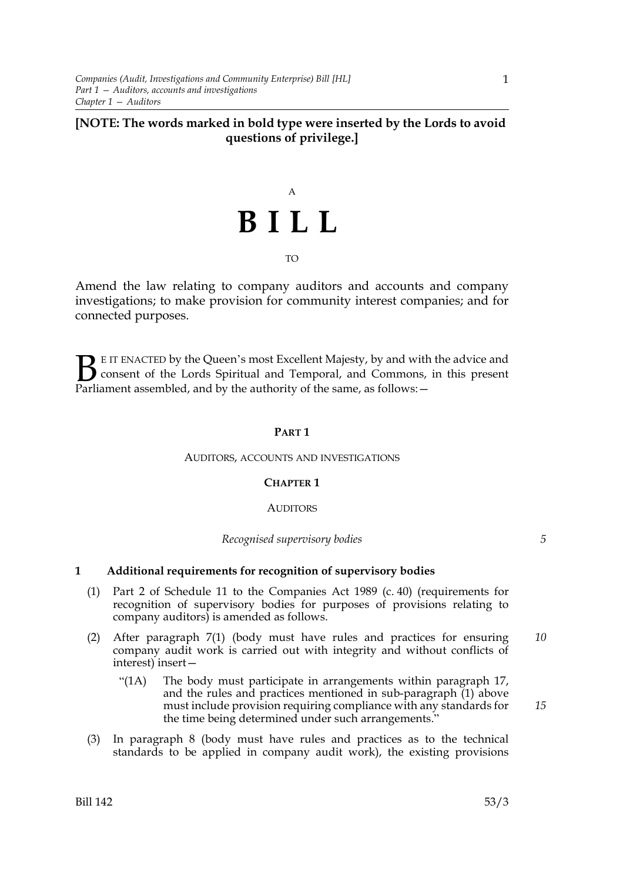**[NOTE: The words marked in bold type were inserted by the Lords to avoid questions of privilege.]**

A

# B I L L

TO

Amend the law relating to company auditors and accounts and company investigations; to make provision for community interest companies; and for connected purposes.

BE IT ENACTED by the Queen's most Excellent Majesty, by and with the advice and consent of the Lords Spiritual and Temporal, and Commons, in this present Parliament assembled, and by the authority of the same, as follows:—

## PART 1

## AUDITORS, ACCOUNTS AND INVESTIGATIONS

### CHAPTER 1

### AUDITORS

*Recognised supervisory bodies*

**1 Additional requirements for recognition of supervisory bodies**

(1) Part 2 of Schedule 11 to the Companies Act 1989 (c. 40) (requirements for recognition of supervisory bodies for purposes of provisions relating to company auditors) is amended as follows.

(2) After paragraph 7(1) (body must have rules and practices for ensuring company audit work is carried out with integrity and without conflicts of interest) insert—

"(1A) The body must participate in arrangements within paragraph 17, and the rules and practices mentioned in sub-paragraph (1) above must include provision requiring compliance with any standards for the time being determined under such arrangements."

(3) In paragraph 8 (body must have rules and practices as to the technical standards to be applied in company audit work), the existing provisions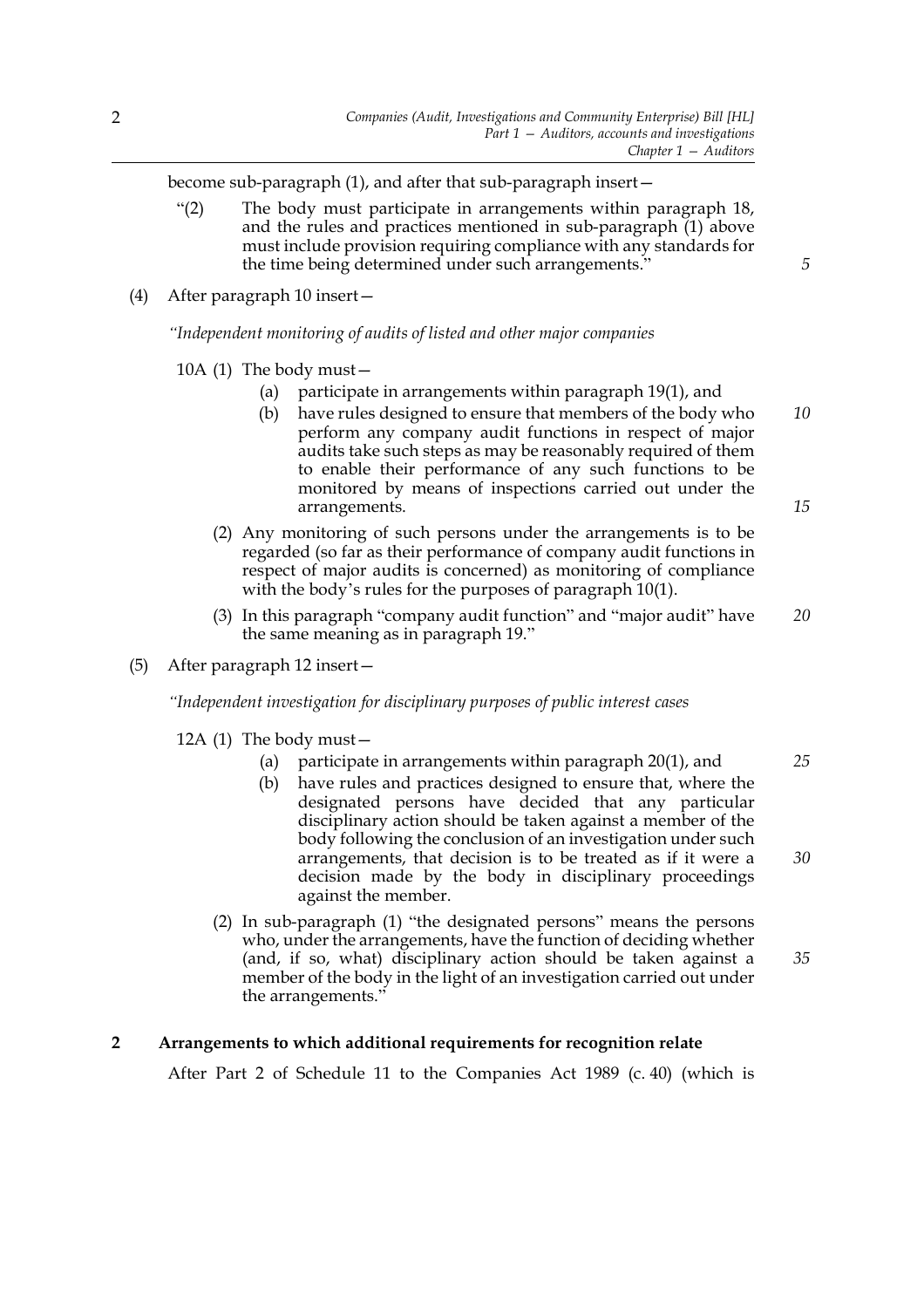become sub-paragraph (1), and after that sub-paragraph insert—

“(2) The body must participate in arrangements within paragraph 18, and the rules and practices mentioned in sub-paragraph (1) above must include provision requiring compliance with any standards for the time being determined under such arrangements.”

(4) After paragraph 10 insert—

*“Independent monitoring of audits of listed and other major companies*

10A (1) The body must—

(a) participate in arrangements within paragraph 19(1), and

(b) have rules designed to ensure that members of the body who perform any company audit functions in respect of major audits take such steps as may be reasonably required of them to enable their performance of any such functions to be monitored by means of inspections carried out under the arrangements.

(2) Any monitoring of such persons under the arrangements is to be regarded (so far as their performance of company audit functions in respect of major audits is concerned) as monitoring of compliance with the body’s rules for the purposes of paragraph 10(1).

(3) In this paragraph “company audit function” and “major audit” have the same meaning as in paragraph 19.”

(5) After paragraph 12 insert—

*“Independent investigation for disciplinary purposes of public interest cases*

12A (1) The body must—

(a) participate in arrangements within paragraph 20(1), and

(b) have rules and practices designed to ensure that, where the designated persons have decided that any particular disciplinary action should be taken against a member of the body following the conclusion of an investigation under such arrangements, that decision is to be treated as if it were a decision made by the body in disciplinary proceedings against the member.

(2) In sub-paragraph (1) “the designated persons” means the persons who, under the arrangements, have the function of deciding whether (and, if so, what) disciplinary action should be taken against a member of the body in the light of an investigation carried out under the arrangements.”

## 2 Arrangements to which additional requirements for recognition relate

After Part 2 of Schedule 11 to the Companies Act 1989 (c. 40) (which is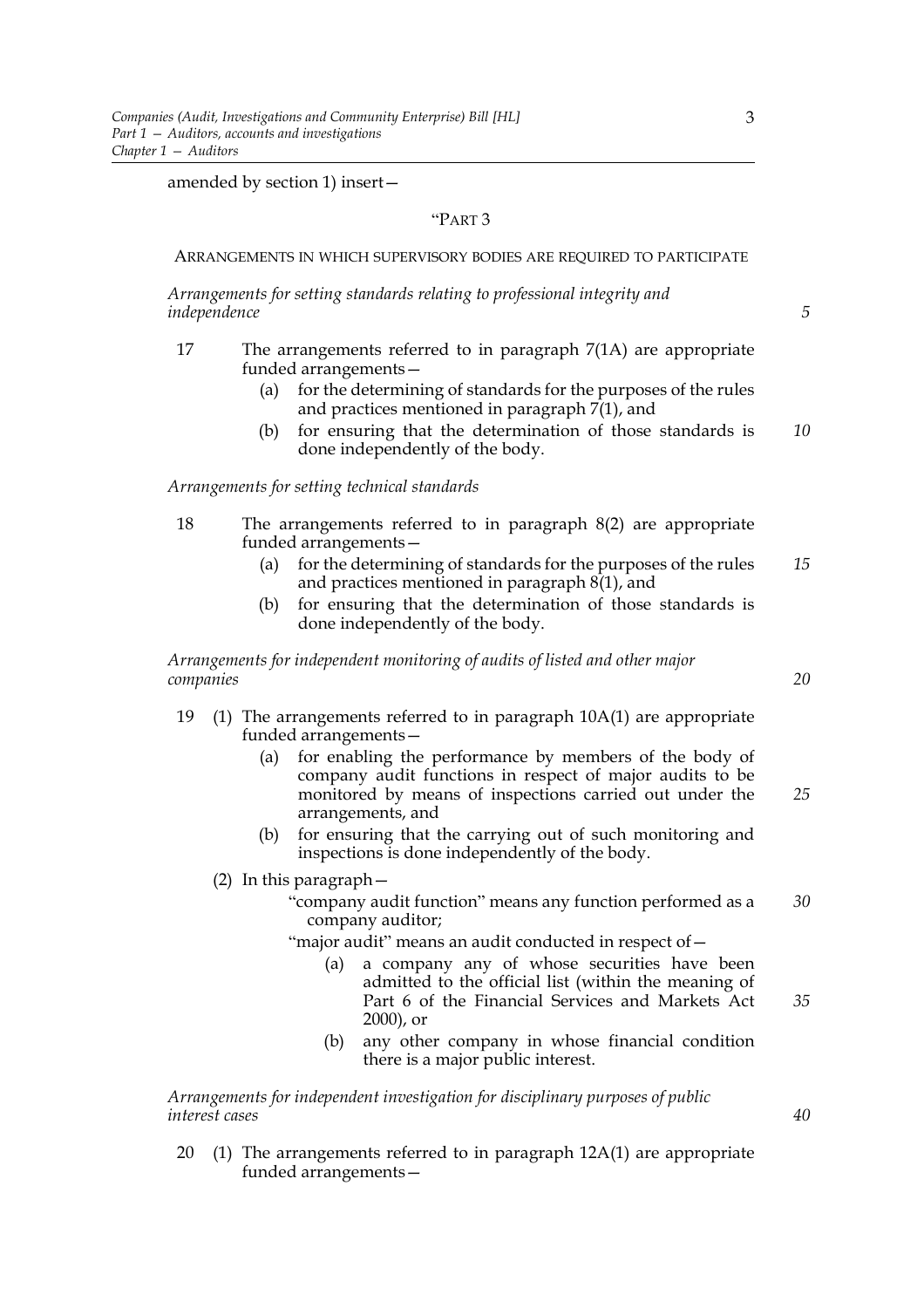amended by section 1) insert—

"PART 3

ARRANGEMENTS IN WHICH SUPERVISORY BODIES ARE REQUIRED TO PARTICIPATE

*Arrangements for setting standards relating to professional integrity and independence*

17 The arrangements referred to in paragraph 7(1A) are appropriate funded arrangements—

(a) for the determining of standards for the purposes of the rules and practices mentioned in paragraph 7(1), and

(b) for ensuring that the determination of those standards is done independently of the body.

*Arrangements for setting technical standards*

18 The arrangements referred to in paragraph 8(2) are appropriate funded arrangements—

(a) for the determining of standards for the purposes of the rules and practices mentioned in paragraph 8(1), and

(b) for ensuring that the determination of those standards is done independently of the body.

*Arrangements for independent monitoring of audits of listed and other major companies*

19 (1) The arrangements referred to in paragraph 10A(1) are appropriate funded arrangements—

(a) for enabling the performance by members of the body of company audit functions in respect of major audits to be monitored by means of inspections carried out under the arrangements, and

(b) for ensuring that the carrying out of such monitoring and inspections is done independently of the body.

(2) In this paragraph—

"company audit function" means any function performed as a company auditor;

"major audit" means an audit conducted in respect of—

(a) a company any of whose securities have been admitted to the official list (within the meaning of Part 6 of the Financial Services and Markets Act 2000), or

(b) any other company in whose financial condition there is a major public interest.

*Arrangements for independent investigation for disciplinary purposes of public interest cases*

20 (1) The arrangements referred to in paragraph 12A(1) are appropriate funded arrangements—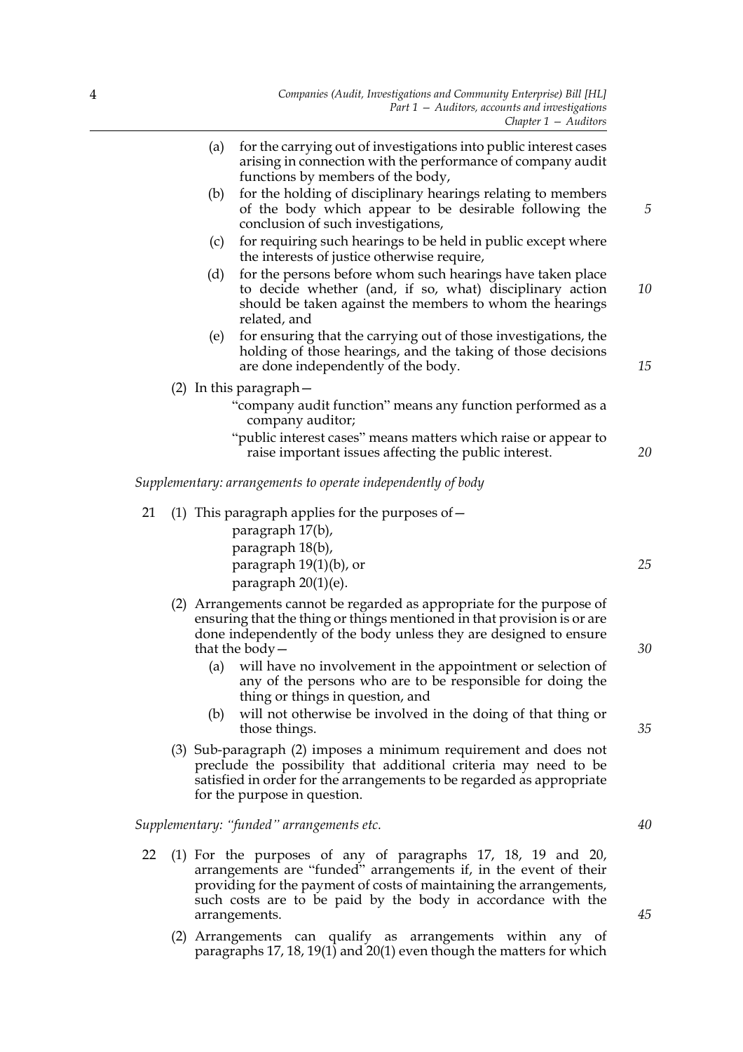(a) for the carrying out of investigations into public interest cases arising in connection with the performance of company audit functions by members of the body,

(b) for the holding of disciplinary hearings relating to members of the body which appear to be desirable following the conclusion of such investigations,

(c) for requiring such hearings to be held in public except where the interests of justice otherwise require,

(d) for the persons before whom such hearings have taken place to decide whether (and, if so, what) disciplinary action should be taken against the members to whom the hearings related, and

(e) for ensuring that the carrying out of those investigations, the holding of those hearings, and the taking of those decisions are done independently of the body.

(2) In this paragraph—

"company audit function" means any function performed as a company auditor;

"public interest cases" means matters which raise or appear to raise important issues affecting the public interest.

*Supplementary: arrangements to operate independently of body*

21 (1) This paragraph applies for the purposes of—

paragraph 17(b),
paragraph 18(b),
paragraph 19(1)(b), or
paragraph 20(1)(e).

(2) Arrangements cannot be regarded as appropriate for the purpose of ensuring that the thing or things mentioned in that provision is or are done independently of the body unless they are designed to ensure that the body—

(a) will have no involvement in the appointment or selection of any of the persons who are to be responsible for doing the thing or things in question, and

(b) will not otherwise be involved in the doing of that thing or those things.

(3) Sub-paragraph (2) imposes a minimum requirement and does not preclude the possibility that additional criteria may need to be satisfied in order for the arrangements to be regarded as appropriate for the purpose in question.

*Supplementary: "funded" arrangements etc.*

22 (1) For the purposes of any of paragraphs 17, 18, 19 and 20, arrangements are "funded" arrangements if, in the event of their providing for the payment of costs of maintaining the arrangements, such costs are to be paid by the body in accordance with the arrangements.

(2) Arrangements can qualify as arrangements within any of paragraphs 17, 18, 19(1) and 20(1) even though the matters for which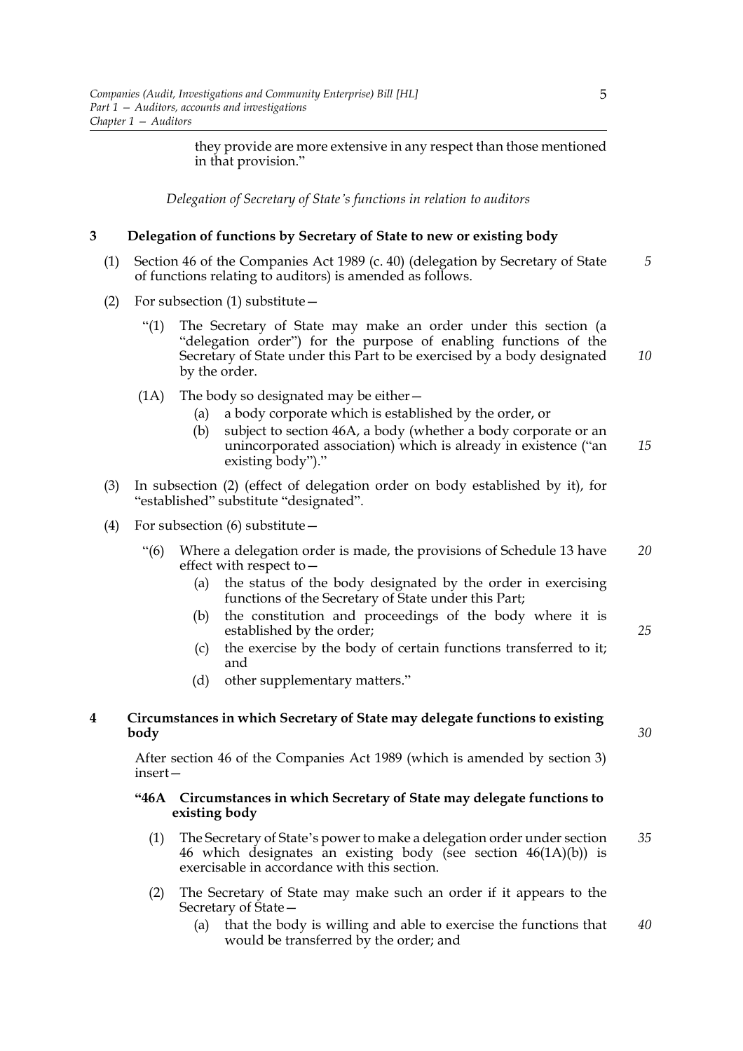they provide are more extensive in any respect than those mentioned in that provision."

*Delegation of Secretary of State's functions in relation to auditors*

### 3 Delegation of functions by Secretary of State to new or existing body

(1) Section 46 of the Companies Act 1989 (c. 40) (delegation by Secretary of State of functions relating to auditors) is amended as follows.

(2) For subsection (1) substitute—

> "(1) The Secretary of State may make an order under this section (a "delegation order") for the purpose of enabling functions of the Secretary of State under this Part to be exercised by a body designated by the order.
>
> (1A) The body so designated may be either—
> (a) a body corporate which is established by the order, or
> (b) subject to section 46A, a body (whether a body corporate or an unincorporated association) which is already in existence ("an existing body")."

(3) In subsection (2) (effect of delegation order on body established by it), for "established" substitute "designated".

(4) For subsection (6) substitute—

> "(6) Where a delegation order is made, the provisions of Schedule 13 have effect with respect to—
> (a) the status of the body designated by the order in exercising functions of the Secretary of State under this Part;
> (b) the constitution and proceedings of the body where it is established by the order;
> (c) the exercise by the body of certain functions transferred to it; and
> (d) other supplementary matters."

### 4 Circumstances in which Secretary of State may delegate functions to existing body

After section 46 of the Companies Act 1989 (which is amended by section 3) insert—

> **"46A Circumstances in which Secretary of State may delegate functions to existing body**
>
> (1) The Secretary of State's power to make a delegation order under section 46 which designates an existing body (see section 46(1A)(b)) is exercisable in accordance with this section.
>
> (2) The Secretary of State may make such an order if it appears to the Secretary of State—
> (a) that the body is willing and able to exercise the functions that would be transferred by the order; and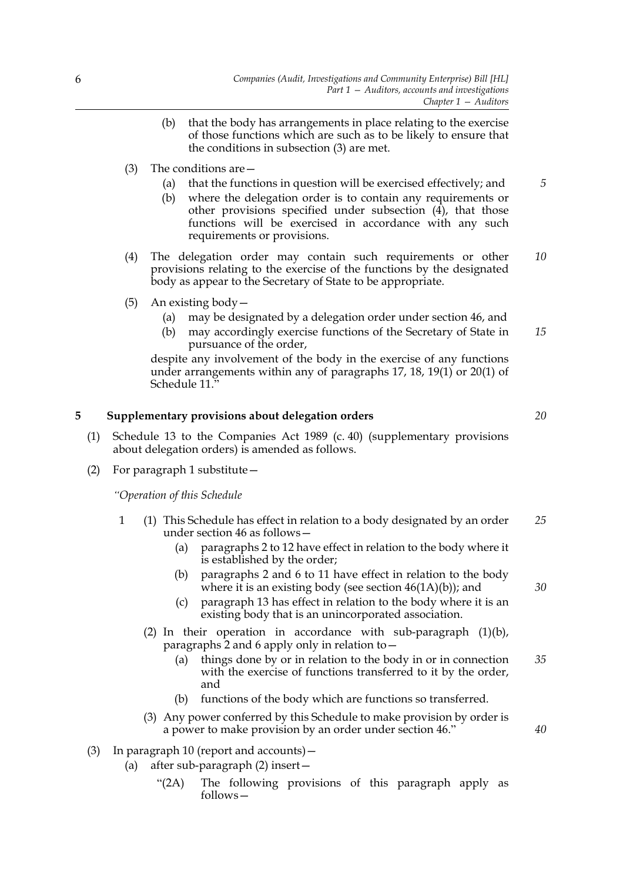(b) that the body has arrangements in place relating to the exercise of those functions which are such as to be likely to ensure that the conditions in subsection (3) are met.

(3) The conditions are—

(a) that the functions in question will be exercised effectively; and

(b) where the delegation order is to contain any requirements or other provisions specified under subsection (4), that those functions will be exercised in accordance with any such requirements or provisions.

(4) The delegation order may contain such requirements or other provisions relating to the exercise of the functions by the designated body as appear to the Secretary of State to be appropriate.

(5) An existing body—

(a) may be designated by a delegation order under section 46, and

(b) may accordingly exercise functions of the Secretary of State in pursuance of the order,

despite any involvement of the body in the exercise of any functions under arrangements within any of paragraphs 17, 18, 19(1) or 20(1) of Schedule 11."

## 5 Supplementary provisions about delegation orders

(1) Schedule 13 to the Companies Act 1989 (c. 40) (supplementary provisions about delegation orders) is amended as follows.

(2) For paragraph 1 substitute—

*"Operation of this Schedule*

1 (1) This Schedule has effect in relation to a body designated by an order under section 46 as follows—

(a) paragraphs 2 to 12 have effect in relation to the body where it is established by the order;

(b) paragraphs 2 and 6 to 11 have effect in relation to the body where it is an existing body (see section 46(1A)(b)); and

(c) paragraph 13 has effect in relation to the body where it is an existing body that is an unincorporated association.

(2) In their operation in accordance with sub-paragraph (1)(b), paragraphs 2 and 6 apply only in relation to—

(a) things done by or in relation to the body in or in connection with the exercise of functions transferred to it by the order, and

(b) functions of the body which are functions so transferred.

(3) Any power conferred by this Schedule to make provision by order is a power to make provision by an order under section 46."

(3) In paragraph 10 (report and accounts)—

(a) after sub-paragraph (2) insert—

"(2A) The following provisions of this paragraph apply as follows—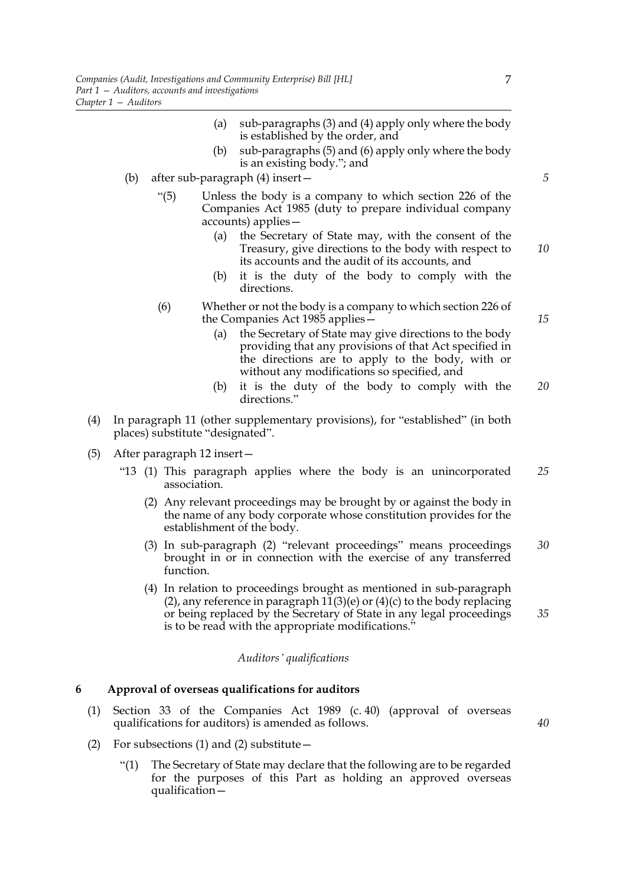(a) sub-paragraphs (3) and (4) apply only where the body is established by the order, and

(b) sub-paragraphs (5) and (6) apply only where the body is an existing body."; and

(b) after sub-paragraph (4) insert—

"(5) Unless the body is a company to which section 226 of the Companies Act 1985 (duty to prepare individual company accounts) applies—

(a) the Secretary of State may, with the consent of the Treasury, give directions to the body with respect to its accounts and the audit of its accounts, and

(b) it is the duty of the body to comply with the directions.

(6) Whether or not the body is a company to which section 226 of the Companies Act 1985 applies—

(a) the Secretary of State may give directions to the body providing that any provisions of that Act specified in the directions are to apply to the body, with or without any modifications so specified, and

(b) it is the duty of the body to comply with the directions."

(4) In paragraph 11 (other supplementary provisions), for "established" (in both places) substitute "designated".

(5) After paragraph 12 insert—

"13 (1) This paragraph applies where the body is an unincorporated association.

(2) Any relevant proceedings may be brought by or against the body in the name of any body corporate whose constitution provides for the establishment of the body.

(3) In sub-paragraph (2) "relevant proceedings" means proceedings brought in or in connection with the exercise of any transferred function.

(4) In relation to proceedings brought as mentioned in sub-paragraph (2), any reference in paragraph 11(3)(e) or (4)(c) to the body replacing or being replaced by the Secretary of State in any legal proceedings is to be read with the appropriate modifications."

*Auditors' qualifications*

### 6 Approval of overseas qualifications for auditors

(1) Section 33 of the Companies Act 1989 (c. 40) (approval of overseas qualifications for auditors) is amended as follows.

(2) For subsections (1) and (2) substitute—

"(1) The Secretary of State may declare that the following are to be regarded for the purposes of this Part as holding an approved overseas qualification—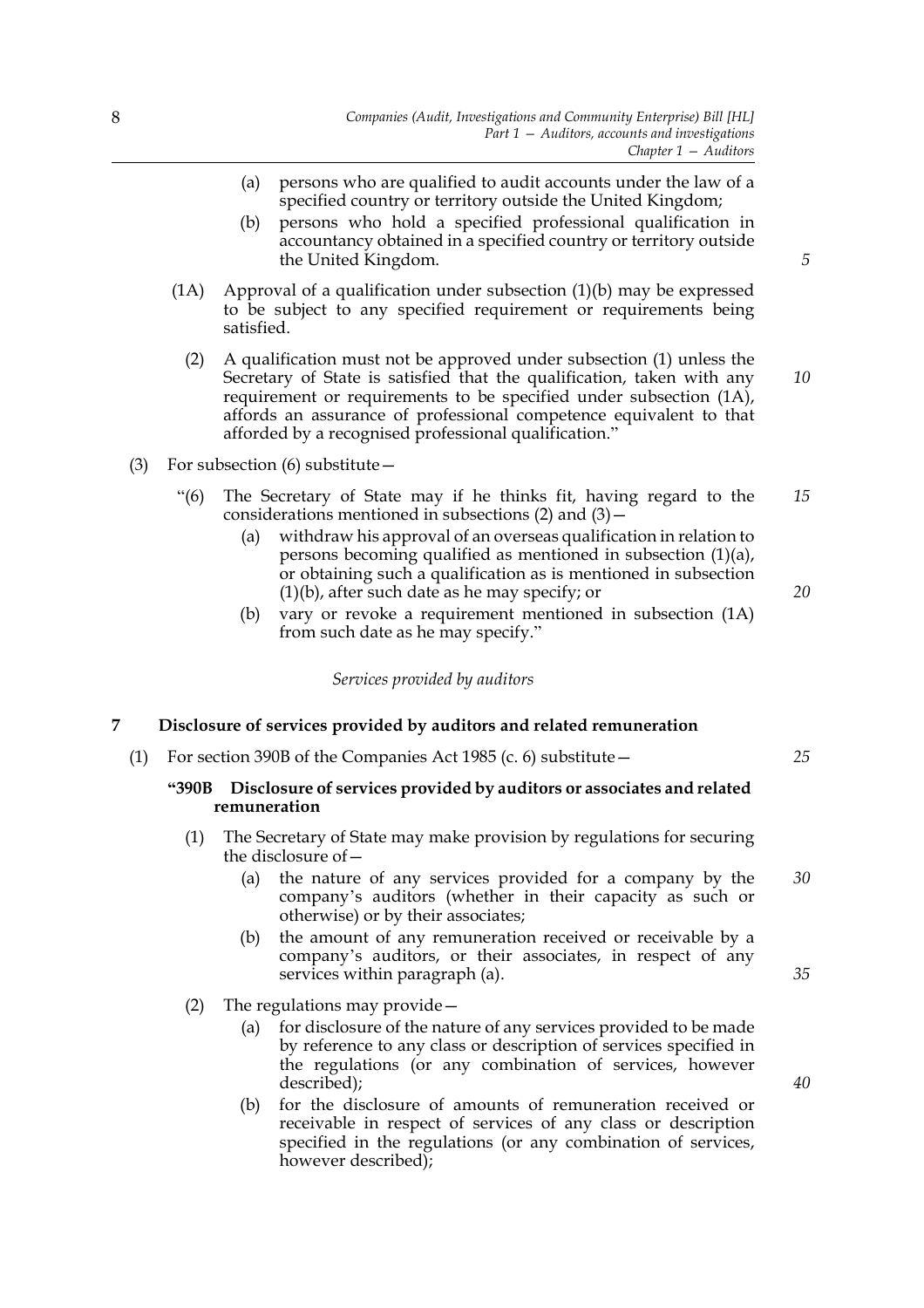(a) persons who are qualified to audit accounts under the law of a specified country or territory outside the United Kingdom;

(b) persons who hold a specified professional qualification in accountancy obtained in a specified country or territory outside the United Kingdom.

(1A) Approval of a qualification under subsection (1)(b) may be expressed to be subject to any specified requirement or requirements being satisfied.

(2) A qualification must not be approved under subsection (1) unless the Secretary of State is satisfied that the qualification, taken with any requirement or requirements to be specified under subsection (1A), affords an assurance of professional competence equivalent to that afforded by a recognised professional qualification."

(3) For subsection (6) substitute—

"(6) The Secretary of State may if he thinks fit, having regard to the considerations mentioned in subsections (2) and (3)—

(a) withdraw his approval of an overseas qualification in relation to persons becoming qualified as mentioned in subsection (1)(a), or obtaining such a qualification as is mentioned in subsection (1)(b), after such date as he may specify; or

(b) vary or revoke a requirement mentioned in subsection (1A) from such date as he may specify."

*Services provided by auditors*

### 7 Disclosure of services provided by auditors and related remuneration

(1) For section 390B of the Companies Act 1985 (c. 6) substitute—

**"390B Disclosure of services provided by auditors or associates and related remuneration**

(1) The Secretary of State may make provision by regulations for securing the disclosure of—

(a) the nature of any services provided for a company by the company's auditors (whether in their capacity as such or otherwise) or by their associates;

(b) the amount of any remuneration received or receivable by a company's auditors, or their associates, in respect of any services within paragraph (a).

(2) The regulations may provide—

(a) for disclosure of the nature of any services provided to be made by reference to any class or description of services specified in the regulations (or any combination of services, however described);

(b) for the disclosure of amounts of remuneration received or receivable in respect of services of any class or description specified in the regulations (or any combination of services, however described);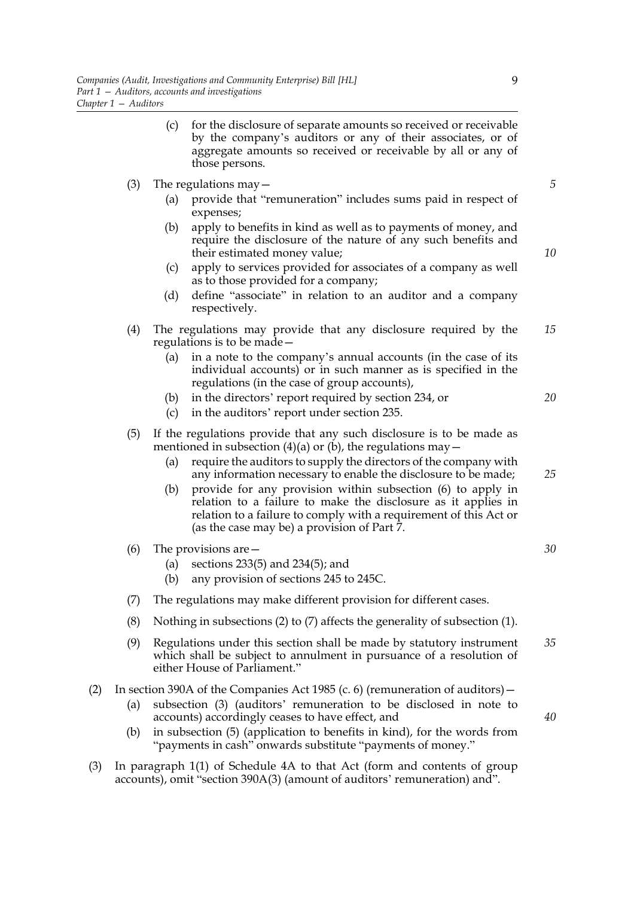(c) for the disclosure of separate amounts so received or receivable by the company's auditors or any of their associates, or of aggregate amounts so received or receivable by all or any of those persons.

(3) The regulations may—

(a) provide that "remuneration" includes sums paid in respect of expenses;

(b) apply to benefits in kind as well as to payments of money, and require the disclosure of the nature of any such benefits and their estimated money value;

(c) apply to services provided for associates of a company as well as to those provided for a company;

(d) define "associate" in relation to an auditor and a company respectively.

(4) The regulations may provide that any disclosure required by the regulations is to be made—

(a) in a note to the company's annual accounts (in the case of its individual accounts) or in such manner as is specified in the regulations (in the case of group accounts),

(b) in the directors' report required by section 234, or

(c) in the auditors' report under section 235.

(5) If the regulations provide that any such disclosure is to be made as mentioned in subsection (4)(a) or (b), the regulations may—

(a) require the auditors to supply the directors of the company with any information necessary to enable the disclosure to be made;

(b) provide for any provision within subsection (6) to apply in relation to a failure to make the disclosure as it applies in relation to a failure to comply with a requirement of this Act or (as the case may be) a provision of Part 7.

(6) The provisions are—

(a) sections 233(5) and 234(5); and

(b) any provision of sections 245 to 245C.

(7) The regulations may make different provision for different cases.

(8) Nothing in subsections (2) to (7) affects the generality of subsection (1).

(9) Regulations under this section shall be made by statutory instrument which shall be subject to annulment in pursuance of a resolution of either House of Parliament."

(2) In section 390A of the Companies Act 1985 (c. 6) (remuneration of auditors)—

(a) subsection (3) (auditors' remuneration to be disclosed in note to accounts) accordingly ceases to have effect, and

(b) in subsection (5) (application to benefits in kind), for the words from "payments in cash" onwards substitute "payments of money."

(3) In paragraph 1(1) of Schedule 4A to that Act (form and contents of group accounts), omit "section 390A(3) (amount of auditors' remuneration) and".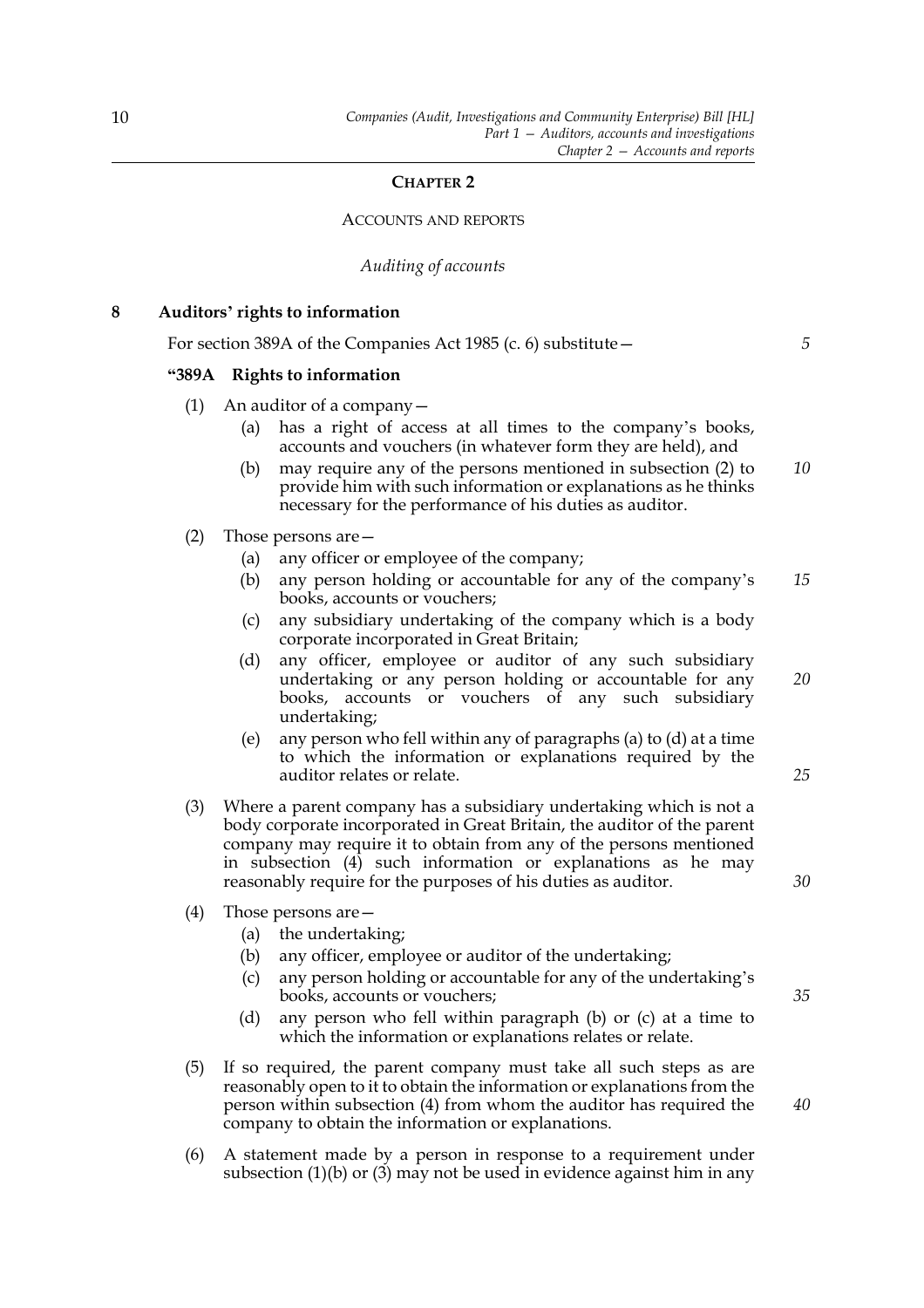## CHAPTER 2

### ACCOUNTS AND REPORTS

*Auditing of accounts*

**8 Auditors' rights to information**

For section 389A of the Companies Act 1985 (c. 6) substitute—

**"389A Rights to information**

(1) An auditor of a company—

(a) has a right of access at all times to the company's books, accounts and vouchers (in whatever form they are held), and

(b) may require any of the persons mentioned in subsection (2) to provide him with such information or explanations as he thinks necessary for the performance of his duties as auditor.

(2) Those persons are—

(a) any officer or employee of the company;

(b) any person holding or accountable for any of the company's books, accounts or vouchers;

(c) any subsidiary undertaking of the company which is a body corporate incorporated in Great Britain;

(d) any officer, employee or auditor of any such subsidiary undertaking or any person holding or accountable for any books, accounts or vouchers of any such subsidiary undertaking;

(e) any person who fell within any of paragraphs (a) to (d) at a time to which the information or explanations required by the auditor relates or relate.

(3) Where a parent company has a subsidiary undertaking which is not a body corporate incorporated in Great Britain, the auditor of the parent company may require it to obtain from any of the persons mentioned in subsection (4) such information or explanations as he may reasonably require for the purposes of his duties as auditor.

(4) Those persons are—

(a) the undertaking;

(b) any officer, employee or auditor of the undertaking;

(c) any person holding or accountable for any of the undertaking's books, accounts or vouchers;

(d) any person who fell within paragraph (b) or (c) at a time to which the information or explanations relates or relate.

(5) If so required, the parent company must take all such steps as are reasonably open to it to obtain the information or explanations from the person within subsection (4) from whom the auditor has required the company to obtain the information or explanations.

(6) A statement made by a person in response to a requirement under subsection (1)(b) or (3) may not be used in evidence against him in any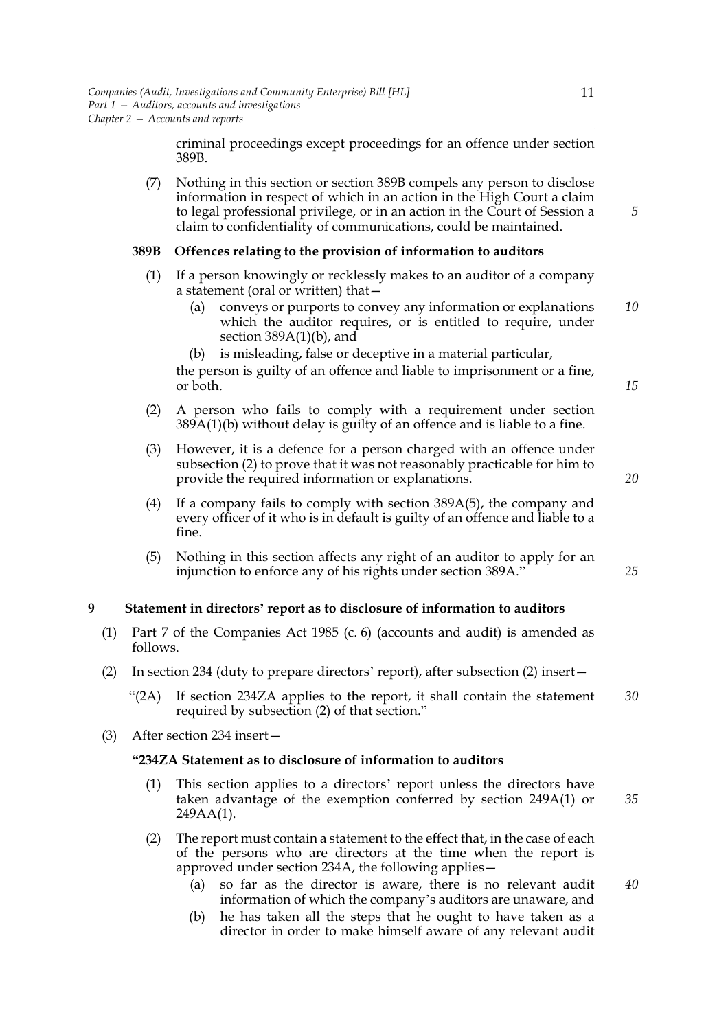criminal proceedings except proceedings for an offence under section 389B.

(7) Nothing in this section or section 389B compels any person to disclose information in respect of which in an action in the High Court a claim to legal professional privilege, or in an action in the Court of Session a claim to confidentiality of communications, could be maintained.

**389B Offences relating to the provision of information to auditors**

(1) If a person knowingly or recklessly makes to an auditor of a company a statement (oral or written) that—

(a) conveys or purports to convey any information or explanations which the auditor requires, or is entitled to require, under section 389A(1)(b), and

(b) is misleading, false or deceptive in a material particular,

the person is guilty of an offence and liable to imprisonment or a fine, or both.

(2) A person who fails to comply with a requirement under section 389A(1)(b) without delay is guilty of an offence and is liable to a fine.

(3) However, it is a defence for a person charged with an offence under subsection (2) to prove that it was not reasonably practicable for him to provide the required information or explanations.

(4) If a company fails to comply with section 389A(5), the company and every officer of it who is in default is guilty of an offence and liable to a fine.

(5) Nothing in this section affects any right of an auditor to apply for an injunction to enforce any of his rights under section 389A."

**9 Statement in directors' report as to disclosure of information to auditors**

(1) Part 7 of the Companies Act 1985 (c. 6) (accounts and audit) is amended as follows.

(2) In section 234 (duty to prepare directors' report), after subsection (2) insert—

"(2A) If section 234ZA applies to the report, it shall contain the statement required by subsection (2) of that section."

(3) After section 234 insert—

**"234ZA Statement as to disclosure of information to auditors**

(1) This section applies to a directors' report unless the directors have taken advantage of the exemption conferred by section 249A(1) or 249AA(1).

(2) The report must contain a statement to the effect that, in the case of each of the persons who are directors at the time when the report is approved under section 234A, the following applies—

(a) so far as the director is aware, there is no relevant audit information of which the company's auditors are unaware, and

(b) he has taken all the steps that he ought to have taken as a director in order to make himself aware of any relevant audit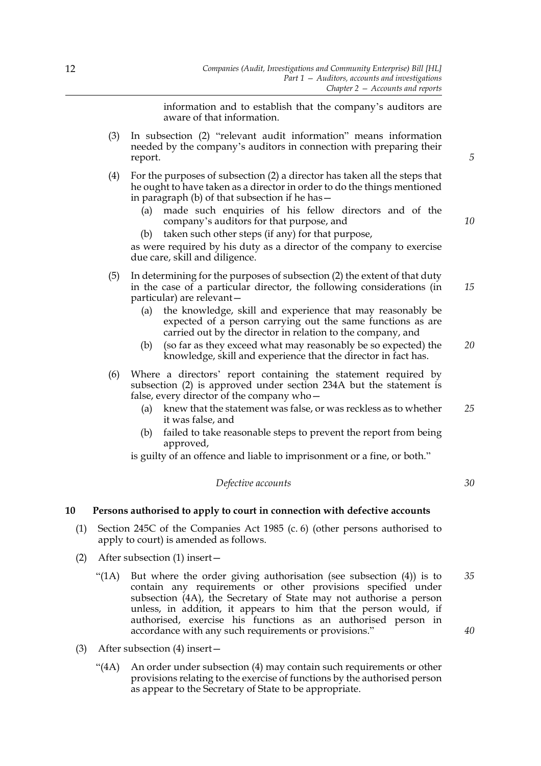information and to establish that the company's auditors are aware of that information.

(3) In subsection (2) "relevant audit information" means information needed by the company's auditors in connection with preparing their report.

(4) For the purposes of subsection (2) a director has taken all the steps that he ought to have taken as a director in order to do the things mentioned in paragraph (b) of that subsection if he has—

(a) made such enquiries of his fellow directors and of the company's auditors for that purpose, and

(b) taken such other steps (if any) for that purpose,

as were required by his duty as a director of the company to exercise due care, skill and diligence.

(5) In determining for the purposes of subsection (2) the extent of that duty in the case of a particular director, the following considerations (in particular) are relevant—

(a) the knowledge, skill and experience that may reasonably be expected of a person carrying out the same functions as are carried out by the director in relation to the company, and

(b) (so far as they exceed what may reasonably be so expected) the knowledge, skill and experience that the director in fact has.

(6) Where a directors' report containing the statement required by subsection (2) is approved under section 234A but the statement is false, every director of the company who—

(a) knew that the statement was false, or was reckless as to whether it was false, and

(b) failed to take reasonable steps to prevent the report from being approved,

is guilty of an offence and liable to imprisonment or a fine, or both."

*Defective accounts*

**10 Persons authorised to apply to court in connection with defective accounts**

(1) Section 245C of the Companies Act 1985 (c. 6) (other persons authorised to apply to court) is amended as follows.

(2) After subsection (1) insert—

"(1A) But where the order giving authorisation (see subsection (4)) is to contain any requirements or other provisions specified under subsection (4A), the Secretary of State may not authorise a person unless, in addition, it appears to him that the person would, if authorised, exercise his functions as an authorised person in accordance with any such requirements or provisions."

(3) After subsection (4) insert—

"(4A) An order under subsection (4) may contain such requirements or other provisions relating to the exercise of functions by the authorised person as appear to the Secretary of State to be appropriate.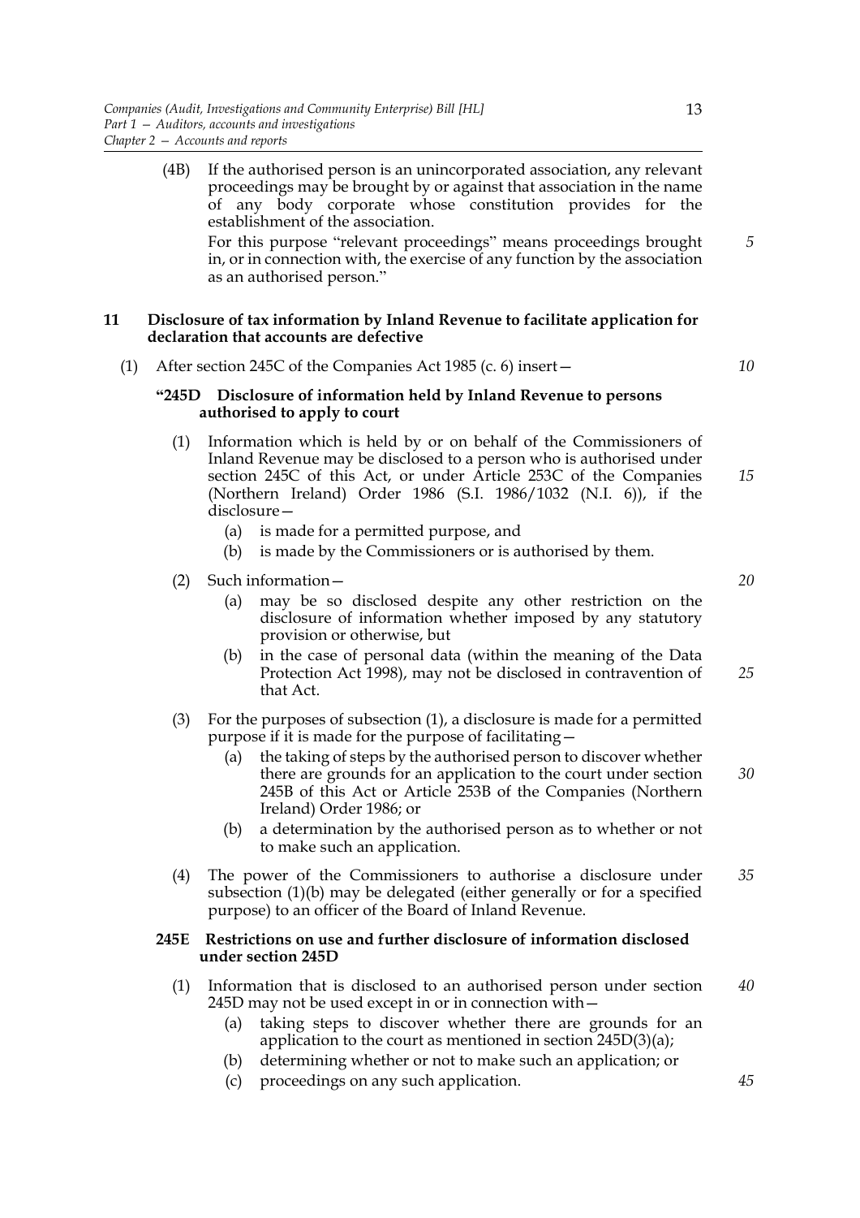(4B) If the authorised person is an unincorporated association, any relevant proceedings may be brought by or against that association in the name of any body corporate whose constitution provides for the establishment of the association.

For this purpose "relevant proceedings" means proceedings brought in, or in connection with, the exercise of any function by the association as an authorised person."

## 11 Disclosure of tax information by Inland Revenue to facilitate application for declaration that accounts are defective

(1) After section 245C of the Companies Act 1985 (c. 6) insert—

### "245D Disclosure of information held by Inland Revenue to persons authorised to apply to court

(1) Information which is held by or on behalf of the Commissioners of Inland Revenue may be disclosed to a person who is authorised under section 245C of this Act, or under Article 253C of the Companies (Northern Ireland) Order 1986 (S.I. 1986/1032 (N.I. 6)), if the disclosure—

- (a) is made for a permitted purpose, and
- (b) is made by the Commissioners or is authorised by them.

(2) Such information—

- (a) may be so disclosed despite any other restriction on the disclosure of information whether imposed by any statutory provision or otherwise, but
- (b) in the case of personal data (within the meaning of the Data Protection Act 1998), may not be disclosed in contravention of that Act.

(3) For the purposes of subsection (1), a disclosure is made for a permitted purpose if it is made for the purpose of facilitating—

- (a) the taking of steps by the authorised person to discover whether there are grounds for an application to the court under section 245B of this Act or Article 253B of the Companies (Northern Ireland) Order 1986; or
- (b) a determination by the authorised person as to whether or not to make such an application.

(4) The power of the Commissioners to authorise a disclosure under subsection (1)(b) may be delegated (either generally or for a specified purpose) to an officer of the Board of Inland Revenue.

### 245E Restrictions on use and further disclosure of information disclosed under section 245D

(1) Information that is disclosed to an authorised person under section 245D may not be used except in or in connection with—

- (a) taking steps to discover whether there are grounds for an application to the court as mentioned in section 245D(3)(a);
- (b) determining whether or not to make such an application; or
- (c) proceedings on any such application.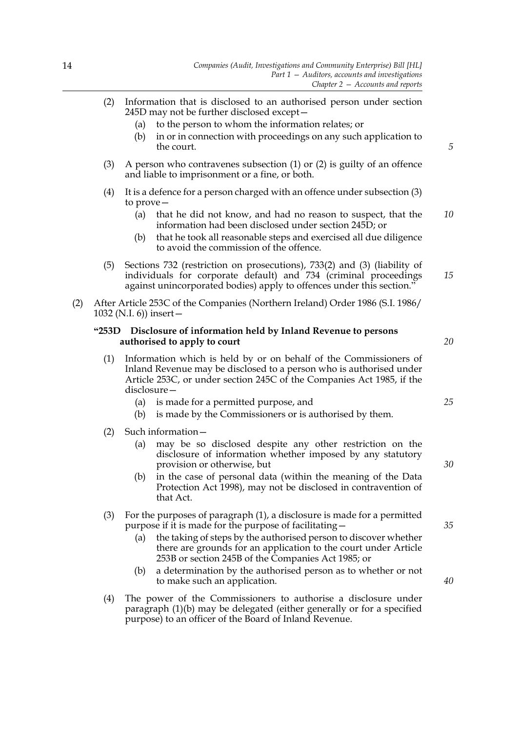(2) Information that is disclosed to an authorised person under section 245D may not be further disclosed except—

(a) to the person to whom the information relates; or

(b) in or in connection with proceedings on any such application to the court.

(3) A person who contravenes subsection (1) or (2) is guilty of an offence and liable to imprisonment or a fine, or both.

(4) It is a defence for a person charged with an offence under subsection (3) to prove—

(a) that he did not know, and had no reason to suspect, that the information had been disclosed under section 245D; or

(b) that he took all reasonable steps and exercised all due diligence to avoid the commission of the offence.

(5) Sections 732 (restriction on prosecutions), 733(2) and (3) (liability of individuals for corporate default) and 734 (criminal proceedings against unincorporated bodies) apply to offences under this section."

(2) After Article 253C of the Companies (Northern Ireland) Order 1986 (S.I. 1986/1032 (N.I. 6)) insert—

**"253D Disclosure of information held by Inland Revenue to persons authorised to apply to court**

(1) Information which is held by or on behalf of the Commissioners of Inland Revenue may be disclosed to a person who is authorised under Article 253C, or under section 245C of the Companies Act 1985, if the disclosure—

(a) is made for a permitted purpose, and

(b) is made by the Commissioners or is authorised by them.

(2) Such information—

(a) may be so disclosed despite any other restriction on the disclosure of information whether imposed by any statutory provision or otherwise, but

(b) in the case of personal data (within the meaning of the Data Protection Act 1998), may not be disclosed in contravention of that Act.

(3) For the purposes of paragraph (1), a disclosure is made for a permitted purpose if it is made for the purpose of facilitating—

(a) the taking of steps by the authorised person to discover whether there are grounds for an application to the court under Article 253B or section 245B of the Companies Act 1985; or

(b) a determination by the authorised person as to whether or not to make such an application.

(4) The power of the Commissioners to authorise a disclosure under paragraph (1)(b) may be delegated (either generally or for a specified purpose) to an officer of the Board of Inland Revenue.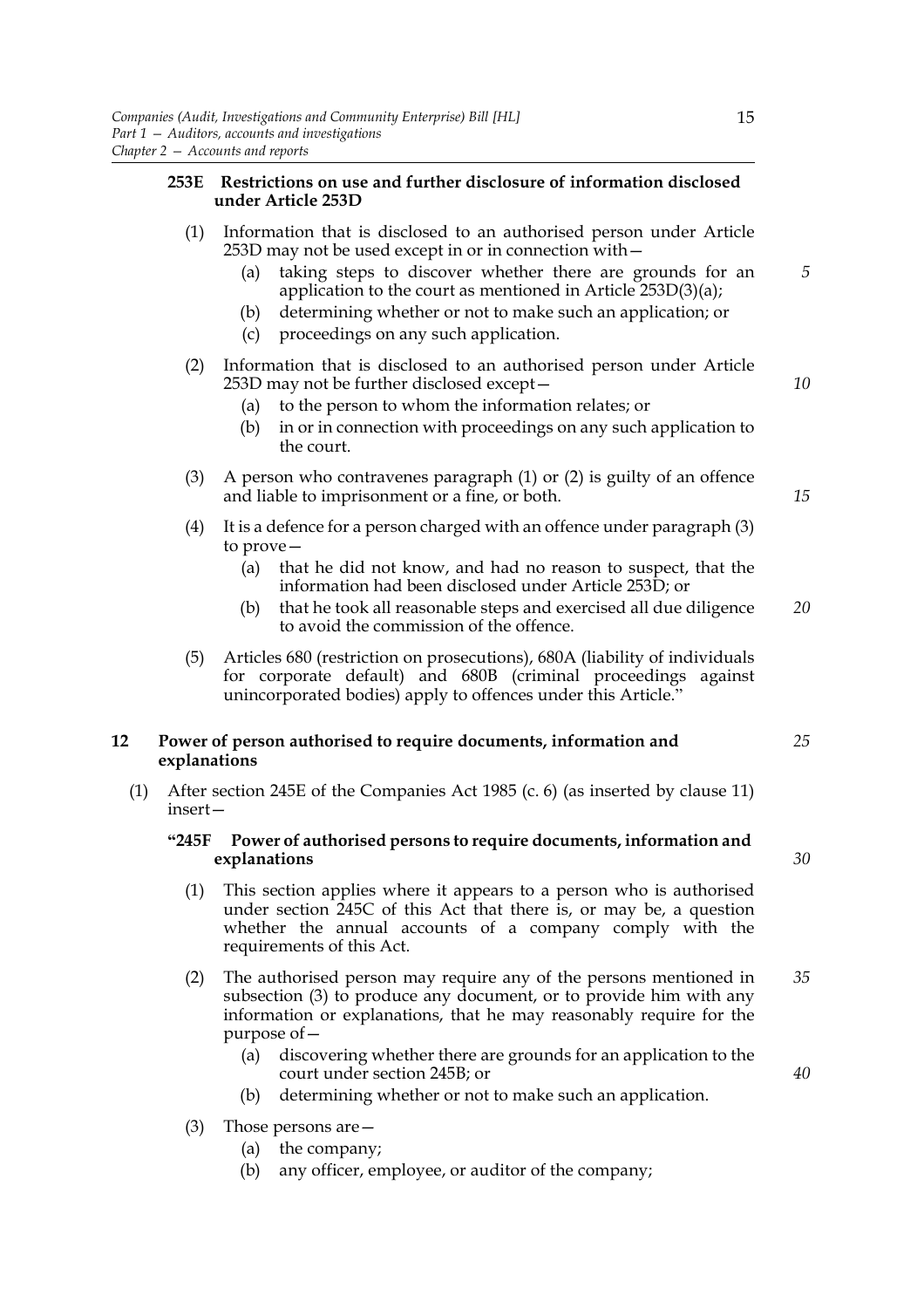**253E Restrictions on use and further disclosure of information disclosed under Article 253D**

(1) Information that is disclosed to an authorised person under Article 253D may not be used except in or in connection with—

(a) taking steps to discover whether there are grounds for an application to the court as mentioned in Article 253D(3)(a);

(b) determining whether or not to make such an application; or

(c) proceedings on any such application.

(2) Information that is disclosed to an authorised person under Article 253D may not be further disclosed except—

(a) to the person to whom the information relates; or

(b) in or in connection with proceedings on any such application to the court.

(3) A person who contravenes paragraph (1) or (2) is guilty of an offence and liable to imprisonment or a fine, or both.

(4) It is a defence for a person charged with an offence under paragraph (3) to prove—

(a) that he did not know, and had no reason to suspect, that the information had been disclosed under Article 253D; or

(b) that he took all reasonable steps and exercised all due diligence to avoid the commission of the offence.

(5) Articles 680 (restriction on prosecutions), 680A (liability of individuals for corporate default) and 680B (criminal proceedings against unincorporated bodies) apply to offences under this Article."

## 12 Power of person authorised to require documents, information and explanations

(1) After section 245E of the Companies Act 1985 (c. 6) (as inserted by clause 11) insert—

**"245F Power of authorised persons to require documents, information and explanations**

(1) This section applies where it appears to a person who is authorised under section 245C of this Act that there is, or may be, a question whether the annual accounts of a company comply with the requirements of this Act.

(2) The authorised person may require any of the persons mentioned in subsection (3) to produce any document, or to provide him with any information or explanations, that he may reasonably require for the purpose of—

(a) discovering whether there are grounds for an application to the court under section 245B; or

(b) determining whether or not to make such an application.

(3) Those persons are—

(a) the company;

(b) any officer, employee, or auditor of the company;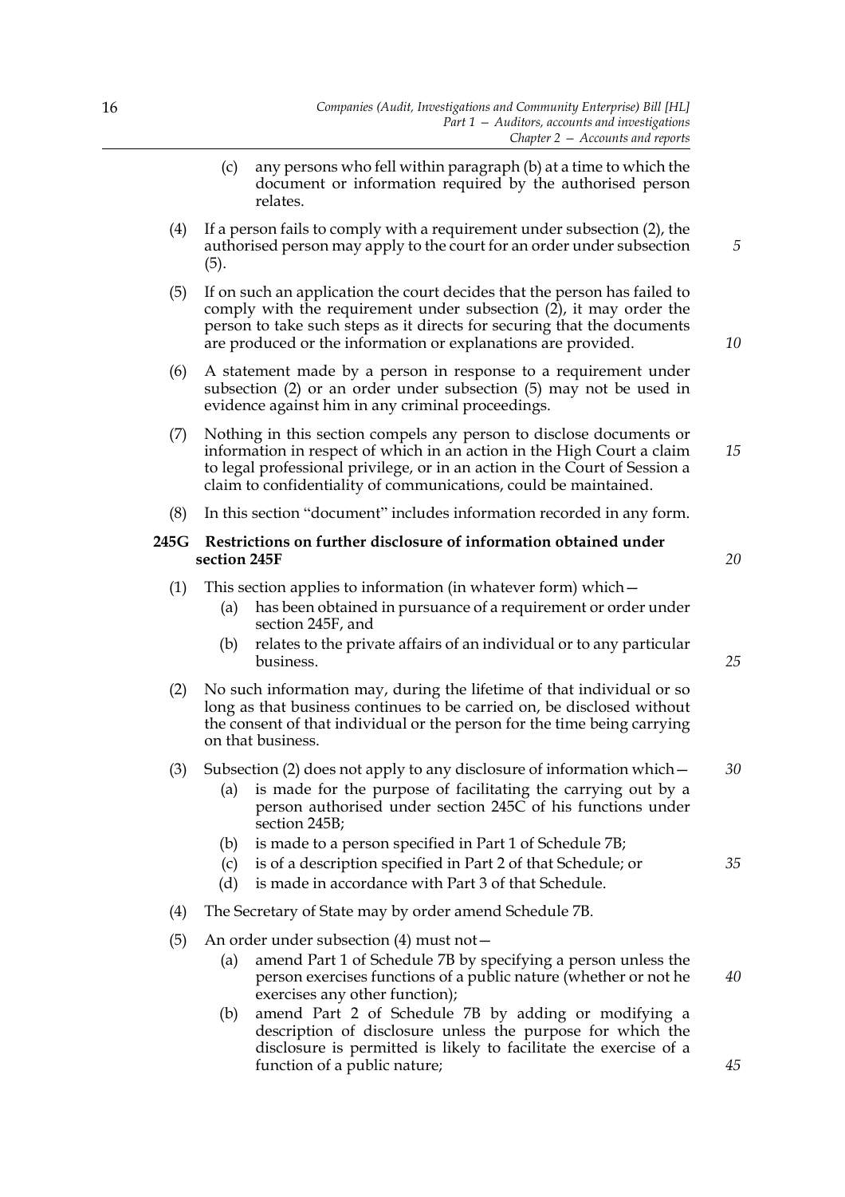(c) any persons who fell within paragraph (b) at a time to which the document or information required by the authorised person relates.

(4) If a person fails to comply with a requirement under subsection (2), the authorised person may apply to the court for an order under subsection (5).

(5) If on such an application the court decides that the person has failed to comply with the requirement under subsection (2), it may order the person to take such steps as it directs for securing that the documents are produced or the information or explanations are provided.

(6) A statement made by a person in response to a requirement under subsection (2) or an order under subsection (5) may not be used in evidence against him in any criminal proceedings.

(7) Nothing in this section compels any person to disclose documents or information in respect of which in an action in the High Court a claim to legal professional privilege, or in an action in the Court of Session a claim to confidentiality of communications, could be maintained.

(8) In this section "document" includes information recorded in any form.

**245G Restrictions on further disclosure of information obtained under section 245F**

(1) This section applies to information (in whatever form) which—

(a) has been obtained in pursuance of a requirement or order under section 245F, and

(b) relates to the private affairs of an individual or to any particular business.

(2) No such information may, during the lifetime of that individual or so long as that business continues to be carried on, be disclosed without the consent of that individual or the person for the time being carrying on that business.

(3) Subsection (2) does not apply to any disclosure of information which—

(a) is made for the purpose of facilitating the carrying out by a person authorised under section 245C of his functions under section 245B;

(b) is made to a person specified in Part 1 of Schedule 7B;

(c) is of a description specified in Part 2 of that Schedule; or

(d) is made in accordance with Part 3 of that Schedule.

(4) The Secretary of State may by order amend Schedule 7B.

(5) An order under subsection (4) must not—

(a) amend Part 1 of Schedule 7B by specifying a person unless the person exercises functions of a public nature (whether or not he exercises any other function);

(b) amend Part 2 of Schedule 7B by adding or modifying a description of disclosure unless the purpose for which the disclosure is permitted is likely to facilitate the exercise of a function of a public nature;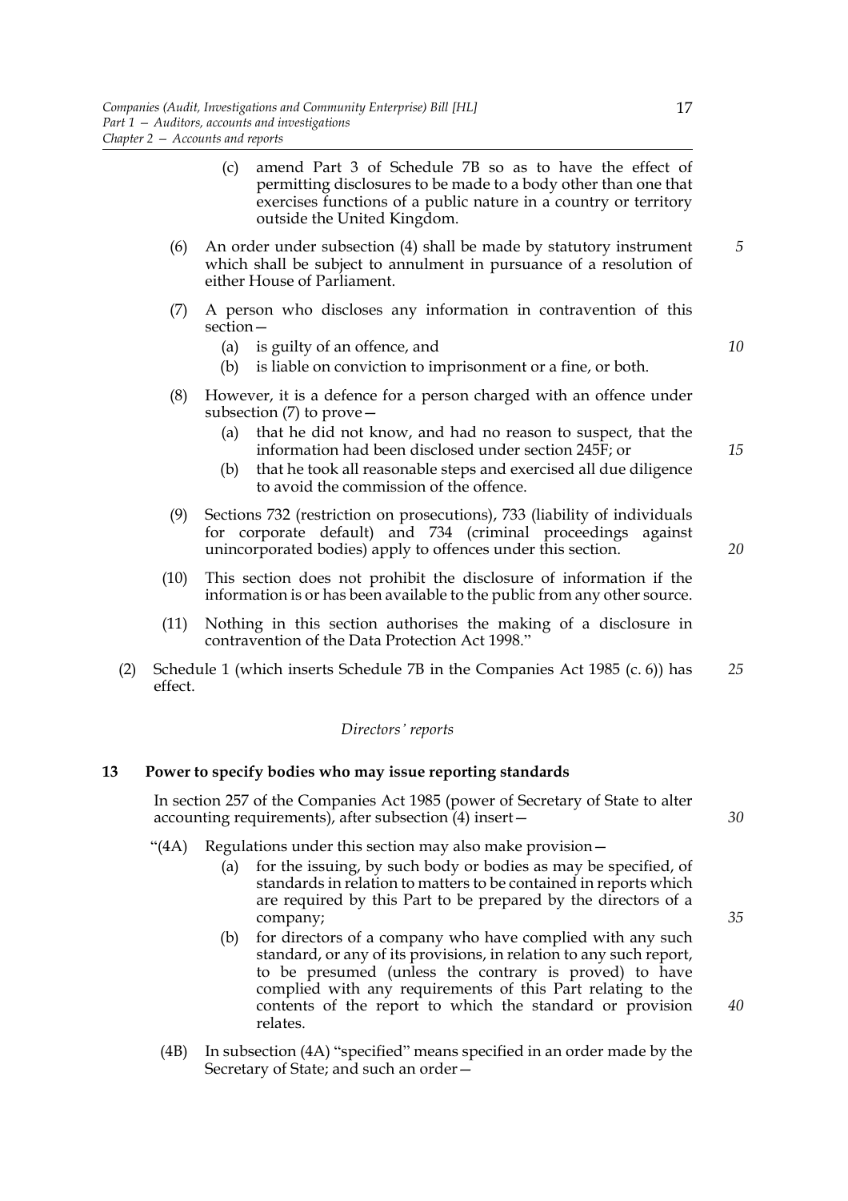(c) amend Part 3 of Schedule 7B so as to have the effect of permitting disclosures to be made to a body other than one that exercises functions of a public nature in a country or territory outside the United Kingdom.

(6) An order under subsection (4) shall be made by statutory instrument which shall be subject to annulment in pursuance of a resolution of either House of Parliament.

(7) A person who discloses any information in contravention of this section—

(a) is guilty of an offence, and

(b) is liable on conviction to imprisonment or a fine, or both.

(8) However, it is a defence for a person charged with an offence under subsection (7) to prove—

(a) that he did not know, and had no reason to suspect, that the information had been disclosed under section 245F; or

(b) that he took all reasonable steps and exercised all due diligence to avoid the commission of the offence.

(9) Sections 732 (restriction on prosecutions), 733 (liability of individuals for corporate default) and 734 (criminal proceedings against unincorporated bodies) apply to offences under this section.

(10) This section does not prohibit the disclosure of information if the information is or has been available to the public from any other source.

(11) Nothing in this section authorises the making of a disclosure in contravention of the Data Protection Act 1998."

(2) Schedule 1 (which inserts Schedule 7B in the Companies Act 1985 (c. 6)) has effect.

*Directors' reports*

**13 Power to specify bodies who may issue reporting standards**

In section 257 of the Companies Act 1985 (power of Secretary of State to alter accounting requirements), after subsection (4) insert—

"(4A) Regulations under this section may also make provision—

(a) for the issuing, by such body or bodies as may be specified, of standards in relation to matters to be contained in reports which are required by this Part to be prepared by the directors of a company;

(b) for directors of a company who have complied with any such standard, or any of its provisions, in relation to any such report, to be presumed (unless the contrary is proved) to have complied with any requirements of this Part relating to the contents of the report to which the standard or provision relates.

(4B) In subsection (4A) "specified" means specified in an order made by the Secretary of State; and such an order—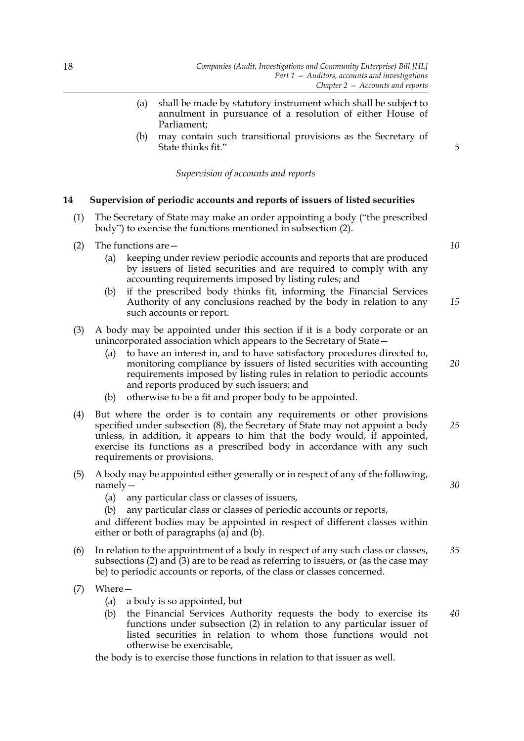(a) shall be made by statutory instrument which shall be subject to annulment in pursuance of a resolution of either House of Parliament;

(b) may contain such transitional provisions as the Secretary of State thinks fit."

*Supervision of accounts and reports*

### 14 Supervision of periodic accounts and reports of issuers of listed securities

(1) The Secretary of State may make an order appointing a body ("the prescribed body") to exercise the functions mentioned in subsection (2).

(2) The functions are—

(a) keeping under review periodic accounts and reports that are produced by issuers of listed securities and are required to comply with any accounting requirements imposed by listing rules; and

(b) if the prescribed body thinks fit, informing the Financial Services Authority of any conclusions reached by the body in relation to any such accounts or report.

(3) A body may be appointed under this section if it is a body corporate or an unincorporated association which appears to the Secretary of State—

(a) to have an interest in, and to have satisfactory procedures directed to, monitoring compliance by issuers of listed securities with accounting requirements imposed by listing rules in relation to periodic accounts and reports produced by such issuers; and

(b) otherwise to be a fit and proper body to be appointed.

(4) But where the order is to contain any requirements or other provisions specified under subsection (8), the Secretary of State may not appoint a body unless, in addition, it appears to him that the body would, if appointed, exercise its functions as a prescribed body in accordance with any such requirements or provisions.

(5) A body may be appointed either generally or in respect of any of the following, namely—

(a) any particular class or classes of issuers,

(b) any particular class or classes of periodic accounts or reports,

and different bodies may be appointed in respect of different classes within either or both of paragraphs (a) and (b).

(6) In relation to the appointment of a body in respect of any such class or classes, subsections (2) and (3) are to be read as referring to issuers, or (as the case may be) to periodic accounts or reports, of the class or classes concerned.

(7) Where—

(a) a body is so appointed, but

(b) the Financial Services Authority requests the body to exercise its functions under subsection (2) in relation to any particular issuer of listed securities in relation to whom those functions would not otherwise be exercisable,

the body is to exercise those functions in relation to that issuer as well.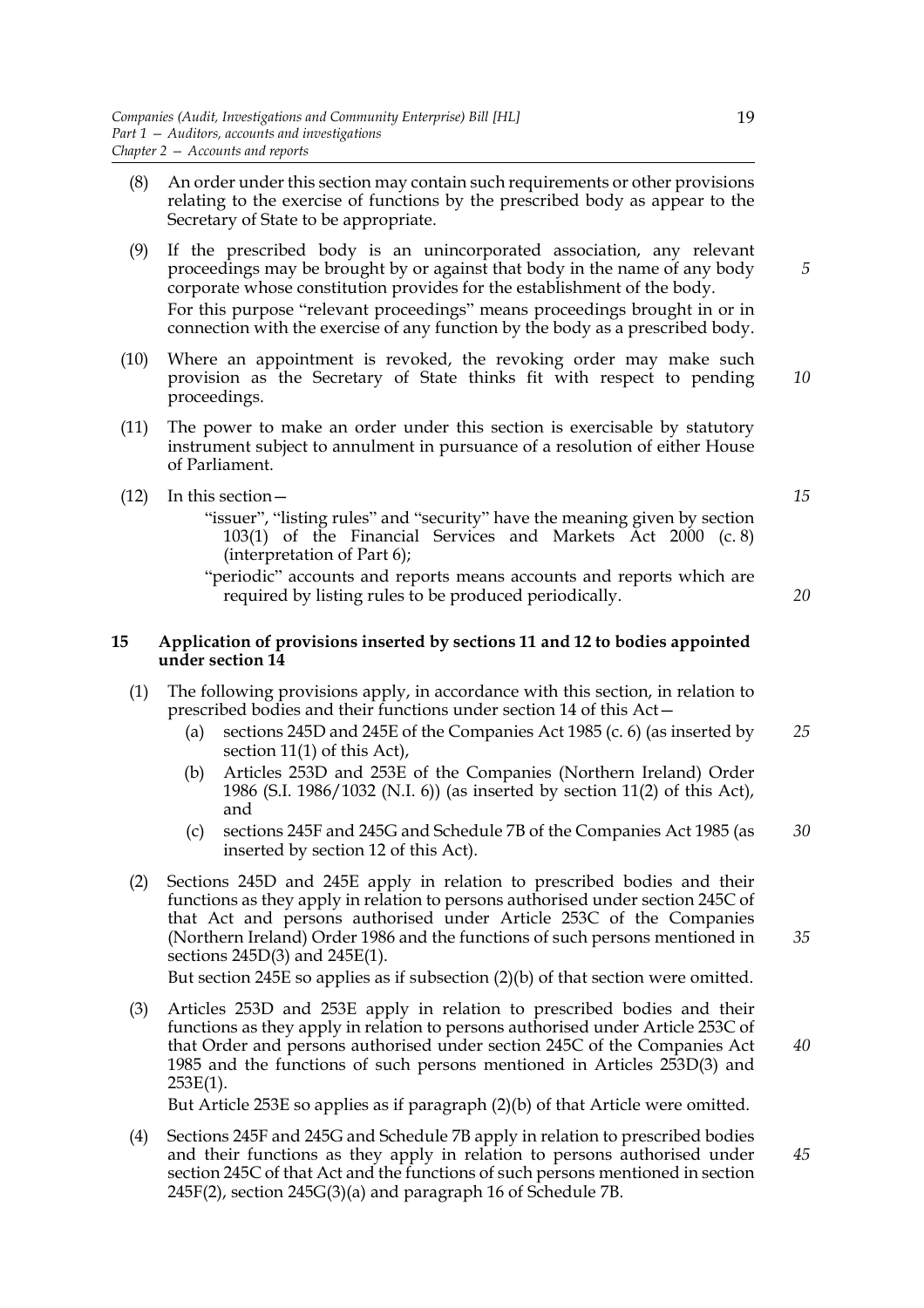(8) An order under this section may contain such requirements or other provisions relating to the exercise of functions by the prescribed body as appear to the Secretary of State to be appropriate.

(9) If the prescribed body is an unincorporated association, any relevant proceedings may be brought by or against that body in the name of any body corporate whose constitution provides for the establishment of the body.

For this purpose "relevant proceedings" means proceedings brought in or in connection with the exercise of any function by the body as a prescribed body.

(10) Where an appointment is revoked, the revoking order may make such provision as the Secretary of State thinks fit with respect to pending proceedings.

(11) The power to make an order under this section is exercisable by statutory instrument subject to annulment in pursuance of a resolution of either House of Parliament.

(12) In this section—

"issuer", "listing rules" and "security" have the meaning given by section 103(1) of the Financial Services and Markets Act 2000 (c. 8) (interpretation of Part 6);

"periodic" accounts and reports means accounts and reports which are required by listing rules to be produced periodically.

### 15 Application of provisions inserted by sections 11 and 12 to bodies appointed under section 14

(1) The following provisions apply, in accordance with this section, in relation to prescribed bodies and their functions under section 14 of this Act—

(a) sections 245D and 245E of the Companies Act 1985 (c. 6) (as inserted by section 11(1) of this Act),

(b) Articles 253D and 253E of the Companies (Northern Ireland) Order 1986 (S.I. 1986/1032 (N.I. 6)) (as inserted by section 11(2) of this Act), and

(c) sections 245F and 245G and Schedule 7B of the Companies Act 1985 (as inserted by section 12 of this Act).

(2) Sections 245D and 245E apply in relation to prescribed bodies and their functions as they apply in relation to persons authorised under section 245C of that Act and persons authorised under Article 253C of the Companies (Northern Ireland) Order 1986 and the functions of such persons mentioned in sections 245D(3) and 245E(1).

But section 245E so applies as if subsection (2)(b) of that section were omitted.

(3) Articles 253D and 253E apply in relation to prescribed bodies and their functions as they apply in relation to persons authorised under Article 253C of that Order and persons authorised under section 245C of the Companies Act 1985 and the functions of such persons mentioned in Articles 253D(3) and 253E(1).

But Article 253E so applies as if paragraph (2)(b) of that Article were omitted.

(4) Sections 245F and 245G and Schedule 7B apply in relation to prescribed bodies and their functions as they apply in relation to persons authorised under section 245C of that Act and the functions of such persons mentioned in section 245F(2), section 245G(3)(a) and paragraph 16 of Schedule 7B.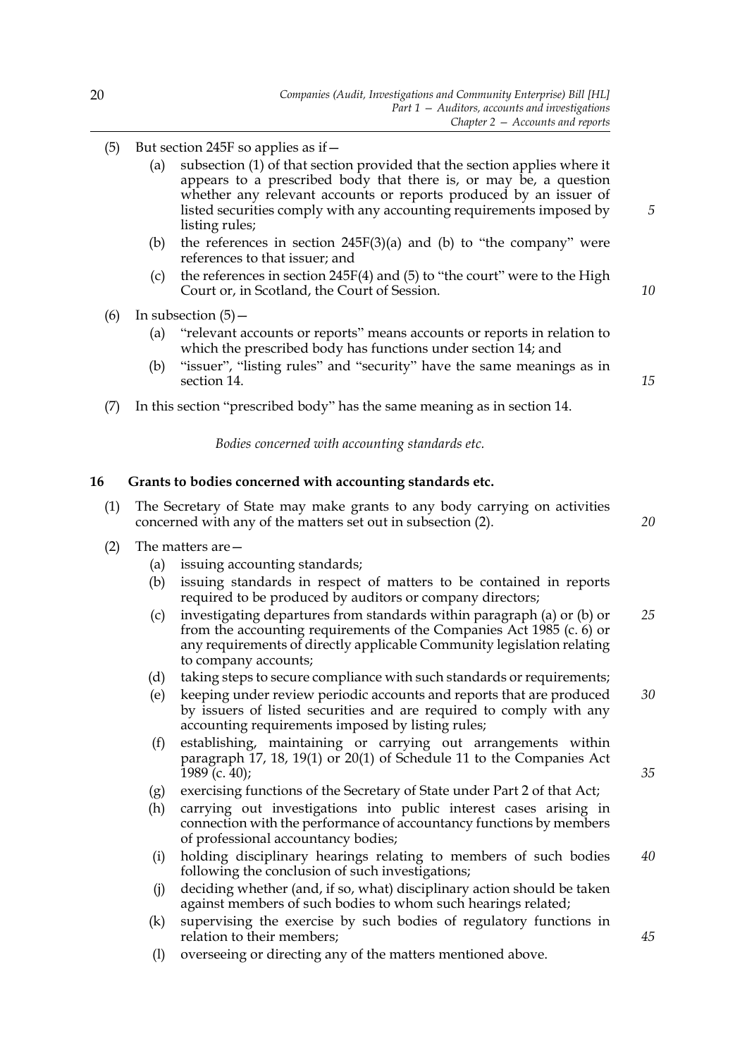(5) But section 245F so applies as if—

  (a) subsection (1) of that section provided that the section applies where it appears to a prescribed body that there is, or may be, a question whether any relevant accounts or reports produced by an issuer of listed securities comply with any accounting requirements imposed by listing rules;

  (b) the references in section 245F(3)(a) and (b) to "the company" were references to that issuer; and

  (c) the references in section 245F(4) and (5) to "the court" were to the High Court or, in Scotland, the Court of Session.

(6) In subsection (5)—

  (a) "relevant accounts or reports" means accounts or reports in relation to which the prescribed body has functions under section 14; and

  (b) "issuer", "listing rules" and "security" have the same meanings as in section 14.

(7) In this section "prescribed body" has the same meaning as in section 14.

*Bodies concerned with accounting standards etc.*

**16 Grants to bodies concerned with accounting standards etc.**

(1) The Secretary of State may make grants to any body carrying on activities concerned with any of the matters set out in subsection (2).

(2) The matters are—

  (a) issuing accounting standards;

  (b) issuing standards in respect of matters to be contained in reports required to be produced by auditors or company directors;

  (c) investigating departures from standards within paragraph (a) or (b) or from the accounting requirements of the Companies Act 1985 (c. 6) or any requirements of directly applicable Community legislation relating to company accounts;

  (d) taking steps to secure compliance with such standards or requirements;

  (e) keeping under review periodic accounts and reports that are produced by issuers of listed securities and are required to comply with any accounting requirements imposed by listing rules;

  (f) establishing, maintaining or carrying out arrangements within paragraph 17, 18, 19(1) or 20(1) of Schedule 11 to the Companies Act 1989 (c. 40);

  (g) exercising functions of the Secretary of State under Part 2 of that Act;

  (h) carrying out investigations into public interest cases arising in connection with the performance of accountancy functions by members of professional accountancy bodies;

  (i) holding disciplinary hearings relating to members of such bodies following the conclusion of such investigations;

  (j) deciding whether (and, if so, what) disciplinary action should be taken against members of such bodies to whom such hearings related;

  (k) supervising the exercise by such bodies of regulatory functions in relation to their members;

  (l) overseeing or directing any of the matters mentioned above.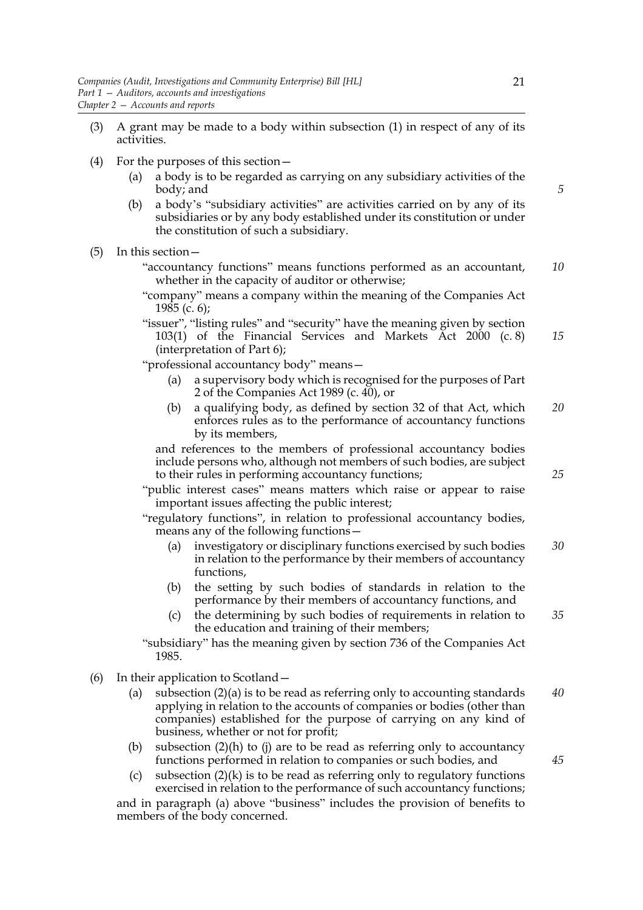(3) A grant may be made to a body within subsection (1) in respect of any of its activities.

(4) For the purposes of this section—

   (a) a body is to be regarded as carrying on any subsidiary activities of the body; and

   (b) a body's "subsidiary activities" are activities carried on by any of its subsidiaries or by any body established under its constitution or under the constitution of such a subsidiary.

(5) In this section—

"accountancy functions" means functions performed as an accountant, whether in the capacity of auditor or otherwise;

"company" means a company within the meaning of the Companies Act 1985 (c. 6);

"issuer", "listing rules" and "security" have the meaning given by section 103(1) of the Financial Services and Markets Act 2000 (c. 8) (interpretation of Part 6);

"professional accountancy body" means—

   (a) a supervisory body which is recognised for the purposes of Part 2 of the Companies Act 1989 (c. 40), or

   (b) a qualifying body, as defined by section 32 of that Act, which enforces rules as to the performance of accountancy functions by its members,

and references to the members of professional accountancy bodies include persons who, although not members of such bodies, are subject to their rules in performing accountancy functions;

"public interest cases" means matters which raise or appear to raise important issues affecting the public interest;

"regulatory functions", in relation to professional accountancy bodies, means any of the following functions—

   (a) investigatory or disciplinary functions exercised by such bodies in relation to the performance by their members of accountancy functions,

   (b) the setting by such bodies of standards in relation to the performance by their members of accountancy functions, and

   (c) the determining by such bodies of requirements in relation to the education and training of their members;

"subsidiary" has the meaning given by section 736 of the Companies Act 1985.

(6) In their application to Scotland—

   (a) subsection (2)(a) is to be read as referring only to accounting standards applying in relation to the accounts of companies or bodies (other than companies) established for the purpose of carrying on any kind of business, whether or not for profit;

   (b) subsection (2)(h) to (j) are to be read as referring only to accountancy functions performed in relation to companies or such bodies, and

   (c) subsection (2)(k) is to be read as referring only to regulatory functions exercised in relation to the performance of such accountancy functions;

and in paragraph (a) above "business" includes the provision of benefits to members of the body concerned.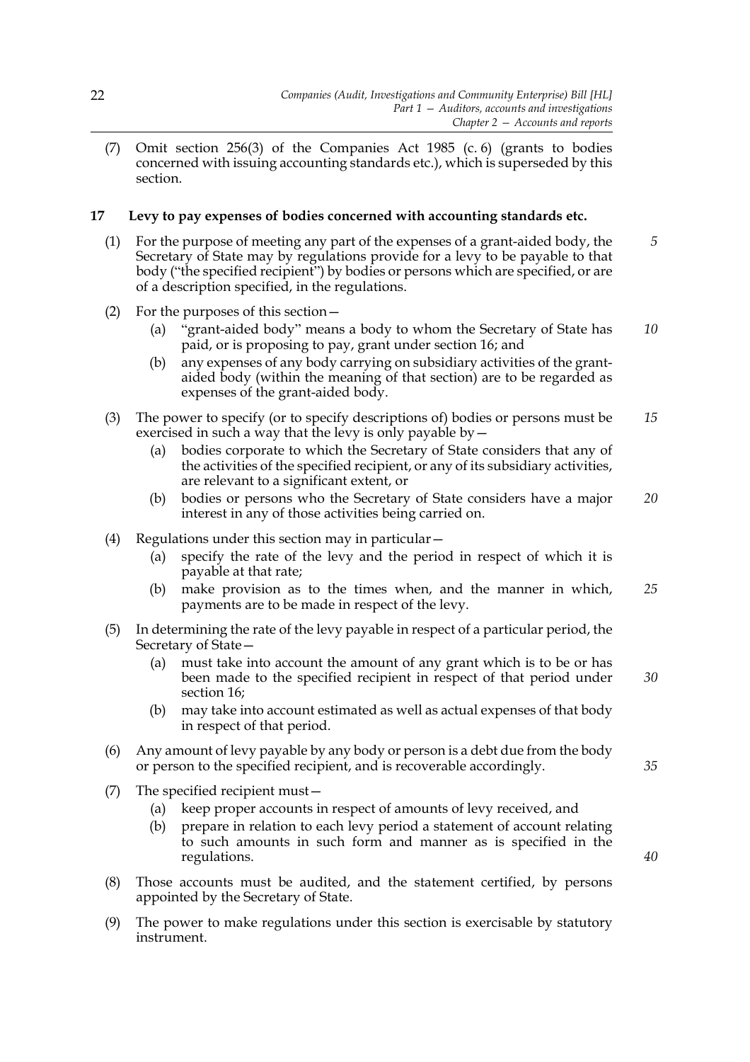(7) Omit section 256(3) of the Companies Act 1985 (c. 6) (grants to bodies concerned with issuing accounting standards etc.), which is superseded by this section.

### 17 Levy to pay expenses of bodies concerned with accounting standards etc.

(1) For the purpose of meeting any part of the expenses of a grant-aided body, the Secretary of State may by regulations provide for a levy to be payable to that body ("the specified recipient") by bodies or persons which are specified, or are of a description specified, in the regulations.

(2) For the purposes of this section—

   (a) "grant-aided body" means a body to whom the Secretary of State has paid, or is proposing to pay, grant under section 16; and

   (b) any expenses of any body carrying on subsidiary activities of the grant-aided body (within the meaning of that section) are to be regarded as expenses of the grant-aided body.

(3) The power to specify (or to specify descriptions of) bodies or persons must be exercised in such a way that the levy is only payable by—

   (a) bodies corporate to which the Secretary of State considers that any of the activities of the specified recipient, or any of its subsidiary activities, are relevant to a significant extent, or

   (b) bodies or persons who the Secretary of State considers have a major interest in any of those activities being carried on.

(4) Regulations under this section may in particular—

   (a) specify the rate of the levy and the period in respect of which it is payable at that rate;

   (b) make provision as to the times when, and the manner in which, payments are to be made in respect of the levy.

(5) In determining the rate of the levy payable in respect of a particular period, the Secretary of State—

   (a) must take into account the amount of any grant which is to be or has been made to the specified recipient in respect of that period under section 16;

   (b) may take into account estimated as well as actual expenses of that body in respect of that period.

(6) Any amount of levy payable by any body or person is a debt due from the body or person to the specified recipient, and is recoverable accordingly.

(7) The specified recipient must—

   (a) keep proper accounts in respect of amounts of levy received, and

   (b) prepare in relation to each levy period a statement of account relating to such amounts in such form and manner as is specified in the regulations.

(8) Those accounts must be audited, and the statement certified, by persons appointed by the Secretary of State.

(9) The power to make regulations under this section is exercisable by statutory instrument.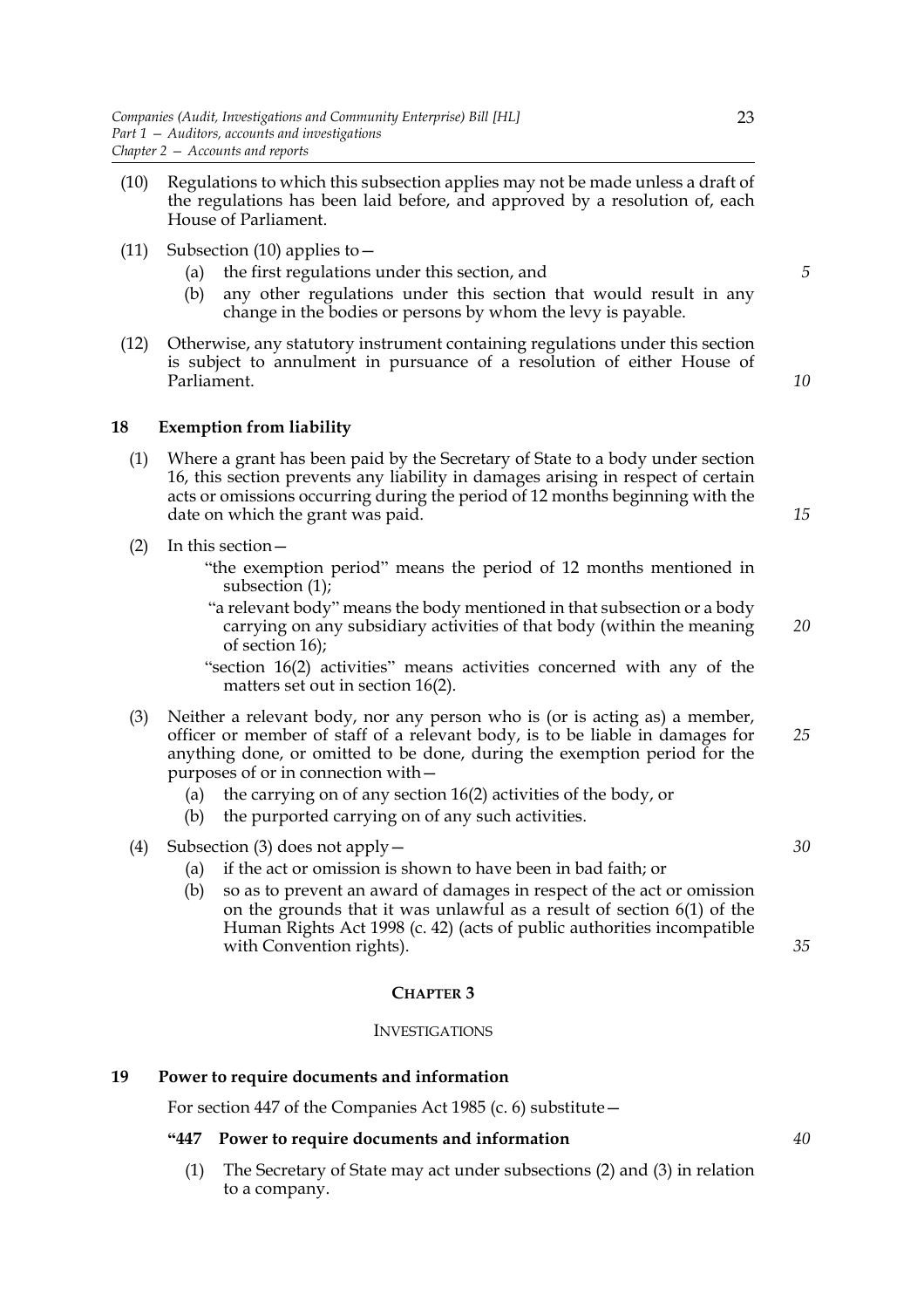(10) Regulations to which this subsection applies may not be made unless a draft of the regulations has been laid before, and approved by a resolution of, each House of Parliament.

(11) Subsection (10) applies to—

  (a) the first regulations under this section, and

  (b) any other regulations under this section that would result in any change in the bodies or persons by whom the levy is payable.

(12) Otherwise, any statutory instrument containing regulations under this section is subject to annulment in pursuance of a resolution of either House of Parliament.

### 18 Exemption from liability

(1) Where a grant has been paid by the Secretary of State to a body under section 16, this section prevents any liability in damages arising in respect of certain acts or omissions occurring during the period of 12 months beginning with the date on which the grant was paid.

(2) In this section—

  "the exemption period" means the period of 12 months mentioned in subsection (1);

  "a relevant body" means the body mentioned in that subsection or a body carrying on any subsidiary activities of that body (within the meaning of section 16);

  "section 16(2) activities" means activities concerned with any of the matters set out in section 16(2).

(3) Neither a relevant body, nor any person who is (or is acting as) a member, officer or member of staff of a relevant body, is to be liable in damages for anything done, or omitted to be done, during the exemption period for the purposes of or in connection with—

  (a) the carrying on of any section 16(2) activities of the body, or

  (b) the purported carrying on of any such activities.

(4) Subsection (3) does not apply—

  (a) if the act or omission is shown to have been in bad faith; or

  (b) so as to prevent an award of damages in respect of the act or omission on the grounds that it was unlawful as a result of section 6(1) of the Human Rights Act 1998 (c. 42) (acts of public authorities incompatible with Convention rights).

## CHAPTER 3

## INVESTIGATIONS

### 19 Power to require documents and information

For section 447 of the Companies Act 1985 (c. 6) substitute—

**"447 Power to require documents and information**

(1) The Secretary of State may act under subsections (2) and (3) in relation to a company.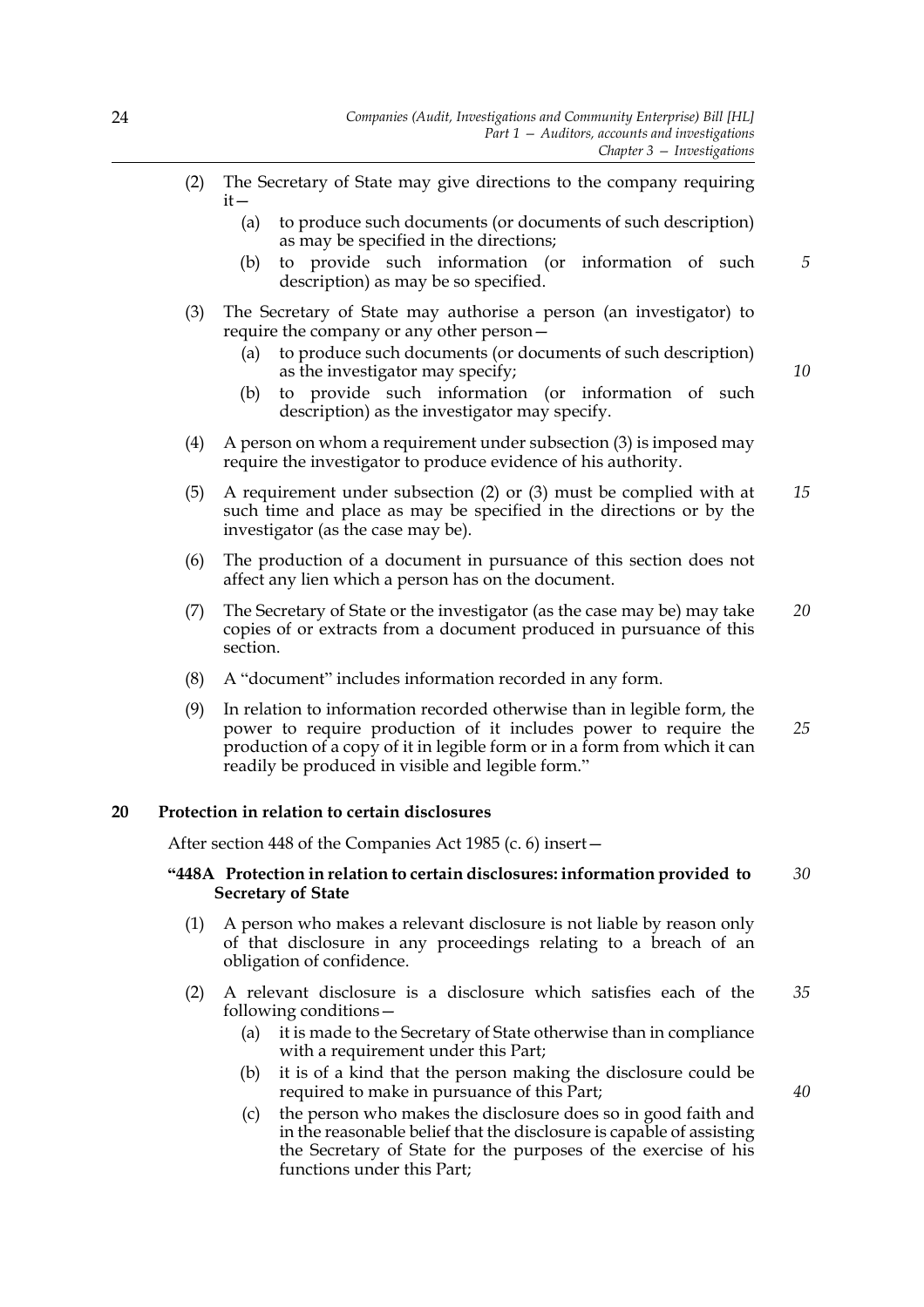(2) The Secretary of State may give directions to the company requiring it—

(a) to produce such documents (or documents of such description) as may be specified in the directions;

(b) to provide such information (or information of such description) as may be so specified.

(3) The Secretary of State may authorise a person (an investigator) to require the company or any other person—

(a) to produce such documents (or documents of such description) as the investigator may specify;

(b) to provide such information (or information of such description) as the investigator may specify.

(4) A person on whom a requirement under subsection (3) is imposed may require the investigator to produce evidence of his authority.

(5) A requirement under subsection (2) or (3) must be complied with at such time and place as may be specified in the directions or by the investigator (as the case may be).

(6) The production of a document in pursuance of this section does not affect any lien which a person has on the document.

(7) The Secretary of State or the investigator (as the case may be) may take copies of or extracts from a document produced in pursuance of this section.

(8) A "document" includes information recorded in any form.

(9) In relation to information recorded otherwise than in legible form, the power to require production of it includes power to require the production of a copy of it in legible form or in a form from which it can readily be produced in visible and legible form."

## 20 Protection in relation to certain disclosures

After section 448 of the Companies Act 1985 (c. 6) insert—

### "448A Protection in relation to certain disclosures: information provided to Secretary of State

(1) A person who makes a relevant disclosure is not liable by reason only of that disclosure in any proceedings relating to a breach of an obligation of confidence.

(2) A relevant disclosure is a disclosure which satisfies each of the following conditions—

(a) it is made to the Secretary of State otherwise than in compliance with a requirement under this Part;

(b) it is of a kind that the person making the disclosure could be required to make in pursuance of this Part;

(c) the person who makes the disclosure does so in good faith and in the reasonable belief that the disclosure is capable of assisting the Secretary of State for the purposes of the exercise of his functions under this Part;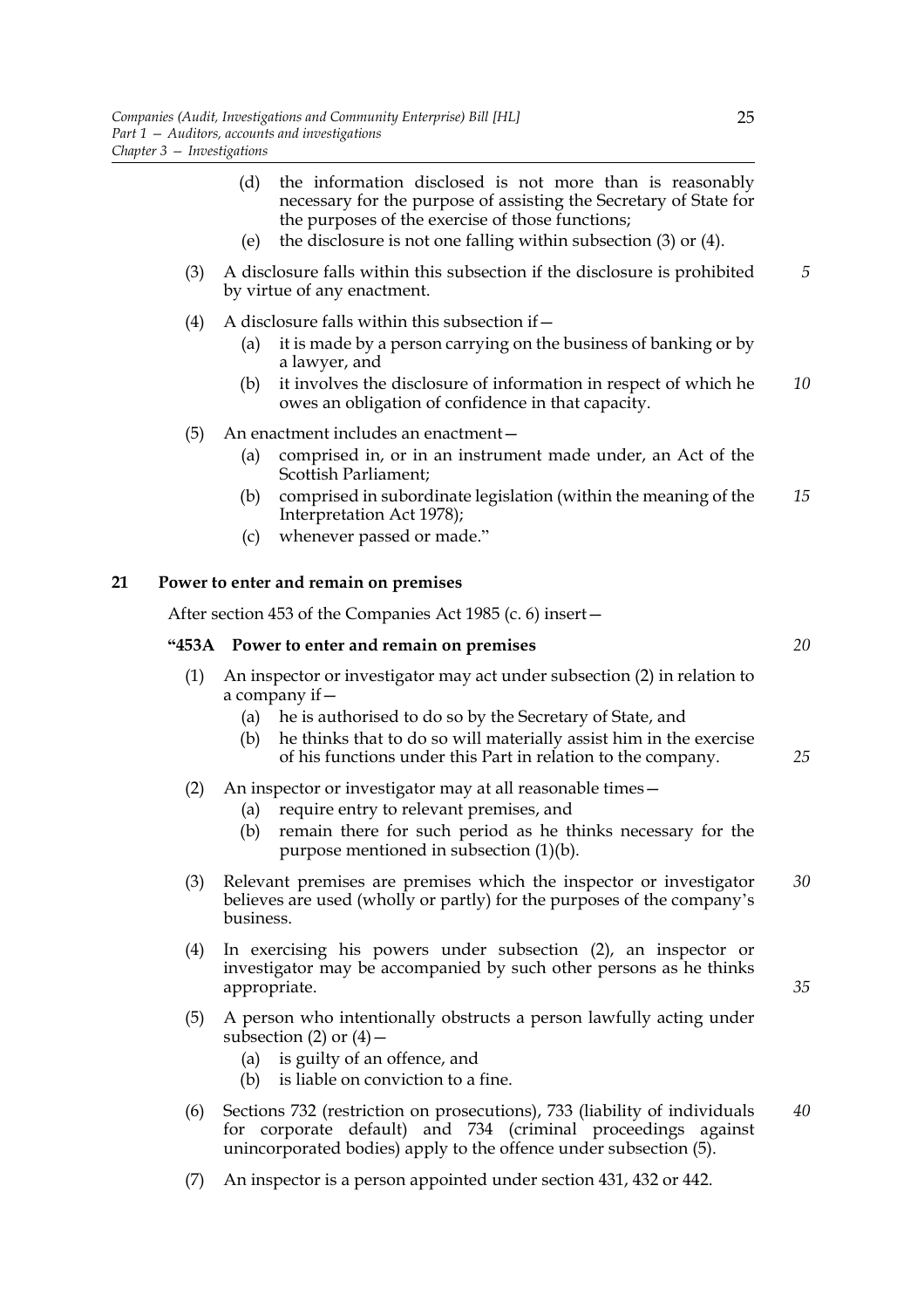(d) the information disclosed is not more than is reasonably necessary for the purpose of assisting the Secretary of State for the purposes of the exercise of those functions;

(e) the disclosure is not one falling within subsection (3) or (4).

(3) A disclosure falls within this subsection if the disclosure is prohibited by virtue of any enactment.

(4) A disclosure falls within this subsection if—

(a) it is made by a person carrying on the business of banking or by a lawyer, and

(b) it involves the disclosure of information in respect of which he owes an obligation of confidence in that capacity.

(5) An enactment includes an enactment—

(a) comprised in, or in an instrument made under, an Act of the Scottish Parliament;

(b) comprised in subordinate legislation (within the meaning of the Interpretation Act 1978);

(c) whenever passed or made."

## 21 Power to enter and remain on premises

After section 453 of the Companies Act 1985 (c. 6) insert—

### "453A Power to enter and remain on premises

(1) An inspector or investigator may act under subsection (2) in relation to a company if—

(a) he is authorised to do so by the Secretary of State, and

(b) he thinks that to do so will materially assist him in the exercise of his functions under this Part in relation to the company.

(2) An inspector or investigator may at all reasonable times—

(a) require entry to relevant premises, and

(b) remain there for such period as he thinks necessary for the purpose mentioned in subsection (1)(b).

(3) Relevant premises are premises which the inspector or investigator believes are used (wholly or partly) for the purposes of the company's business.

(4) In exercising his powers under subsection (2), an inspector or investigator may be accompanied by such other persons as he thinks appropriate.

(5) A person who intentionally obstructs a person lawfully acting under subsection (2) or (4)—

(a) is guilty of an offence, and

(b) is liable on conviction to a fine.

(6) Sections 732 (restriction on prosecutions), 733 (liability of individuals for corporate default) and 734 (criminal proceedings against unincorporated bodies) apply to the offence under subsection (5).

(7) An inspector is a person appointed under section 431, 432 or 442.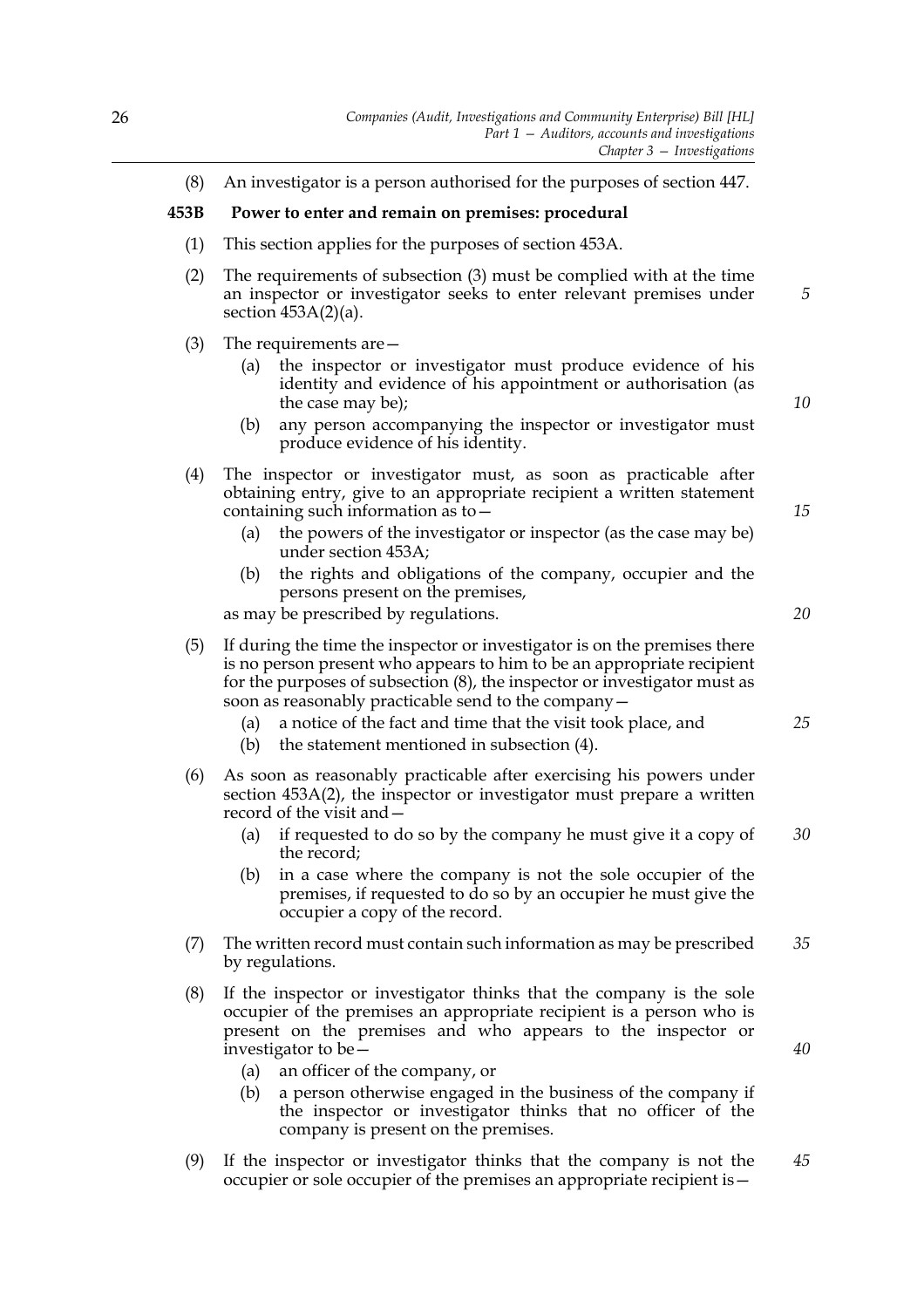(8) An investigator is a person authorised for the purposes of section 447.

**453B Power to enter and remain on premises: procedural**

(1) This section applies for the purposes of section 453A.

(2) The requirements of subsection (3) must be complied with at the time an inspector or investigator seeks to enter relevant premises under section 453A(2)(a).

(3) The requirements are—

- (a) the inspector or investigator must produce evidence of his identity and evidence of his appointment or authorisation (as the case may be);
- (b) any person accompanying the inspector or investigator must produce evidence of his identity.

(4) The inspector or investigator must, as soon as practicable after obtaining entry, give to an appropriate recipient a written statement containing such information as to—

- (a) the powers of the investigator or inspector (as the case may be) under section 453A;
- (b) the rights and obligations of the company, occupier and the persons present on the premises,

as may be prescribed by regulations.

(5) If during the time the inspector or investigator is on the premises there is no person present who appears to him to be an appropriate recipient for the purposes of subsection (8), the inspector or investigator must as soon as reasonably practicable send to the company—

- (a) a notice of the fact and time that the visit took place, and
- (b) the statement mentioned in subsection (4).

(6) As soon as reasonably practicable after exercising his powers under section 453A(2), the inspector or investigator must prepare a written record of the visit and—

- (a) if requested to do so by the company he must give it a copy of the record;
- (b) in a case where the company is not the sole occupier of the premises, if requested to do so by an occupier he must give the occupier a copy of the record.

(7) The written record must contain such information as may be prescribed by regulations.

(8) If the inspector or investigator thinks that the company is the sole occupier of the premises an appropriate recipient is a person who is present on the premises and who appears to the inspector or investigator to be—

- (a) an officer of the company, or
- (b) a person otherwise engaged in the business of the company if the inspector or investigator thinks that no officer of the company is present on the premises.

(9) If the inspector or investigator thinks that the company is not the occupier or sole occupier of the premises an appropriate recipient is—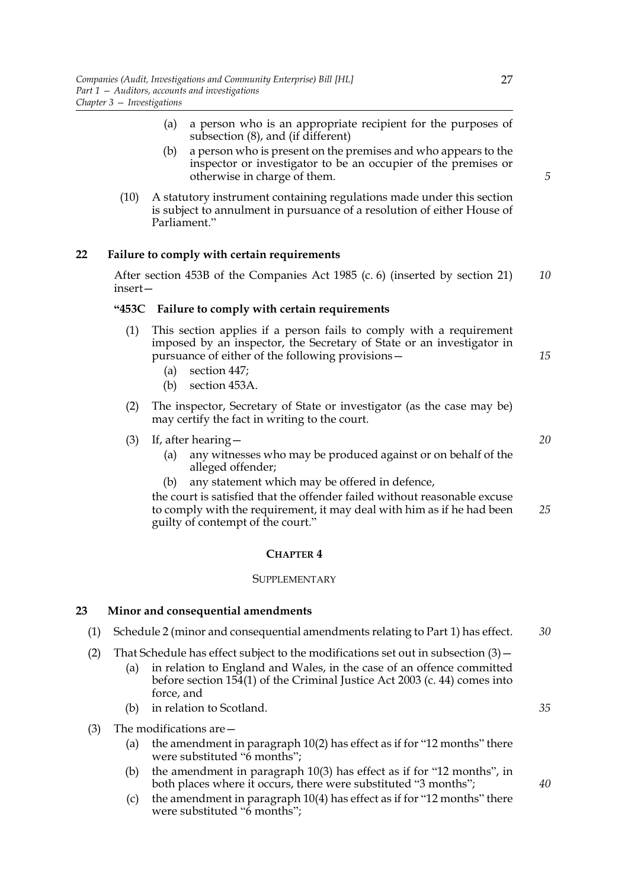(a) a person who is an appropriate recipient for the purposes of subsection (8), and (if different)

(b) a person who is present on the premises and who appears to the inspector or investigator to be an occupier of the premises or otherwise in charge of them.

(10) A statutory instrument containing regulations made under this section is subject to annulment in pursuance of a resolution of either House of Parliament."

## 22 Failure to comply with certain requirements

After section 453B of the Companies Act 1985 (c. 6) (inserted by section 21) insert—

### "453C Failure to comply with certain requirements

(1) This section applies if a person fails to comply with a requirement imposed by an inspector, the Secretary of State or an investigator in pursuance of either of the following provisions—

(a) section 447;

(b) section 453A.

(2) The inspector, Secretary of State or investigator (as the case may be) may certify the fact in writing to the court.

(3) If, after hearing—

(a) any witnesses who may be produced against or on behalf of the alleged offender;

(b) any statement which may be offered in defence,

the court is satisfied that the offender failed without reasonable excuse to comply with the requirement, it may deal with him as if he had been guilty of contempt of the court."

# CHAPTER 4

## SUPPLEMENTARY

## 23 Minor and consequential amendments

(1) Schedule 2 (minor and consequential amendments relating to Part 1) has effect.

(2) That Schedule has effect subject to the modifications set out in subsection (3)—

(a) in relation to England and Wales, in the case of an offence committed before section 154(1) of the Criminal Justice Act 2003 (c. 44) comes into force, and

(b) in relation to Scotland.

(3) The modifications are—

(a) the amendment in paragraph 10(2) has effect as if for "12 months" there were substituted "6 months";

(b) the amendment in paragraph 10(3) has effect as if for "12 months", in both places where it occurs, there were substituted "3 months";

(c) the amendment in paragraph 10(4) has effect as if for "12 months" there were substituted "6 months";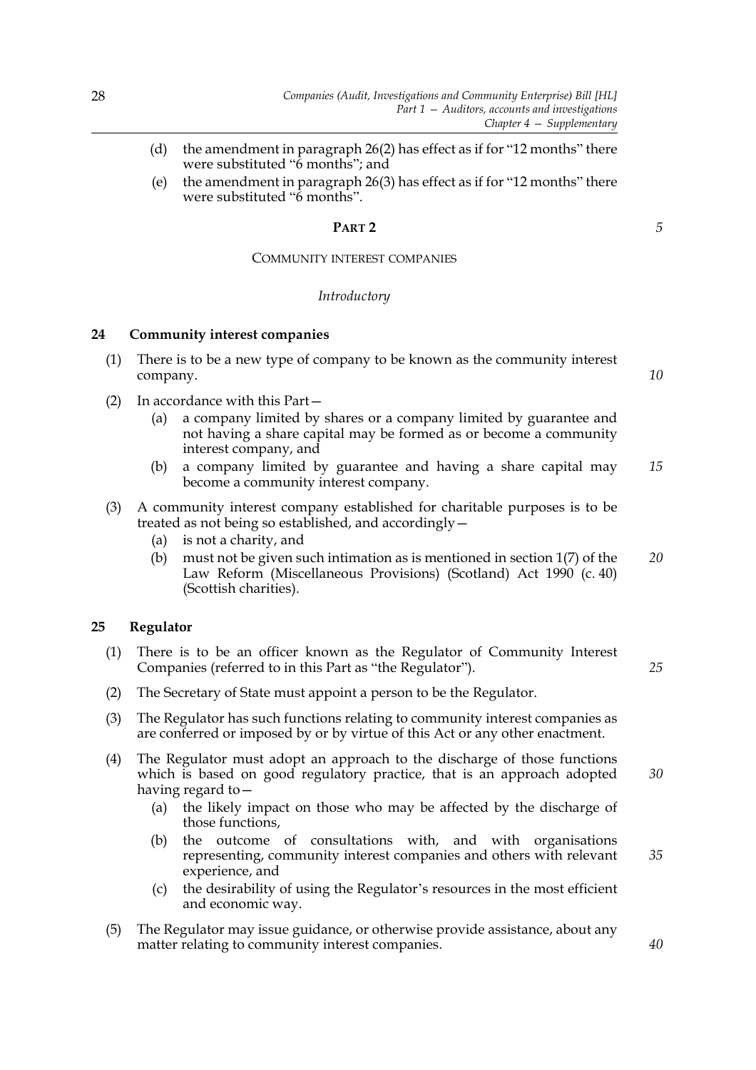- (d) the amendment in paragraph 26(2) has effect as if for "12 months" there were substituted "6 months"; and
- (e) the amendment in paragraph 26(3) has effect as if for "12 months" there were substituted "6 months".

## PART 2

## COMMUNITY INTEREST COMPANIES

*Introductory*

### 24 Community interest companies

(1) There is to be a new type of company to be known as the community interest company.

(2) In accordance with this Part—
- (a) a company limited by shares or a company limited by guarantee and not having a share capital may be formed as or become a community interest company, and
- (b) a company limited by guarantee and having a share capital may become a community interest company.

(3) A community interest company established for charitable purposes is to be treated as not being so established, and accordingly—
- (a) is not a charity, and
- (b) must not be given such intimation as is mentioned in section 1(7) of the Law Reform (Miscellaneous Provisions) (Scotland) Act 1990 (c. 40) (Scottish charities).

### 25 Regulator

(1) There is to be an officer known as the Regulator of Community Interest Companies (referred to in this Part as "the Regulator").

(2) The Secretary of State must appoint a person to be the Regulator.

(3) The Regulator has such functions relating to community interest companies as are conferred or imposed by or by virtue of this Act or any other enactment.

(4) The Regulator must adopt an approach to the discharge of those functions which is based on good regulatory practice, that is an approach adopted having regard to—
- (a) the likely impact on those who may be affected by the discharge of those functions,
- (b) the outcome of consultations with, and with organisations representing, community interest companies and others with relevant experience, and
- (c) the desirability of using the Regulator's resources in the most efficient and economic way.

(5) The Regulator may issue guidance, or otherwise provide assistance, about any matter relating to community interest companies.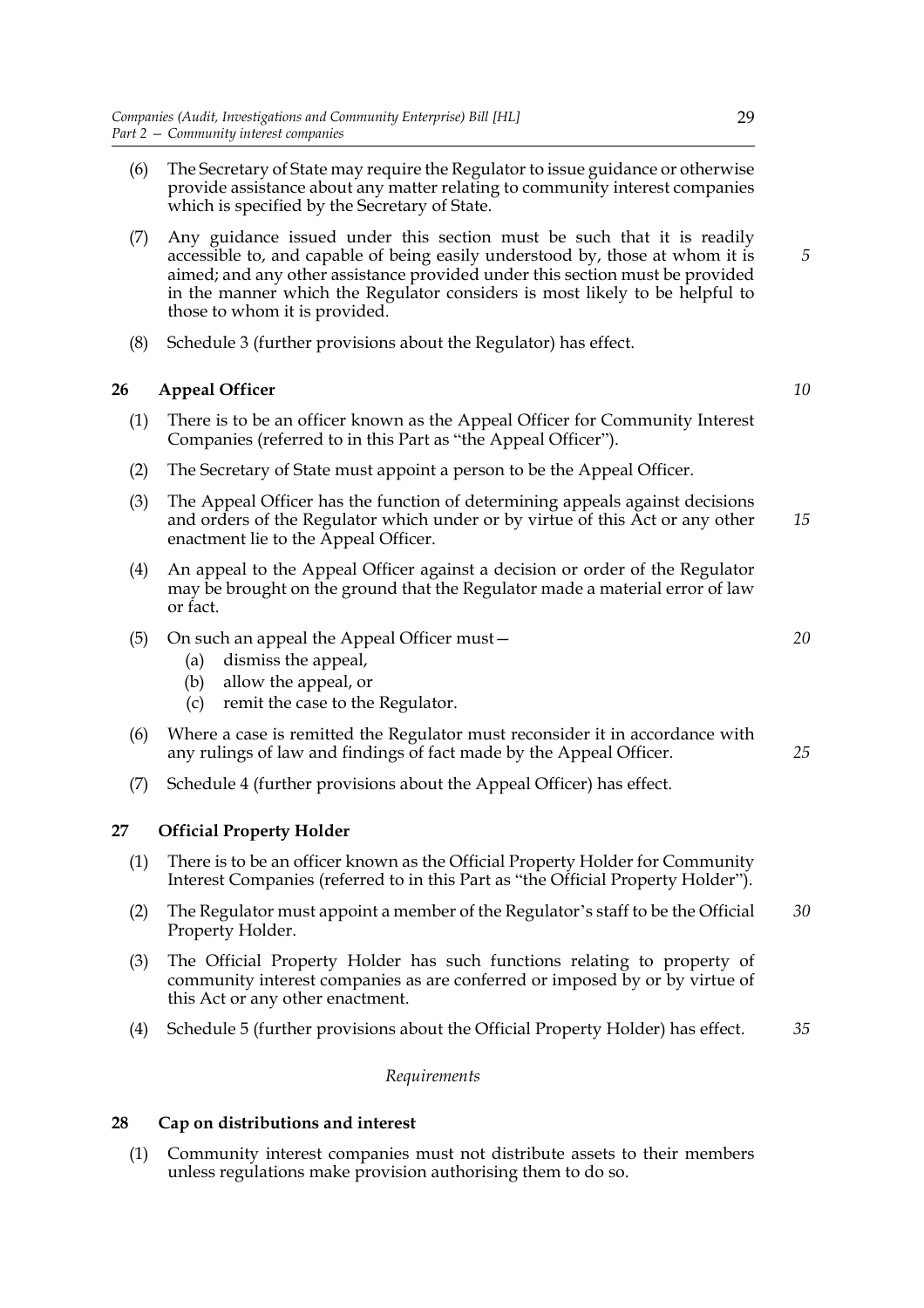(6) The Secretary of State may require the Regulator to issue guidance or otherwise provide assistance about any matter relating to community interest companies which is specified by the Secretary of State.

(7) Any guidance issued under this section must be such that it is readily accessible to, and capable of being easily understood by, those at whom it is aimed; and any other assistance provided under this section must be provided in the manner which the Regulator considers is most likely to be helpful to those to whom it is provided.

(8) Schedule 3 (further provisions about the Regulator) has effect.

## 26 Appeal Officer

(1) There is to be an officer known as the Appeal Officer for Community Interest Companies (referred to in this Part as "the Appeal Officer").

(2) The Secretary of State must appoint a person to be the Appeal Officer.

(3) The Appeal Officer has the function of determining appeals against decisions and orders of the Regulator which under or by virtue of this Act or any other enactment lie to the Appeal Officer.

(4) An appeal to the Appeal Officer against a decision or order of the Regulator may be brought on the ground that the Regulator made a material error of law or fact.

(5) On such an appeal the Appeal Officer must—
   (a) dismiss the appeal,
   (b) allow the appeal, or
   (c) remit the case to the Regulator.

(6) Where a case is remitted the Regulator must reconsider it in accordance with any rulings of law and findings of fact made by the Appeal Officer.

(7) Schedule 4 (further provisions about the Appeal Officer) has effect.

## 27 Official Property Holder

(1) There is to be an officer known as the Official Property Holder for Community Interest Companies (referred to in this Part as "the Official Property Holder").

(2) The Regulator must appoint a member of the Regulator's staff to be the Official Property Holder.

(3) The Official Property Holder has such functions relating to property of community interest companies as are conferred or imposed by or by virtue of this Act or any other enactment.

(4) Schedule 5 (further provisions about the Official Property Holder) has effect.

*Requirements*

## 28 Cap on distributions and interest

(1) Community interest companies must not distribute assets to their members unless regulations make provision authorising them to do so.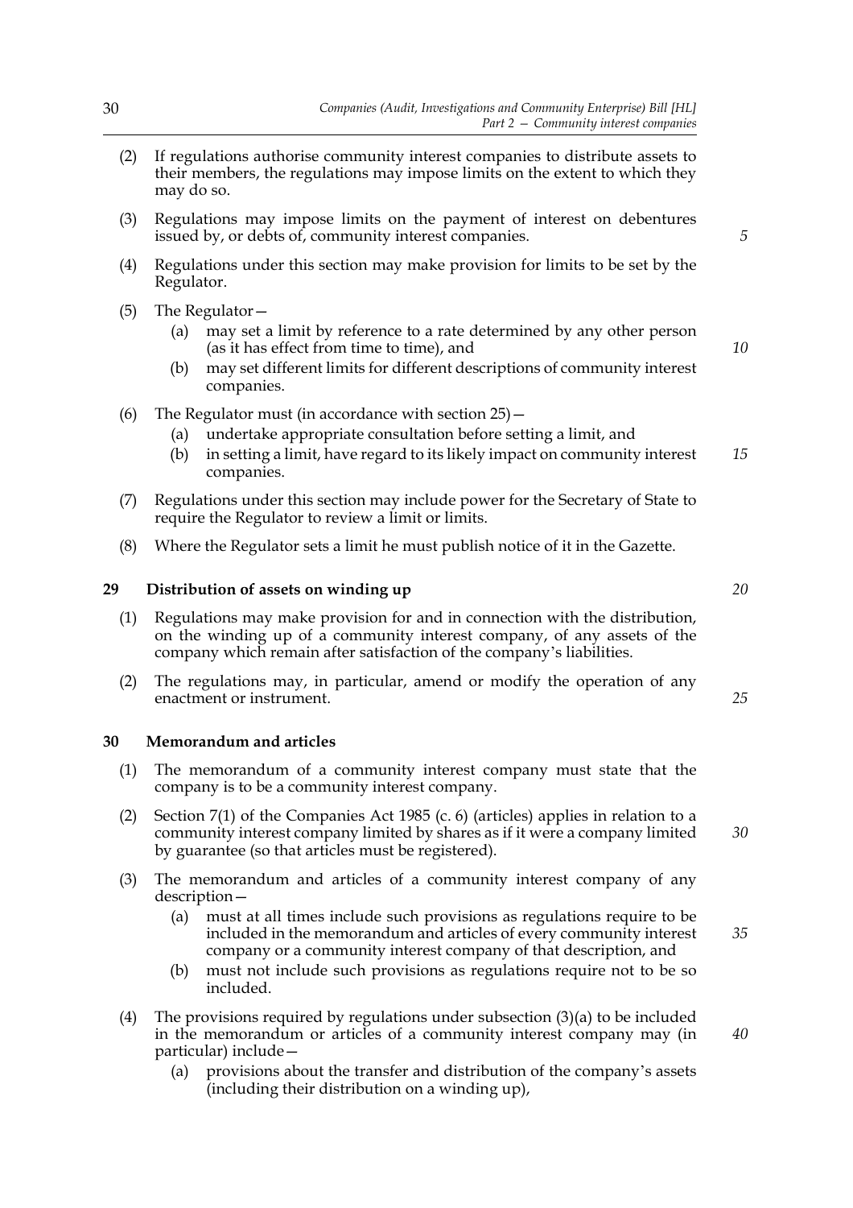(2) If regulations authorise community interest companies to distribute assets to their members, the regulations may impose limits on the extent to which they may do so.

(3) Regulations may impose limits on the payment of interest on debentures issued by, or debts of, community interest companies.

(4) Regulations under this section may make provision for limits to be set by the Regulator.

(5) The Regulator—

- (a) may set a limit by reference to a rate determined by any other person (as it has effect from time to time), and
- (b) may set different limits for different descriptions of community interest companies.

(6) The Regulator must (in accordance with section 25)—

- (a) undertake appropriate consultation before setting a limit, and
- (b) in setting a limit, have regard to its likely impact on community interest companies.

(7) Regulations under this section may include power for the Secretary of State to require the Regulator to review a limit or limits.

(8) Where the Regulator sets a limit he must publish notice of it in the Gazette.

## 29 Distribution of assets on winding up

(1) Regulations may make provision for and in connection with the distribution, on the winding up of a community interest company, of any assets of the company which remain after satisfaction of the company's liabilities.

(2) The regulations may, in particular, amend or modify the operation of any enactment or instrument.

## 30 Memorandum and articles

(1) The memorandum of a community interest company must state that the company is to be a community interest company.

(2) Section 7(1) of the Companies Act 1985 (c. 6) (articles) applies in relation to a community interest company limited by shares as if it were a company limited by guarantee (so that articles must be registered).

(3) The memorandum and articles of a community interest company of any description—

- (a) must at all times include such provisions as regulations require to be included in the memorandum and articles of every community interest company or a community interest company of that description, and
- (b) must not include such provisions as regulations require not to be so included.

(4) The provisions required by regulations under subsection (3)(a) to be included in the memorandum or articles of a community interest company may (in particular) include—

- (a) provisions about the transfer and distribution of the company's assets (including their distribution on a winding up),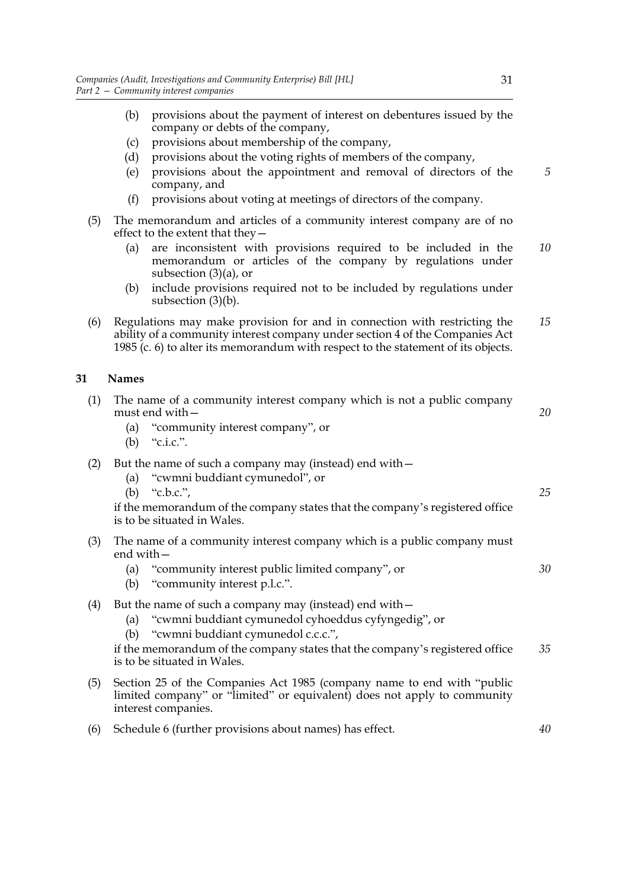(b) provisions about the payment of interest on debentures issued by the company or debts of the company,

(c) provisions about membership of the company,

(d) provisions about the voting rights of members of the company,

(e) provisions about the appointment and removal of directors of the company, and

(f) provisions about voting at meetings of directors of the company.

(5) The memorandum and articles of a community interest company are of no effect to the extent that they—

(a) are inconsistent with provisions required to be included in the memorandum or articles of the company by regulations under subsection (3)(a), or

(b) include provisions required not to be included by regulations under subsection (3)(b).

(6) Regulations may make provision for and in connection with restricting the ability of a community interest company under section 4 of the Companies Act 1985 (c. 6) to alter its memorandum with respect to the statement of its objects.

## 31 Names

(1) The name of a community interest company which is not a public company must end with—

(a) "community interest company", or

(b) "c.i.c.".

(2) But the name of such a company may (instead) end with—

(a) "cwmni buddiant cymunedol", or

(b) "c.b.c.",

if the memorandum of the company states that the company's registered office is to be situated in Wales.

(3) The name of a community interest company which is a public company must end with—

(a) "community interest public limited company", or

(b) "community interest p.l.c.".

(4) But the name of such a company may (instead) end with—

(a) "cwmni buddiant cymunedol cyhoeddus cyfyngedig", or

(b) "cwmni buddiant cymunedol c.c.c.",

if the memorandum of the company states that the company's registered office is to be situated in Wales.

(5) Section 25 of the Companies Act 1985 (company name to end with "public limited company" or "limited" or equivalent) does not apply to community interest companies.

(6) Schedule 6 (further provisions about names) has effect.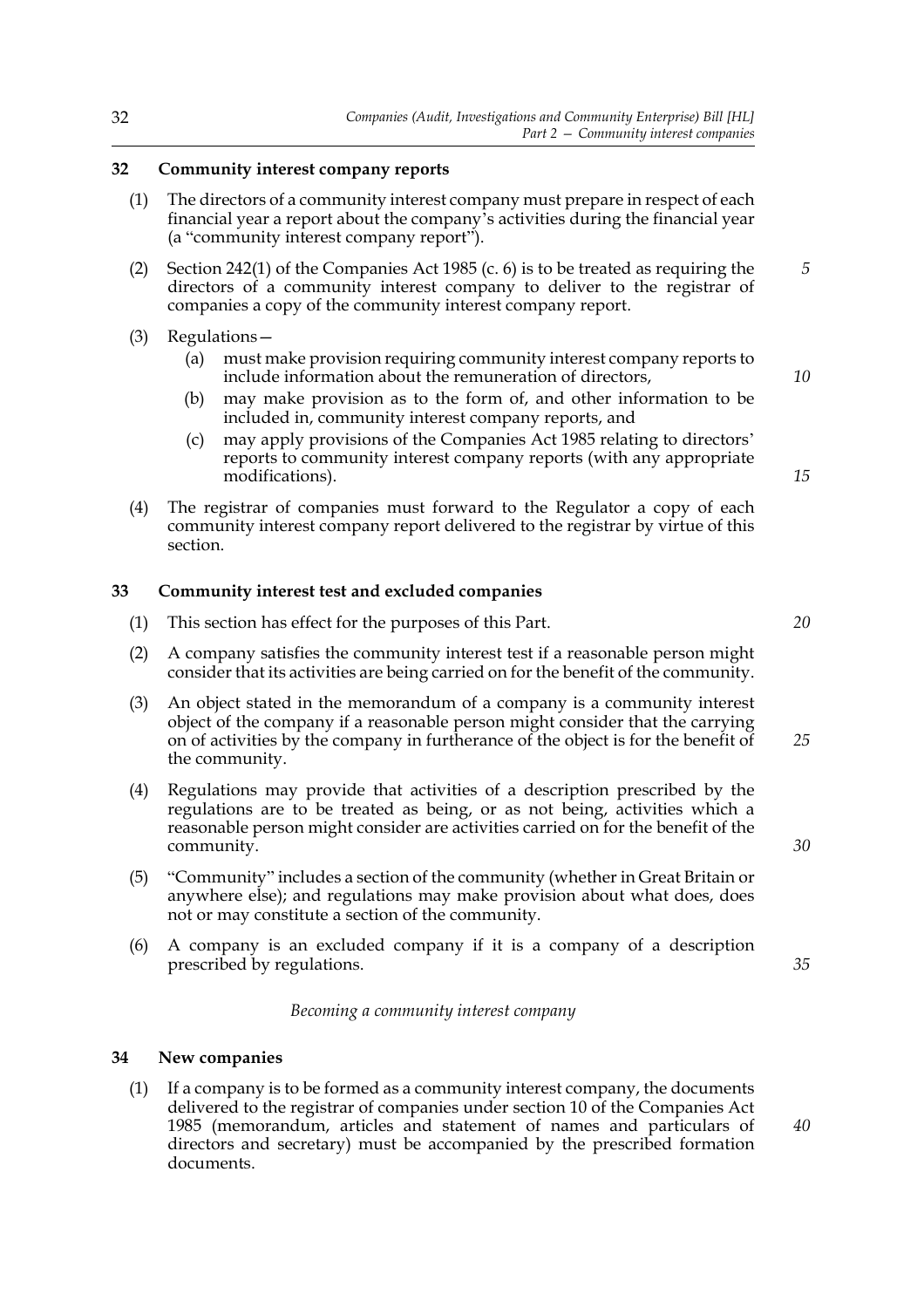## 32 Community interest company reports

(1) The directors of a community interest company must prepare in respect of each financial year a report about the company's activities during the financial year (a "community interest company report").

(2) Section 242(1) of the Companies Act 1985 (c. 6) is to be treated as requiring the directors of a community interest company to deliver to the registrar of companies a copy of the community interest company report.

(3) Regulations—

(a) must make provision requiring community interest company reports to include information about the remuneration of directors,

(b) may make provision as to the form of, and other information to be included in, community interest company reports, and

(c) may apply provisions of the Companies Act 1985 relating to directors' reports to community interest company reports (with any appropriate modifications).

(4) The registrar of companies must forward to the Regulator a copy of each community interest company report delivered to the registrar by virtue of this section.

## 33 Community interest test and excluded companies

(1) This section has effect for the purposes of this Part.

(2) A company satisfies the community interest test if a reasonable person might consider that its activities are being carried on for the benefit of the community.

(3) An object stated in the memorandum of a company is a community interest object of the company if a reasonable person might consider that the carrying on of activities by the company in furtherance of the object is for the benefit of the community.

(4) Regulations may provide that activities of a description prescribed by the regulations are to be treated as being, or as not being, activities which a reasonable person might consider are activities carried on for the benefit of the community.

(5) "Community" includes a section of the community (whether in Great Britain or anywhere else); and regulations may make provision about what does, does not or may constitute a section of the community.

(6) A company is an excluded company if it is a company of a description prescribed by regulations.

*Becoming a community interest company*

## 34 New companies

(1) If a company is to be formed as a community interest company, the documents delivered to the registrar of companies under section 10 of the Companies Act 1985 (memorandum, articles and statement of names and particulars of directors and secretary) must be accompanied by the prescribed formation documents.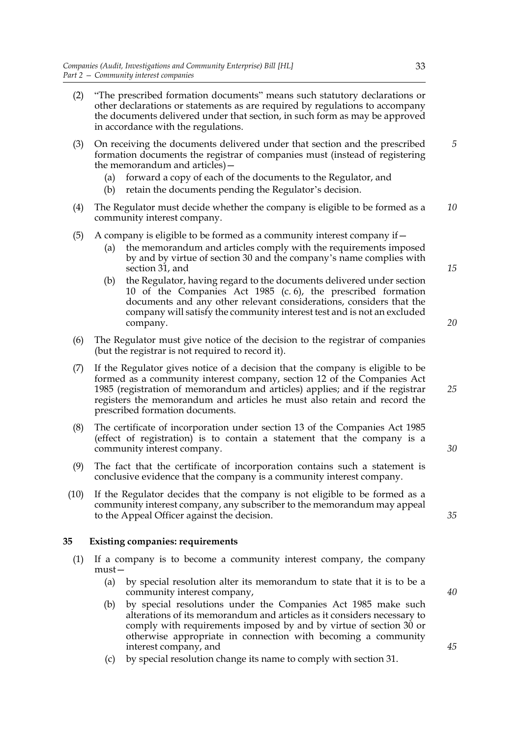(2) "The prescribed formation documents" means such statutory declarations or other declarations or statements as are required by regulations to accompany the documents delivered under that section, in such form as may be approved in accordance with the regulations.

(3) On receiving the documents delivered under that section and the prescribed formation documents the registrar of companies must (instead of registering the memorandum and articles)—

   (a) forward a copy of each of the documents to the Regulator, and

   (b) retain the documents pending the Regulator's decision.

(4) The Regulator must decide whether the company is eligible to be formed as a community interest company.

(5) A company is eligible to be formed as a community interest company if—

   (a) the memorandum and articles comply with the requirements imposed by and by virtue of section 30 and the company's name complies with section 31, and

   (b) the Regulator, having regard to the documents delivered under section 10 of the Companies Act 1985 (c. 6), the prescribed formation documents and any other relevant considerations, considers that the company will satisfy the community interest test and is not an excluded company.

(6) The Regulator must give notice of the decision to the registrar of companies (but the registrar is not required to record it).

(7) If the Regulator gives notice of a decision that the company is eligible to be formed as a community interest company, section 12 of the Companies Act 1985 (registration of memorandum and articles) applies; and if the registrar registers the memorandum and articles he must also retain and record the prescribed formation documents.

(8) The certificate of incorporation under section 13 of the Companies Act 1985 (effect of registration) is to contain a statement that the company is a community interest company.

(9) The fact that the certificate of incorporation contains such a statement is conclusive evidence that the company is a community interest company.

(10) If the Regulator decides that the company is not eligible to be formed as a community interest company, any subscriber to the memorandum may appeal to the Appeal Officer against the decision.

**35 Existing companies: requirements**

(1) If a company is to become a community interest company, the company must—

   (a) by special resolution alter its memorandum to state that it is to be a community interest company,

   (b) by special resolutions under the Companies Act 1985 make such alterations of its memorandum and articles as it considers necessary to comply with requirements imposed by and by virtue of section 30 or otherwise appropriate in connection with becoming a community interest company, and

   (c) by special resolution change its name to comply with section 31.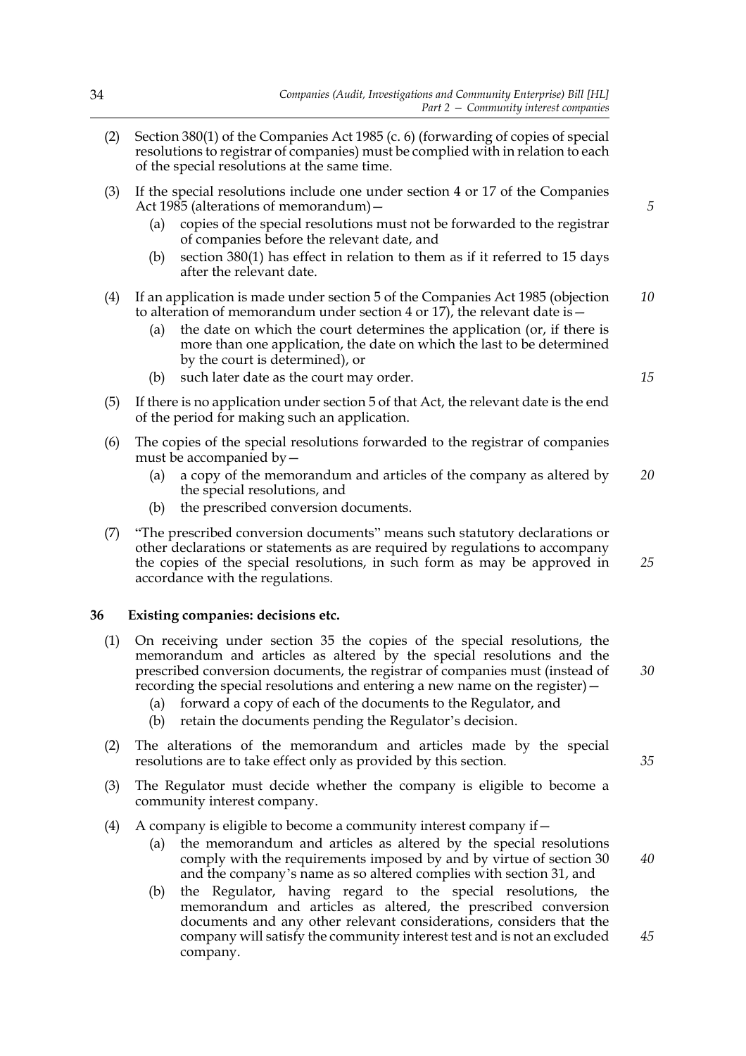(2) Section 380(1) of the Companies Act 1985 (c. 6) (forwarding of copies of special resolutions to registrar of companies) must be complied with in relation to each of the special resolutions at the same time.

(3) If the special resolutions include one under section 4 or 17 of the Companies Act 1985 (alterations of memorandum)—

- (a) copies of the special resolutions must not be forwarded to the registrar of companies before the relevant date, and
- (b) section 380(1) has effect in relation to them as if it referred to 15 days after the relevant date.

(4) If an application is made under section 5 of the Companies Act 1985 (objection to alteration of memorandum under section 4 or 17), the relevant date is—

- (a) the date on which the court determines the application (or, if there is more than one application, the date on which the last to be determined by the court is determined), or
- (b) such later date as the court may order.

(5) If there is no application under section 5 of that Act, the relevant date is the end of the period for making such an application.

(6) The copies of the special resolutions forwarded to the registrar of companies must be accompanied by—

- (a) a copy of the memorandum and articles of the company as altered by the special resolutions, and
- (b) the prescribed conversion documents.

(7) "The prescribed conversion documents" means such statutory declarations or other declarations or statements as are required by regulations to accompany the copies of the special resolutions, in such form as may be approved in accordance with the regulations.

**36 Existing companies: decisions etc.**

(1) On receiving under section 35 the copies of the special resolutions, the memorandum and articles as altered by the special resolutions and the prescribed conversion documents, the registrar of companies must (instead of recording the special resolutions and entering a new name on the register)—

- (a) forward a copy of each of the documents to the Regulator, and
- (b) retain the documents pending the Regulator's decision.

(2) The alterations of the memorandum and articles made by the special resolutions are to take effect only as provided by this section.

(3) The Regulator must decide whether the company is eligible to become a community interest company.

(4) A company is eligible to become a community interest company if—

- (a) the memorandum and articles as altered by the special resolutions comply with the requirements imposed by and by virtue of section 30 and the company's name as so altered complies with section 31, and
- (b) the Regulator, having regard to the special resolutions, the memorandum and articles as altered, the prescribed conversion documents and any other relevant considerations, considers that the company will satisfy the community interest test and is not an excluded company.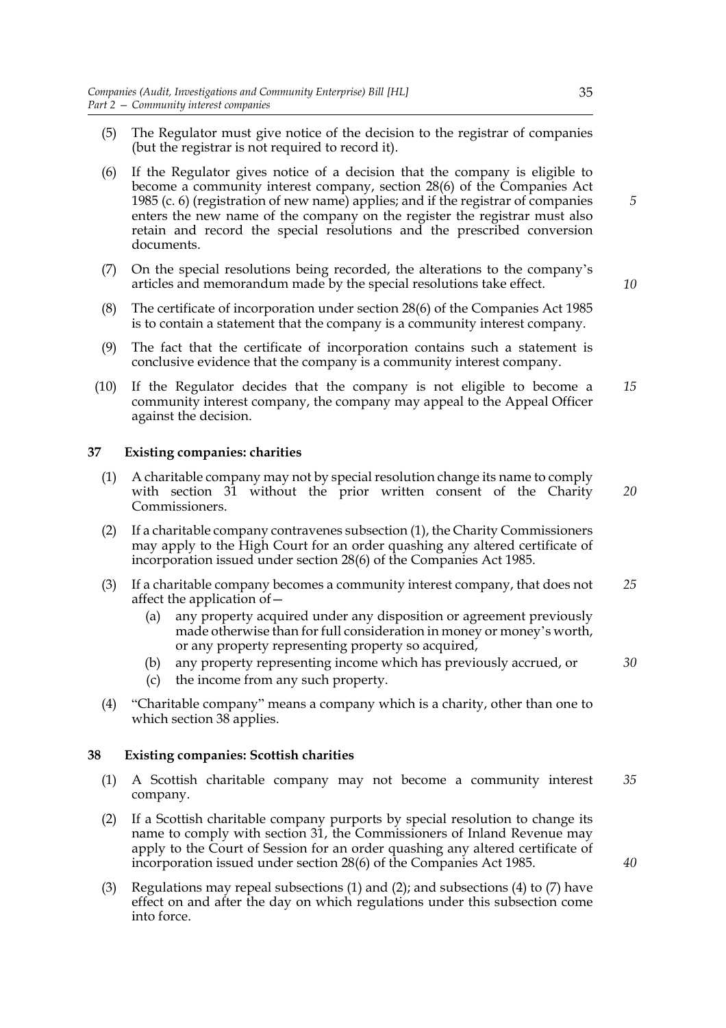(5) The Regulator must give notice of the decision to the registrar of companies (but the registrar is not required to record it).

(6) If the Regulator gives notice of a decision that the company is eligible to become a community interest company, section 28(6) of the Companies Act 1985 (c. 6) (registration of new name) applies; and if the registrar of companies enters the new name of the company on the register the registrar must also retain and record the special resolutions and the prescribed conversion documents.

(7) On the special resolutions being recorded, the alterations to the company's articles and memorandum made by the special resolutions take effect.

(8) The certificate of incorporation under section 28(6) of the Companies Act 1985 is to contain a statement that the company is a community interest company.

(9) The fact that the certificate of incorporation contains such a statement is conclusive evidence that the company is a community interest company.

(10) If the Regulator decides that the company is not eligible to become a community interest company, the company may appeal to the Appeal Officer against the decision.

### 37 Existing companies: charities

(1) A charitable company may not by special resolution change its name to comply with section 31 without the prior written consent of the Charity Commissioners.

(2) If a charitable company contravenes subsection (1), the Charity Commissioners may apply to the High Court for an order quashing any altered certificate of incorporation issued under section 28(6) of the Companies Act 1985.

(3) If a charitable company becomes a community interest company, that does not affect the application of—

- (a) any property acquired under any disposition or agreement previously made otherwise than for full consideration in money or money's worth, or any property representing property so acquired,
- (b) any property representing income which has previously accrued, or
- (c) the income from any such property.

(4) "Charitable company" means a company which is a charity, other than one to which section 38 applies.

### 38 Existing companies: Scottish charities

(1) A Scottish charitable company may not become a community interest company.

(2) If a Scottish charitable company purports by special resolution to change its name to comply with section 31, the Commissioners of Inland Revenue may apply to the Court of Session for an order quashing any altered certificate of incorporation issued under section 28(6) of the Companies Act 1985.

(3) Regulations may repeal subsections (1) and (2); and subsections (4) to (7) have effect on and after the day on which regulations under this subsection come into force.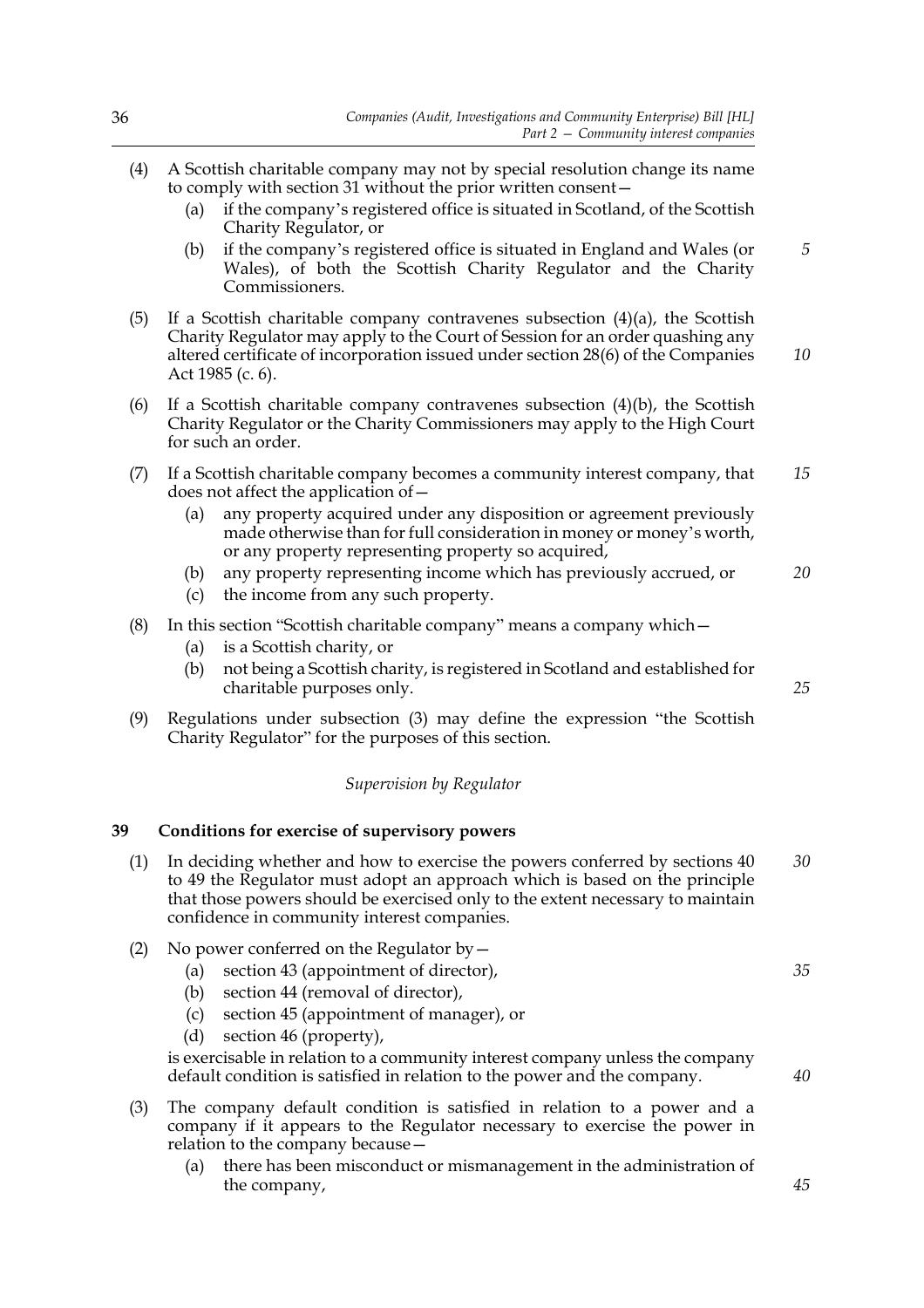(4) A Scottish charitable company may not by special resolution change its name to comply with section 31 without the prior written consent—

   (a) if the company's registered office is situated in Scotland, of the Scottish Charity Regulator, or

   (b) if the company's registered office is situated in England and Wales (or Wales), of both the Scottish Charity Regulator and the Charity Commissioners.

(5) If a Scottish charitable company contravenes subsection (4)(a), the Scottish Charity Regulator may apply to the Court of Session for an order quashing any altered certificate of incorporation issued under section 28(6) of the Companies Act 1985 (c. 6).

(6) If a Scottish charitable company contravenes subsection (4)(b), the Scottish Charity Regulator or the Charity Commissioners may apply to the High Court for such an order.

(7) If a Scottish charitable company becomes a community interest company, that does not affect the application of—

   (a) any property acquired under any disposition or agreement previously made otherwise than for full consideration in money or money's worth, or any property representing property so acquired,

   (b) any property representing income which has previously accrued, or

   (c) the income from any such property.

(8) In this section "Scottish charitable company" means a company which—

   (a) is a Scottish charity, or

   (b) not being a Scottish charity, is registered in Scotland and established for charitable purposes only.

(9) Regulations under subsection (3) may define the expression "the Scottish Charity Regulator" for the purposes of this section.

*Supervision by Regulator*

### 39 Conditions for exercise of supervisory powers

(1) In deciding whether and how to exercise the powers conferred by sections 40 to 49 the Regulator must adopt an approach which is based on the principle that those powers should be exercised only to the extent necessary to maintain confidence in community interest companies.

(2) No power conferred on the Regulator by—

   (a) section 43 (appointment of director),

   (b) section 44 (removal of director),

   (c) section 45 (appointment of manager), or

   (d) section 46 (property),

is exercisable in relation to a community interest company unless the company default condition is satisfied in relation to the power and the company.

(3) The company default condition is satisfied in relation to a power and a company if it appears to the Regulator necessary to exercise the power in relation to the company because—

   (a) there has been misconduct or mismanagement in the administration of the company,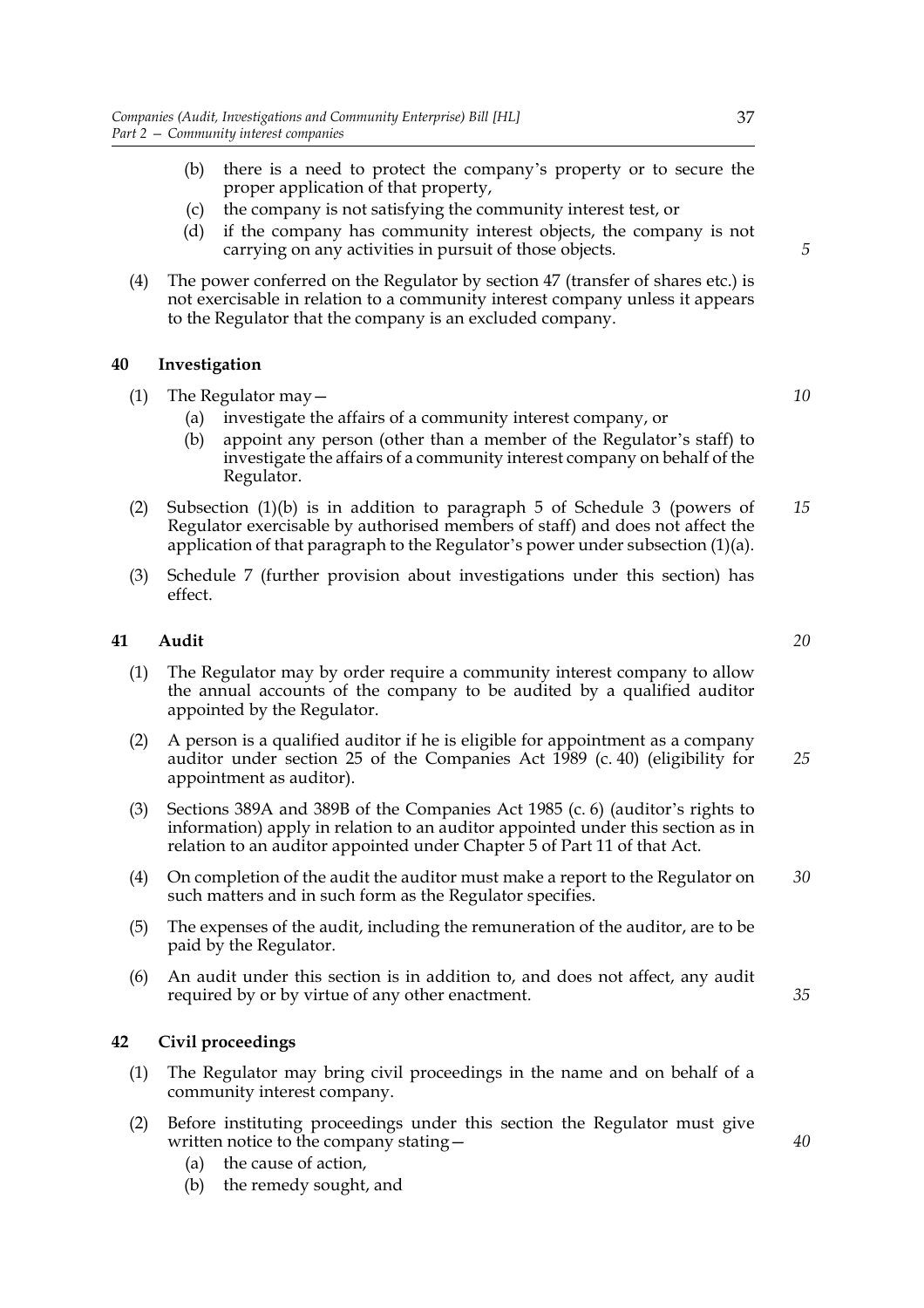(b) there is a need to protect the company's property or to secure the proper application of that property,

(c) the company is not satisfying the community interest test, or

(d) if the company has community interest objects, the company is not carrying on any activities in pursuit of those objects.

(4) The power conferred on the Regulator by section 47 (transfer of shares etc.) is not exercisable in relation to a community interest company unless it appears to the Regulator that the company is an excluded company.

## 40 Investigation

(1) The Regulator may—

(a) investigate the affairs of a community interest company, or

(b) appoint any person (other than a member of the Regulator's staff) to investigate the affairs of a community interest company on behalf of the Regulator.

(2) Subsection (1)(b) is in addition to paragraph 5 of Schedule 3 (powers of Regulator exercisable by authorised members of staff) and does not affect the application of that paragraph to the Regulator's power under subsection (1)(a).

(3) Schedule 7 (further provision about investigations under this section) has effect.

## 41 Audit

(1) The Regulator may by order require a community interest company to allow the annual accounts of the company to be audited by a qualified auditor appointed by the Regulator.

(2) A person is a qualified auditor if he is eligible for appointment as a company auditor under section 25 of the Companies Act 1989 (c. 40) (eligibility for appointment as auditor).

(3) Sections 389A and 389B of the Companies Act 1985 (c. 6) (auditor's rights to information) apply in relation to an auditor appointed under this section as in relation to an auditor appointed under Chapter 5 of Part 11 of that Act.

(4) On completion of the audit the auditor must make a report to the Regulator on such matters and in such form as the Regulator specifies.

(5) The expenses of the audit, including the remuneration of the auditor, are to be paid by the Regulator.

(6) An audit under this section is in addition to, and does not affect, any audit required by or by virtue of any other enactment.

## 42 Civil proceedings

(1) The Regulator may bring civil proceedings in the name and on behalf of a community interest company.

(2) Before instituting proceedings under this section the Regulator must give written notice to the company stating—

(a) the cause of action,

(b) the remedy sought, and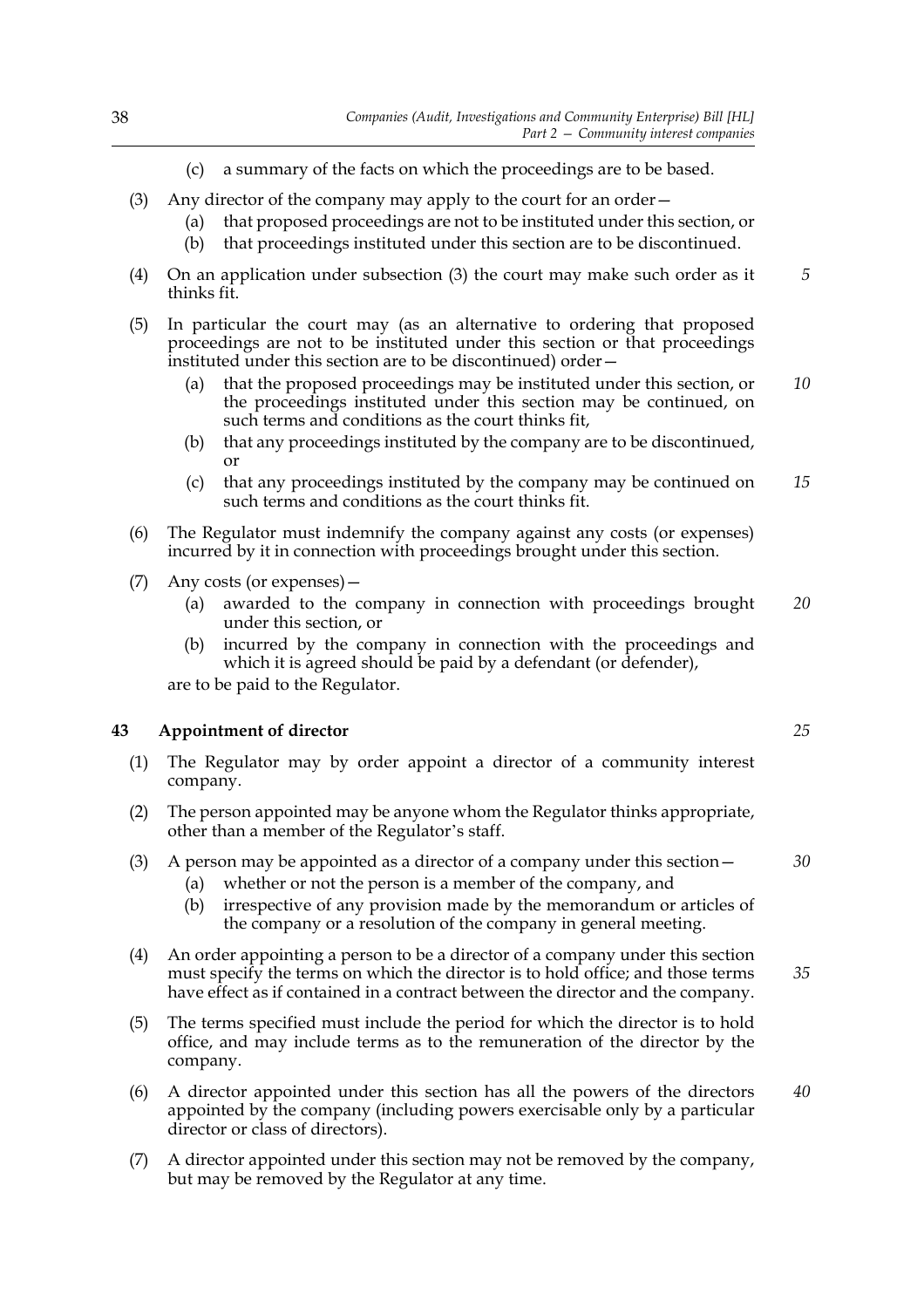(c) a summary of the facts on which the proceedings are to be based.

(3) Any director of the company may apply to the court for an order—

(a) that proposed proceedings are not to be instituted under this section, or

(b) that proceedings instituted under this section are to be discontinued.

(4) On an application under subsection (3) the court may make such order as it thinks fit.

(5) In particular the court may (as an alternative to ordering that proposed proceedings are not to be instituted under this section or that proceedings instituted under this section are to be discontinued) order—

(a) that the proposed proceedings may be instituted under this section, or the proceedings instituted under this section may be continued, on such terms and conditions as the court thinks fit,

(b) that any proceedings instituted by the company are to be discontinued, or

(c) that any proceedings instituted by the company may be continued on such terms and conditions as the court thinks fit.

(6) The Regulator must indemnify the company against any costs (or expenses) incurred by it in connection with proceedings brought under this section.

(7) Any costs (or expenses)—

(a) awarded to the company in connection with proceedings brought under this section, or

(b) incurred by the company in connection with the proceedings and which it is agreed should be paid by a defendant (or defender),

are to be paid to the Regulator.

### 43 Appointment of director

(1) The Regulator may by order appoint a director of a community interest company.

(2) The person appointed may be anyone whom the Regulator thinks appropriate, other than a member of the Regulator's staff.

(3) A person may be appointed as a director of a company under this section—

(a) whether or not the person is a member of the company, and

(b) irrespective of any provision made by the memorandum or articles of the company or a resolution of the company in general meeting.

(4) An order appointing a person to be a director of a company under this section must specify the terms on which the director is to hold office; and those terms have effect as if contained in a contract between the director and the company.

(5) The terms specified must include the period for which the director is to hold office, and may include terms as to the remuneration of the director by the company.

(6) A director appointed under this section has all the powers of the directors appointed by the company (including powers exercisable only by a particular director or class of directors).

(7) A director appointed under this section may not be removed by the company, but may be removed by the Regulator at any time.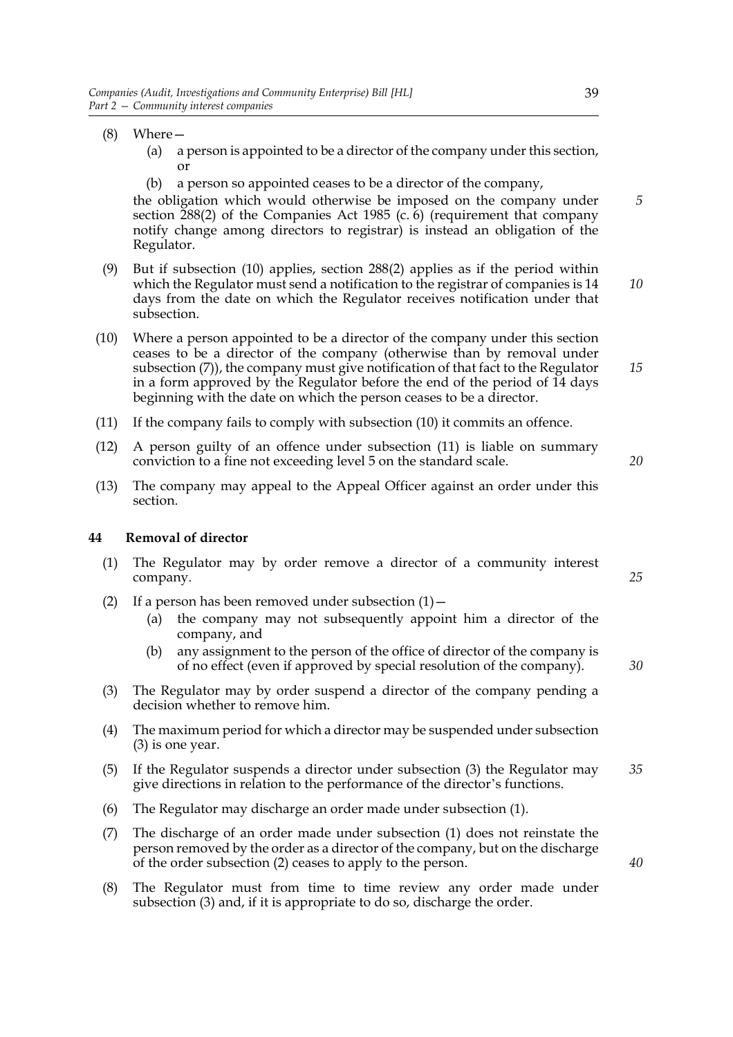(8) Where—

   (a) a person is appointed to be a director of the company under this section, or

   (b) a person so appointed ceases to be a director of the company,

   the obligation which would otherwise be imposed on the company under section 288(2) of the Companies Act 1985 (c. 6) (requirement that company notify change among directors to registrar) is instead an obligation of the Regulator.

(9) But if subsection (10) applies, section 288(2) applies as if the period within which the Regulator must send a notification to the registrar of companies is 14 days from the date on which the Regulator receives notification under that subsection.

(10) Where a person appointed to be a director of the company under this section ceases to be a director of the company (otherwise than by removal under subsection (7)), the company must give notification of that fact to the Regulator in a form approved by the Regulator before the end of the period of 14 days beginning with the date on which the person ceases to be a director.

(11) If the company fails to comply with subsection (10) it commits an offence.

(12) A person guilty of an offence under subsection (11) is liable on summary conviction to a fine not exceeding level 5 on the standard scale.

(13) The company may appeal to the Appeal Officer against an order under this section.

## 44 Removal of director

(1) The Regulator may by order remove a director of a community interest company.

(2) If a person has been removed under subsection (1)—

   (a) the company may not subsequently appoint him a director of the company, and

   (b) any assignment to the person of the office of director of the company is of no effect (even if approved by special resolution of the company).

(3) The Regulator may by order suspend a director of the company pending a decision whether to remove him.

(4) The maximum period for which a director may be suspended under subsection (3) is one year.

(5) If the Regulator suspends a director under subsection (3) the Regulator may give directions in relation to the performance of the director's functions.

(6) The Regulator may discharge an order made under subsection (1).

(7) The discharge of an order made under subsection (1) does not reinstate the person removed by the order as a director of the company, but on the discharge of the order subsection (2) ceases to apply to the person.

(8) The Regulator must from time to time review any order made under subsection (3) and, if it is appropriate to do so, discharge the order.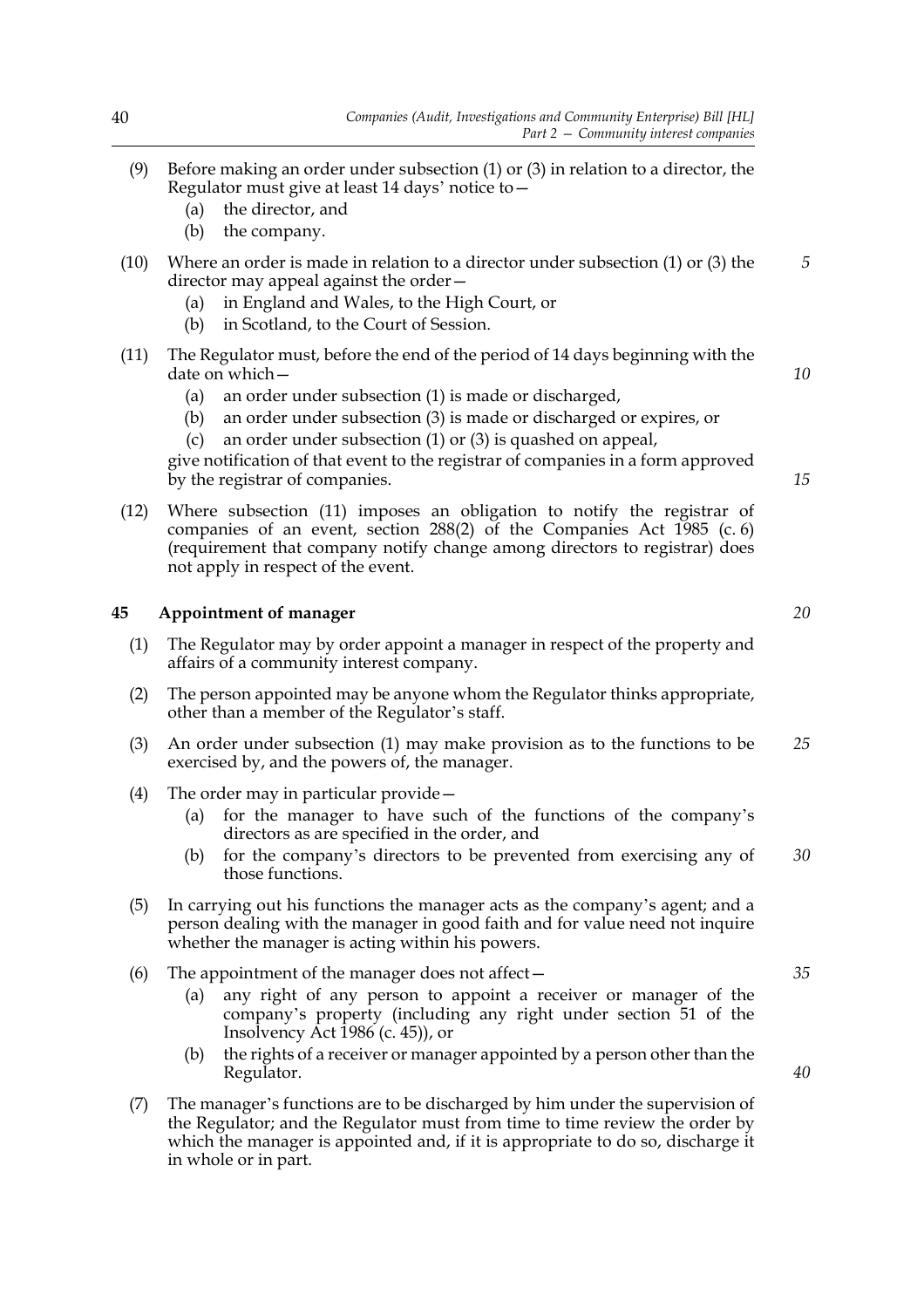(9) Before making an order under subsection (1) or (3) in relation to a director, the Regulator must give at least 14 days' notice to—

  (a) the director, and

  (b) the company.

(10) Where an order is made in relation to a director under subsection (1) or (3) the director may appeal against the order—

  (a) in England and Wales, to the High Court, or

  (b) in Scotland, to the Court of Session.

(11) The Regulator must, before the end of the period of 14 days beginning with the date on which—

  (a) an order under subsection (1) is made or discharged,

  (b) an order under subsection (3) is made or discharged or expires, or

  (c) an order under subsection (1) or (3) is quashed on appeal,

give notification of that event to the registrar of companies in a form approved by the registrar of companies.

(12) Where subsection (11) imposes an obligation to notify the registrar of companies of an event, section 288(2) of the Companies Act 1985 (c. 6) (requirement that company notify change among directors to registrar) does not apply in respect of the event.

## 45 Appointment of manager

(1) The Regulator may by order appoint a manager in respect of the property and affairs of a community interest company.

(2) The person appointed may be anyone whom the Regulator thinks appropriate, other than a member of the Regulator's staff.

(3) An order under subsection (1) may make provision as to the functions to be exercised by, and the powers of, the manager.

(4) The order may in particular provide—

  (a) for the manager to have such of the functions of the company's directors as are specified in the order, and

  (b) for the company's directors to be prevented from exercising any of those functions.

(5) In carrying out his functions the manager acts as the company's agent; and a person dealing with the manager in good faith and for value need not inquire whether the manager is acting within his powers.

(6) The appointment of the manager does not affect—

  (a) any right of any person to appoint a receiver or manager of the company's property (including any right under section 51 of the Insolvency Act 1986 (c. 45)), or

  (b) the rights of a receiver or manager appointed by a person other than the Regulator.

(7) The manager's functions are to be discharged by him under the supervision of the Regulator; and the Regulator must from time to time review the order by which the manager is appointed and, if it is appropriate to do so, discharge it in whole or in part.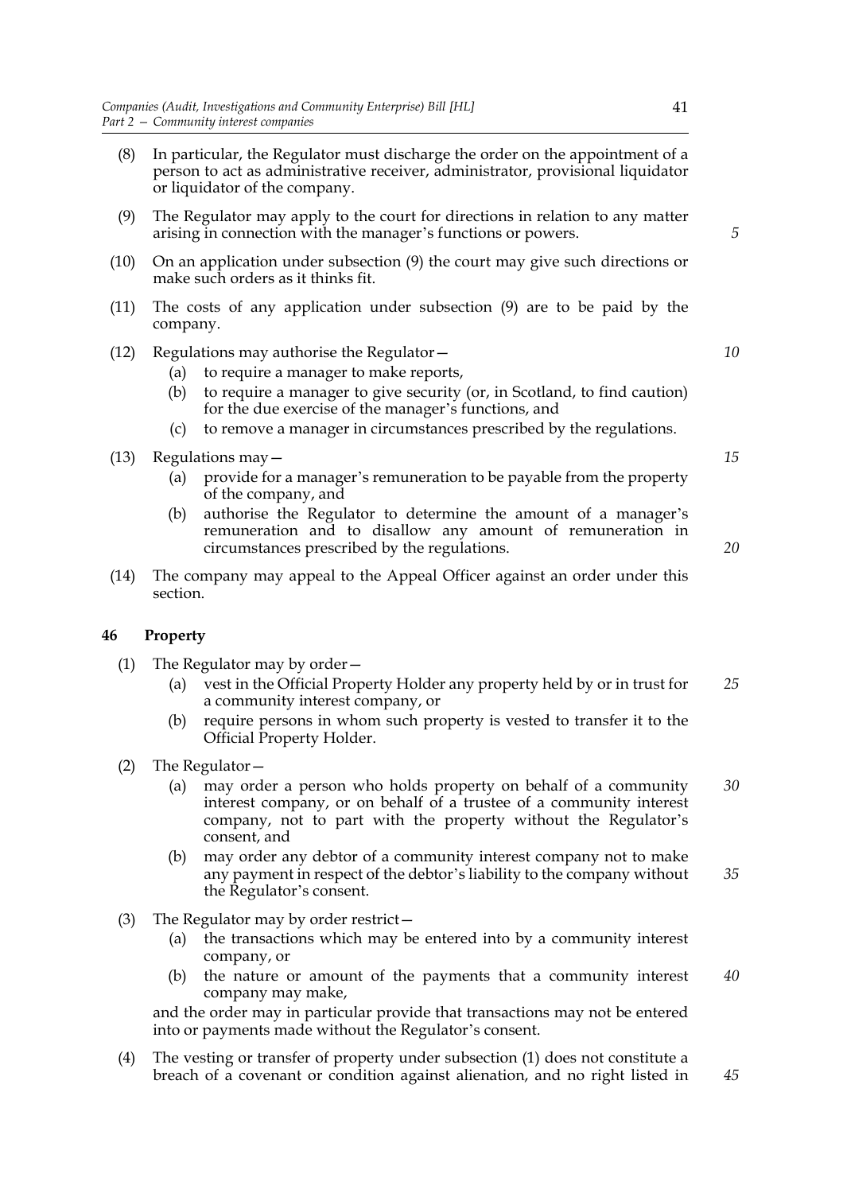(8) In particular, the Regulator must discharge the order on the appointment of a person to act as administrative receiver, administrator, provisional liquidator or liquidator of the company.

(9) The Regulator may apply to the court for directions in relation to any matter arising in connection with the manager's functions or powers.

(10) On an application under subsection (9) the court may give such directions or make such orders as it thinks fit.

(11) The costs of any application under subsection (9) are to be paid by the company.

(12) Regulations may authorise the Regulator—

- (a) to require a manager to make reports,
- (b) to require a manager to give security (or, in Scotland, to find caution) for the due exercise of the manager's functions, and
- (c) to remove a manager in circumstances prescribed by the regulations.

(13) Regulations may—

- (a) provide for a manager's remuneration to be payable from the property of the company, and
- (b) authorise the Regulator to determine the amount of a manager's remuneration and to disallow any amount of remuneration in circumstances prescribed by the regulations.

(14) The company may appeal to the Appeal Officer against an order under this section.

### 46 Property

(1) The Regulator may by order—

- (a) vest in the Official Property Holder any property held by or in trust for a community interest company, or
- (b) require persons in whom such property is vested to transfer it to the Official Property Holder.

(2) The Regulator—

- (a) may order a person who holds property on behalf of a community interest company, or on behalf of a trustee of a community interest company, not to part with the property without the Regulator's consent, and
- (b) may order any debtor of a community interest company not to make any payment in respect of the debtor's liability to the company without the Regulator's consent.

(3) The Regulator may by order restrict—

- (a) the transactions which may be entered into by a community interest company, or
- (b) the nature or amount of the payments that a community interest company may make,

and the order may in particular provide that transactions may not be entered into or payments made without the Regulator's consent.

(4) The vesting or transfer of property under subsection (1) does not constitute a breach of a covenant or condition against alienation, and no right listed in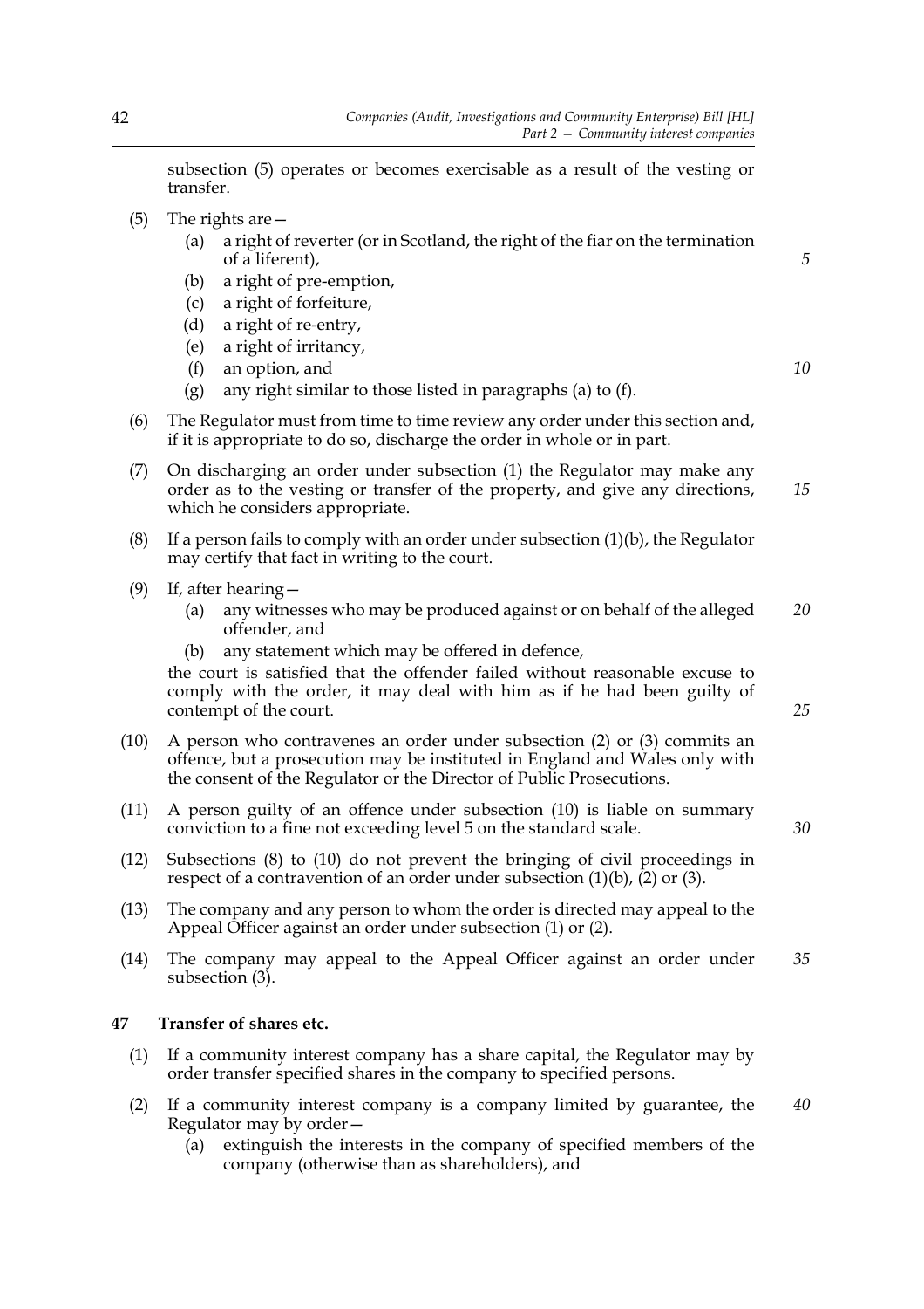subsection (5) operates or becomes exercisable as a result of the vesting or transfer.

(5) The rights are—

(a) a right of reverter (or in Scotland, the right of the fiar on the termination of a liferent),

(b) a right of pre-emption,

(c) a right of forfeiture,

(d) a right of re-entry,

(e) a right of irritancy,

(f) an option, and

(g) any right similar to those listed in paragraphs (a) to (f).

(6) The Regulator must from time to time review any order under this section and, if it is appropriate to do so, discharge the order in whole or in part.

(7) On discharging an order under subsection (1) the Regulator may make any order as to the vesting or transfer of the property, and give any directions, which he considers appropriate.

(8) If a person fails to comply with an order under subsection (1)(b), the Regulator may certify that fact in writing to the court.

(9) If, after hearing—

(a) any witnesses who may be produced against or on behalf of the alleged offender, and

(b) any statement which may be offered in defence,

the court is satisfied that the offender failed without reasonable excuse to comply with the order, it may deal with him as if he had been guilty of contempt of the court.

(10) A person who contravenes an order under subsection (2) or (3) commits an offence, but a prosecution may be instituted in England and Wales only with the consent of the Regulator or the Director of Public Prosecutions.

(11) A person guilty of an offence under subsection (10) is liable on summary conviction to a fine not exceeding level 5 on the standard scale.

(12) Subsections (8) to (10) do not prevent the bringing of civil proceedings in respect of a contravention of an order under subsection (1)(b), (2) or (3).

(13) The company and any person to whom the order is directed may appeal to the Appeal Officer against an order under subsection (1) or (2).

(14) The company may appeal to the Appeal Officer against an order under subsection (3).

### 47 Transfer of shares etc.

(1) If a community interest company has a share capital, the Regulator may by order transfer specified shares in the company to specified persons.

(2) If a community interest company is a company limited by guarantee, the Regulator may by order—

(a) extinguish the interests in the company of specified members of the company (otherwise than as shareholders), and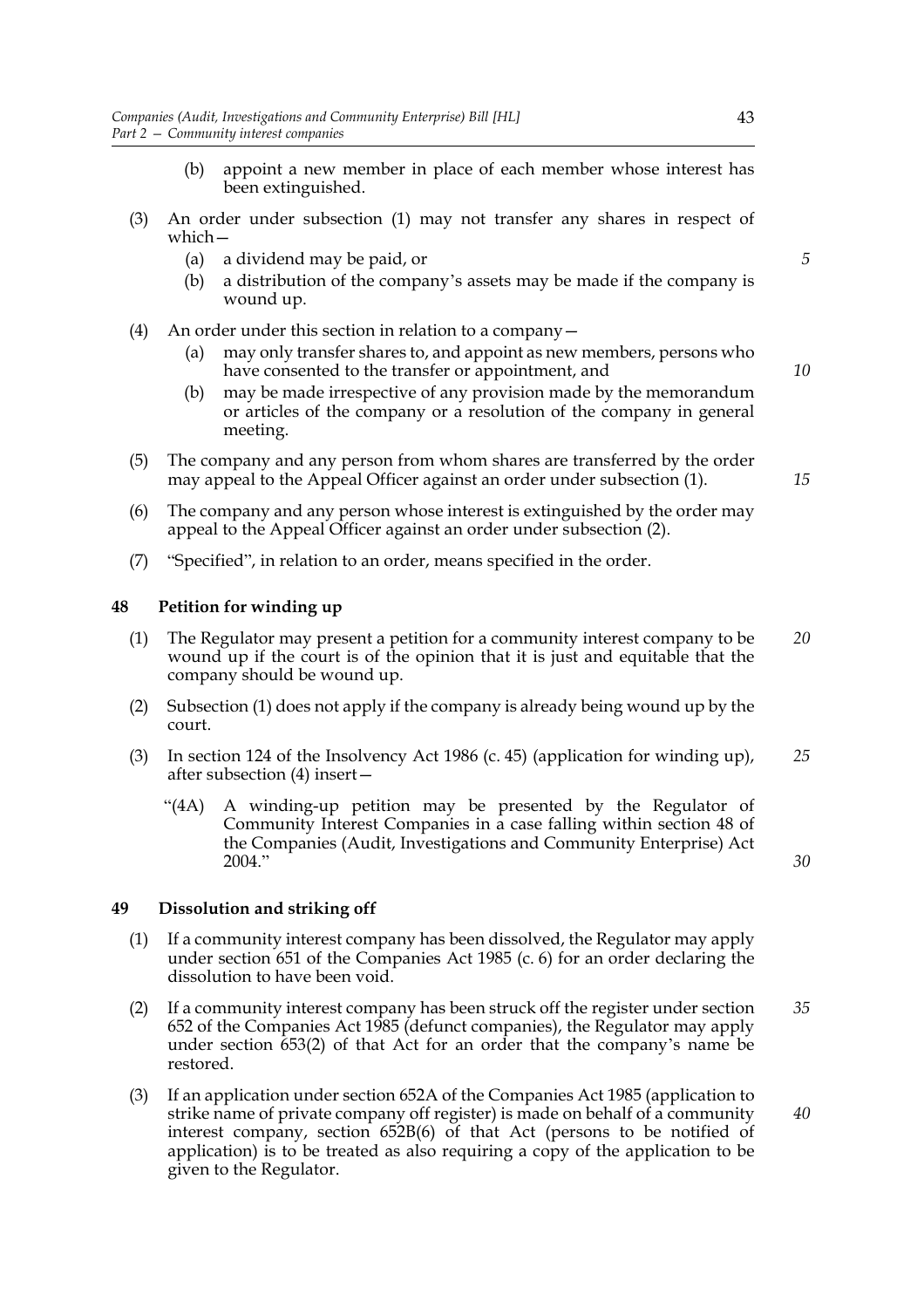(b) appoint a new member in place of each member whose interest has been extinguished.

(3) An order under subsection (1) may not transfer any shares in respect of which—

(a) a dividend may be paid, or

(b) a distribution of the company's assets may be made if the company is wound up.

(4) An order under this section in relation to a company—

(a) may only transfer shares to, and appoint as new members, persons who have consented to the transfer or appointment, and

(b) may be made irrespective of any provision made by the memorandum or articles of the company or a resolution of the company in general meeting.

(5) The company and any person from whom shares are transferred by the order may appeal to the Appeal Officer against an order under subsection (1).

(6) The company and any person whose interest is extinguished by the order may appeal to the Appeal Officer against an order under subsection (2).

(7) "Specified", in relation to an order, means specified in the order.

## 48 Petition for winding up

(1) The Regulator may present a petition for a community interest company to be wound up if the court is of the opinion that it is just and equitable that the company should be wound up.

(2) Subsection (1) does not apply if the company is already being wound up by the court.

(3) In section 124 of the Insolvency Act 1986 (c. 45) (application for winding up), after subsection (4) insert—

"(4A) A winding-up petition may be presented by the Regulator of Community Interest Companies in a case falling within section 48 of the Companies (Audit, Investigations and Community Enterprise) Act 2004."

## 49 Dissolution and striking off

(1) If a community interest company has been dissolved, the Regulator may apply under section 651 of the Companies Act 1985 (c. 6) for an order declaring the dissolution to have been void.

(2) If a community interest company has been struck off the register under section 652 of the Companies Act 1985 (defunct companies), the Regulator may apply under section 653(2) of that Act for an order that the company's name be restored.

(3) If an application under section 652A of the Companies Act 1985 (application to strike name of private company off register) is made on behalf of a community interest company, section 652B(6) of that Act (persons to be notified of application) is to be treated as also requiring a copy of the application to be given to the Regulator.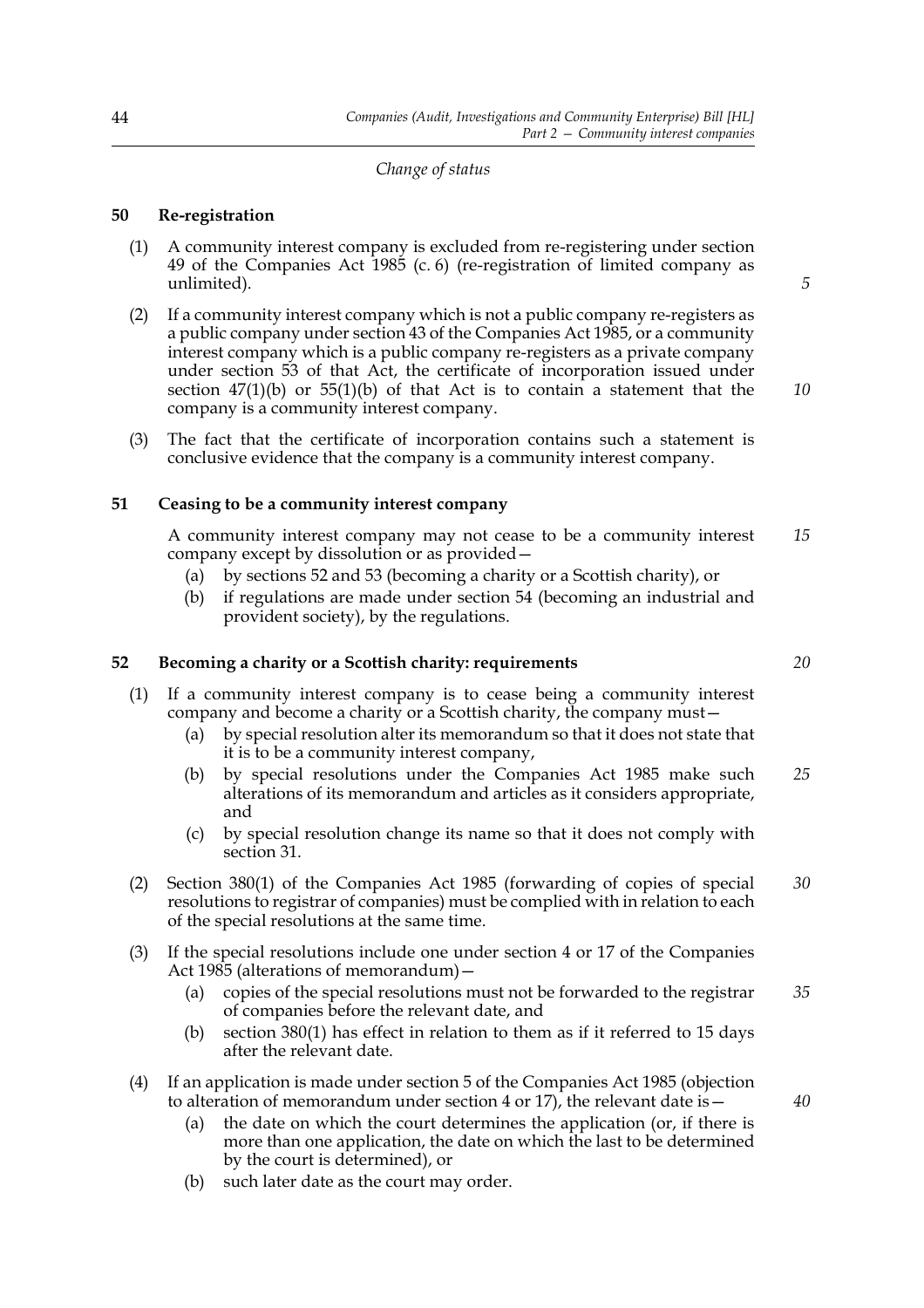*Change of status*

## 50 Re-registration

(1) A community interest company is excluded from re-registering under section 49 of the Companies Act 1985 (c. 6) (re-registration of limited company as unlimited).

(2) If a community interest company which is not a public company re-registers as a public company under section 43 of the Companies Act 1985, or a community interest company which is a public company re-registers as a private company under section 53 of that Act, the certificate of incorporation issued under section 47(1)(b) or 55(1)(b) of that Act is to contain a statement that the company is a community interest company.

(3) The fact that the certificate of incorporation contains such a statement is conclusive evidence that the company is a community interest company.

## 51 Ceasing to be a community interest company

A community interest company may not cease to be a community interest company except by dissolution or as provided—

- (a) by sections 52 and 53 (becoming a charity or a Scottish charity), or
- (b) if regulations are made under section 54 (becoming an industrial and provident society), by the regulations.

## 52 Becoming a charity or a Scottish charity: requirements

(1) If a community interest company is to cease being a community interest company and become a charity or a Scottish charity, the company must—

- (a) by special resolution alter its memorandum so that it does not state that it is to be a community interest company,
- (b) by special resolutions under the Companies Act 1985 make such alterations of its memorandum and articles as it considers appropriate, and
- (c) by special resolution change its name so that it does not comply with section 31.

(2) Section 380(1) of the Companies Act 1985 (forwarding of copies of special resolutions to registrar of companies) must be complied with in relation to each of the special resolutions at the same time.

(3) If the special resolutions include one under section 4 or 17 of the Companies Act 1985 (alterations of memorandum)—

- (a) copies of the special resolutions must not be forwarded to the registrar of companies before the relevant date, and
- (b) section 380(1) has effect in relation to them as if it referred to 15 days after the relevant date.

(4) If an application is made under section 5 of the Companies Act 1985 (objection to alteration of memorandum under section 4 or 17), the relevant date is—

- (a) the date on which the court determines the application (or, if there is more than one application, the date on which the last to be determined by the court is determined), or
- (b) such later date as the court may order.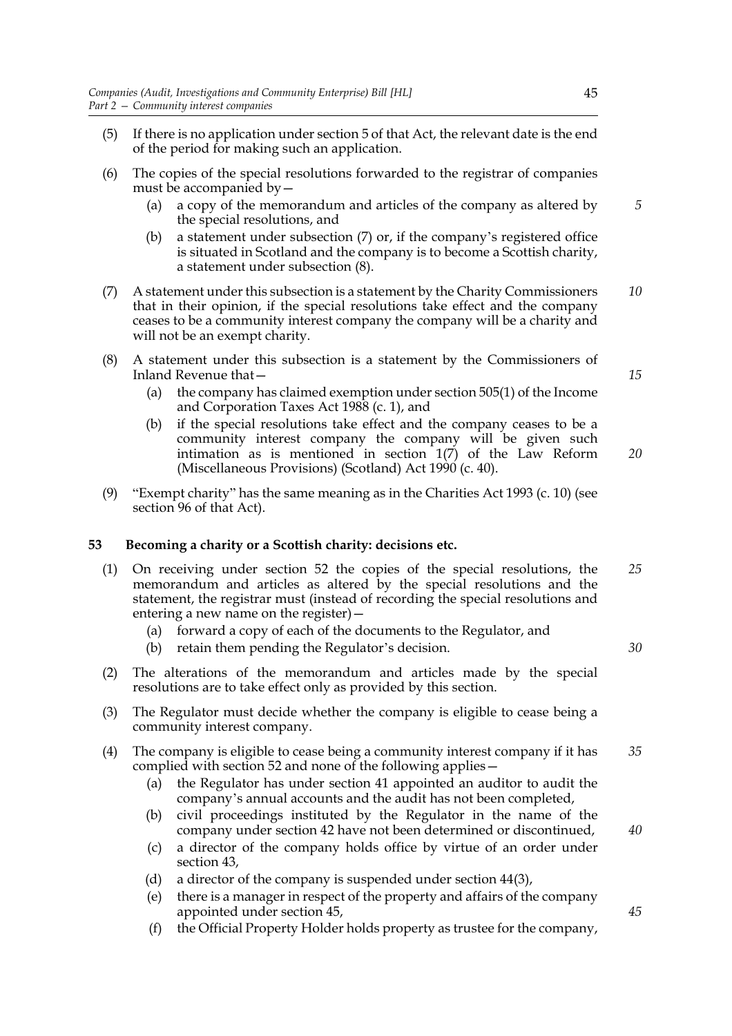(5) If there is no application under section 5 of that Act, the relevant date is the end of the period for making such an application.

(6) The copies of the special resolutions forwarded to the registrar of companies must be accompanied by—

  (a) a copy of the memorandum and articles of the company as altered by the special resolutions, and

  (b) a statement under subsection (7) or, if the company's registered office is situated in Scotland and the company is to become a Scottish charity, a statement under subsection (8).

(7) A statement under this subsection is a statement by the Charity Commissioners that in their opinion, if the special resolutions take effect and the company ceases to be a community interest company the company will be a charity and will not be an exempt charity.

(8) A statement under this subsection is a statement by the Commissioners of Inland Revenue that—

  (a) the company has claimed exemption under section 505(1) of the Income and Corporation Taxes Act 1988 (c. 1), and

  (b) if the special resolutions take effect and the company ceases to be a community interest company the company will be given such intimation as is mentioned in section 1(7) of the Law Reform (Miscellaneous Provisions) (Scotland) Act 1990 (c. 40).

(9) "Exempt charity" has the same meaning as in the Charities Act 1993 (c. 10) (see section 96 of that Act).

**53 Becoming a charity or a Scottish charity: decisions etc.**

(1) On receiving under section 52 the copies of the special resolutions, the memorandum and articles as altered by the special resolutions and the statement, the registrar must (instead of recording the special resolutions and entering a new name on the register)—

  (a) forward a copy of each of the documents to the Regulator, and

  (b) retain them pending the Regulator's decision.

(2) The alterations of the memorandum and articles made by the special resolutions are to take effect only as provided by this section.

(3) The Regulator must decide whether the company is eligible to cease being a community interest company.

(4) The company is eligible to cease being a community interest company if it has complied with section 52 and none of the following applies—

  (a) the Regulator has under section 41 appointed an auditor to audit the company's annual accounts and the audit has not been completed,

  (b) civil proceedings instituted by the Regulator in the name of the company under section 42 have not been determined or discontinued,

  (c) a director of the company holds office by virtue of an order under section 43,

  (d) a director of the company is suspended under section 44(3),

  (e) there is a manager in respect of the property and affairs of the company appointed under section 45,

  (f) the Official Property Holder holds property as trustee for the company,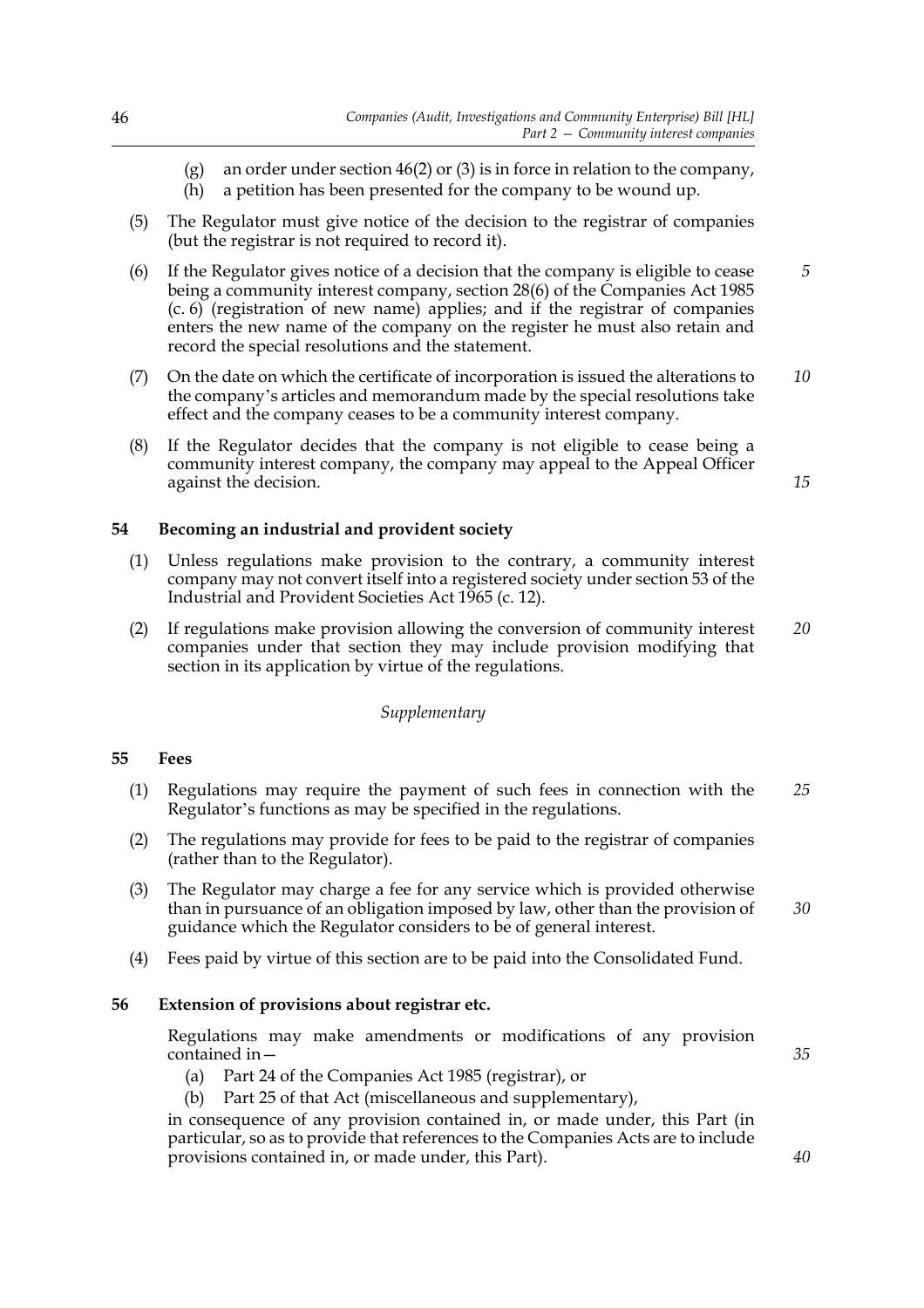(g) an order under section 46(2) or (3) is in force in relation to the company,

(h) a petition has been presented for the company to be wound up.

(5) The Regulator must give notice of the decision to the registrar of companies (but the registrar is not required to record it).

(6) If the Regulator gives notice of a decision that the company is eligible to cease being a community interest company, section 28(6) of the Companies Act 1985 (c. 6) (registration of new name) applies; and if the registrar of companies enters the new name of the company on the register he must also retain and record the special resolutions and the statement.

(7) On the date on which the certificate of incorporation is issued the alterations to the company's articles and memorandum made by the special resolutions take effect and the company ceases to be a community interest company.

(8) If the Regulator decides that the company is not eligible to cease being a community interest company, the company may appeal to the Appeal Officer against the decision.

### 54 Becoming an industrial and provident society

(1) Unless regulations make provision to the contrary, a community interest company may not convert itself into a registered society under section 53 of the Industrial and Provident Societies Act 1965 (c. 12).

(2) If regulations make provision allowing the conversion of community interest companies under that section they may include provision modifying that section in its application by virtue of the regulations.

*Supplementary*

### 55 Fees

(1) Regulations may require the payment of such fees in connection with the Regulator's functions as may be specified in the regulations.

(2) The regulations may provide for fees to be paid to the registrar of companies (rather than to the Regulator).

(3) The Regulator may charge a fee for any service which is provided otherwise than in pursuance of an obligation imposed by law, other than the provision of guidance which the Regulator considers to be of general interest.

(4) Fees paid by virtue of this section are to be paid into the Consolidated Fund.

### 56 Extension of provisions about registrar etc.

Regulations may make amendments or modifications of any provision contained in—

(a) Part 24 of the Companies Act 1985 (registrar), or

(b) Part 25 of that Act (miscellaneous and supplementary),

in consequence of any provision contained in, or made under, this Part (in particular, so as to provide that references to the Companies Acts are to include provisions contained in, or made under, this Part).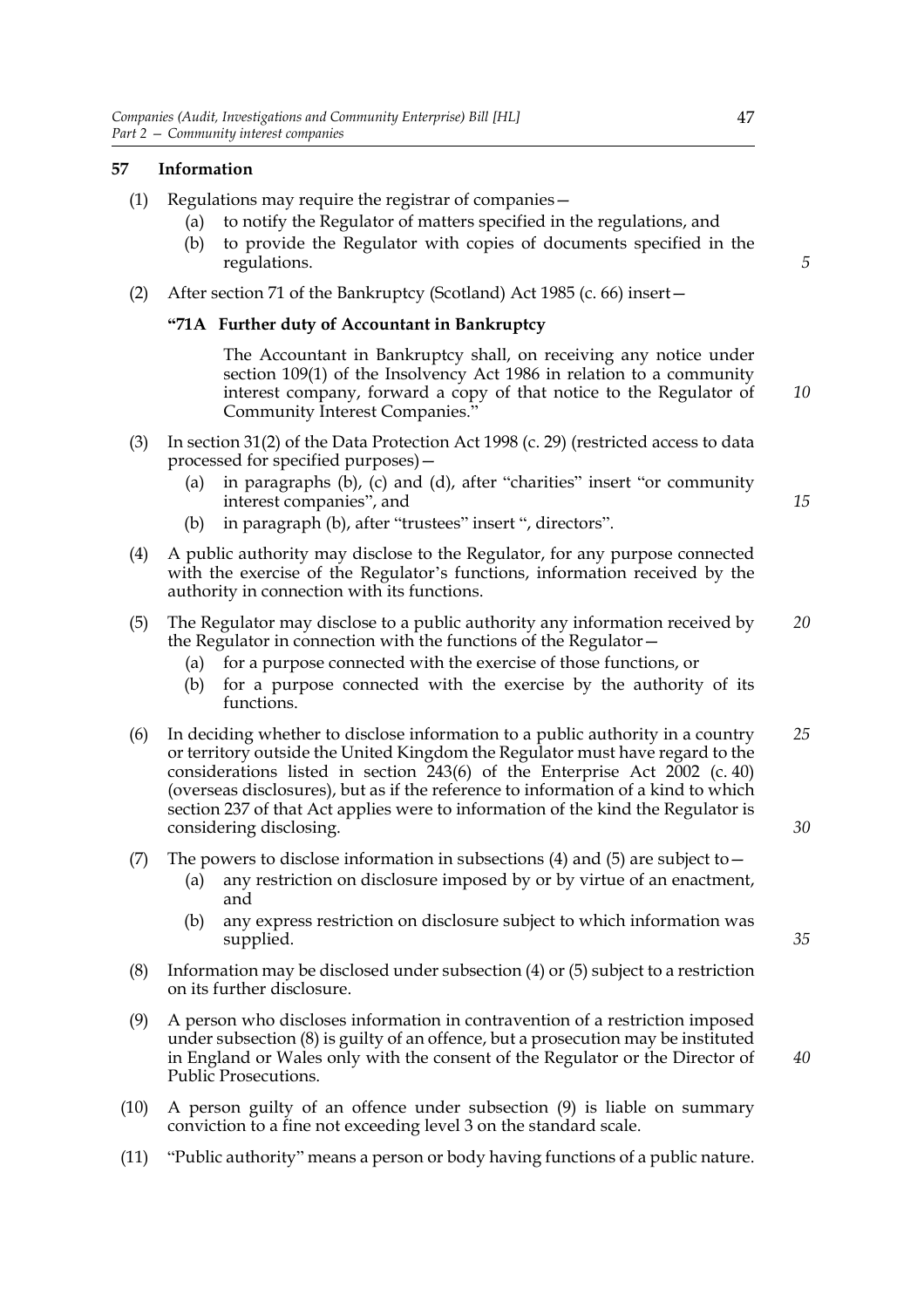## 57 Information

(1) Regulations may require the registrar of companies—

   (a) to notify the Regulator of matters specified in the regulations, and

   (b) to provide the Regulator with copies of documents specified in the regulations.

(2) After section 71 of the Bankruptcy (Scotland) Act 1985 (c. 66) insert—

### "71A Further duty of Accountant in Bankruptcy

The Accountant in Bankruptcy shall, on receiving any notice under section 109(1) of the Insolvency Act 1986 in relation to a community interest company, forward a copy of that notice to the Regulator of Community Interest Companies."

(3) In section 31(2) of the Data Protection Act 1998 (c. 29) (restricted access to data processed for specified purposes)—

   (a) in paragraphs (b), (c) and (d), after "charities" insert "or community interest companies", and

   (b) in paragraph (b), after "trustees" insert ", directors".

(4) A public authority may disclose to the Regulator, for any purpose connected with the exercise of the Regulator's functions, information received by the authority in connection with its functions.

(5) The Regulator may disclose to a public authority any information received by the Regulator in connection with the functions of the Regulator—

   (a) for a purpose connected with the exercise of those functions, or

   (b) for a purpose connected with the exercise by the authority of its functions.

(6) In deciding whether to disclose information to a public authority in a country or territory outside the United Kingdom the Regulator must have regard to the considerations listed in section 243(6) of the Enterprise Act 2002 (c. 40) (overseas disclosures), but as if the reference to information of a kind to which section 237 of that Act applies were to information of the kind the Regulator is considering disclosing.

(7) The powers to disclose information in subsections (4) and (5) are subject to—

   (a) any restriction on disclosure imposed by or by virtue of an enactment, and

   (b) any express restriction on disclosure subject to which information was supplied.

(8) Information may be disclosed under subsection (4) or (5) subject to a restriction on its further disclosure.

(9) A person who discloses information in contravention of a restriction imposed under subsection (8) is guilty of an offence, but a prosecution may be instituted in England or Wales only with the consent of the Regulator or the Director of Public Prosecutions.

(10) A person guilty of an offence under subsection (9) is liable on summary conviction to a fine not exceeding level 3 on the standard scale.

(11) "Public authority" means a person or body having functions of a public nature.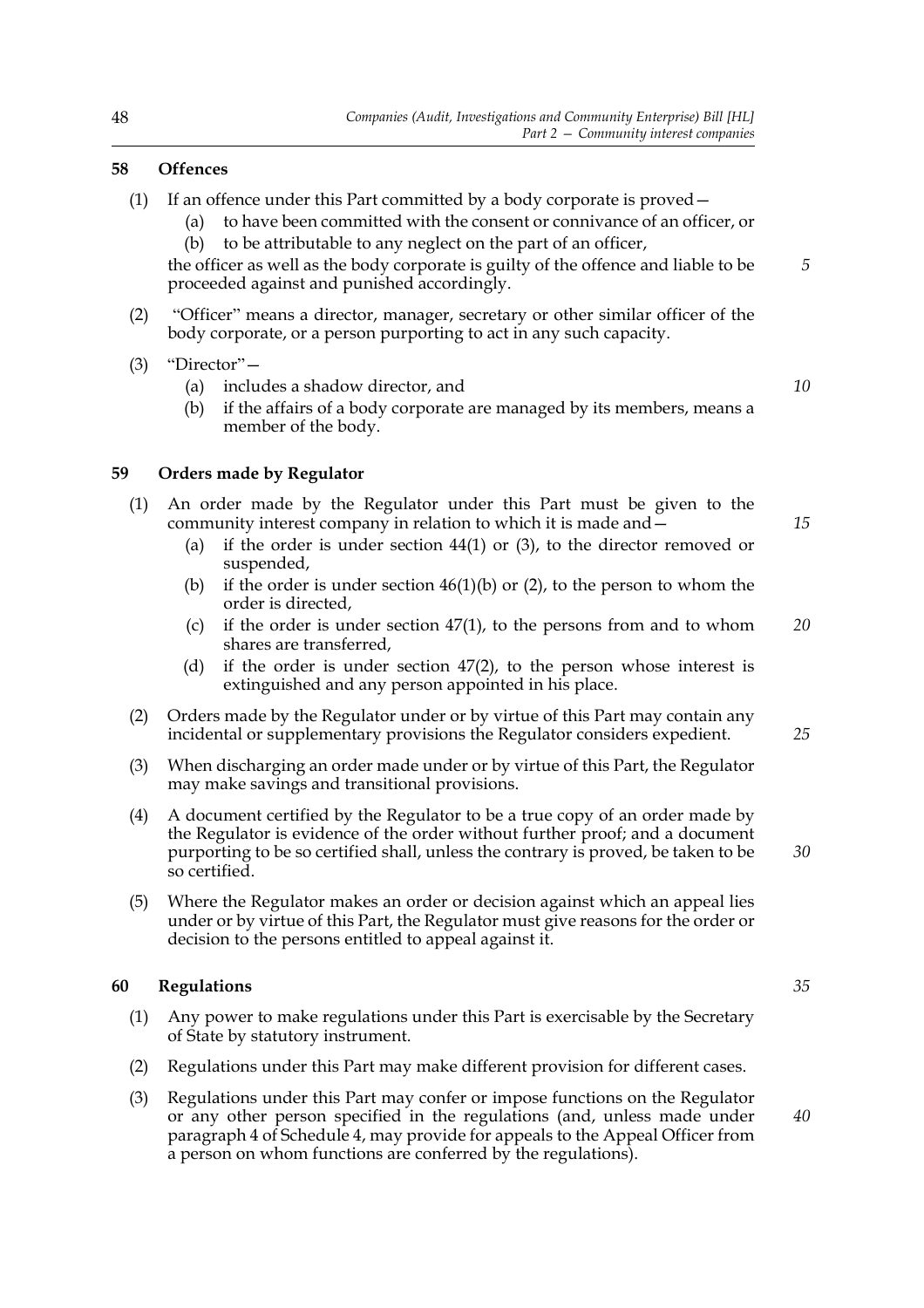### 58 Offences

(1) If an offence under this Part committed by a body corporate is proved—

(a) to have been committed with the consent or connivance of an officer, or

(b) to be attributable to any neglect on the part of an officer,

the officer as well as the body corporate is guilty of the offence and liable to be proceeded against and punished accordingly.

(2) "Officer" means a director, manager, secretary or other similar officer of the body corporate, or a person purporting to act in any such capacity.

(3) "Director"—

(a) includes a shadow director, and

(b) if the affairs of a body corporate are managed by its members, means a member of the body.

### 59 Orders made by Regulator

(1) An order made by the Regulator under this Part must be given to the community interest company in relation to which it is made and—

(a) if the order is under section 44(1) or (3), to the director removed or suspended,

(b) if the order is under section 46(1)(b) or (2), to the person to whom the order is directed,

(c) if the order is under section 47(1), to the persons from and to whom shares are transferred,

(d) if the order is under section 47(2), to the person whose interest is extinguished and any person appointed in his place.

(2) Orders made by the Regulator under or by virtue of this Part may contain any incidental or supplementary provisions the Regulator considers expedient.

(3) When discharging an order made under or by virtue of this Part, the Regulator may make savings and transitional provisions.

(4) A document certified by the Regulator to be a true copy of an order made by the Regulator is evidence of the order without further proof; and a document purporting to be so certified shall, unless the contrary is proved, be taken to be so certified.

(5) Where the Regulator makes an order or decision against which an appeal lies under or by virtue of this Part, the Regulator must give reasons for the order or decision to the persons entitled to appeal against it.

### 60 Regulations

(1) Any power to make regulations under this Part is exercisable by the Secretary of State by statutory instrument.

(2) Regulations under this Part may make different provision for different cases.

(3) Regulations under this Part may confer or impose functions on the Regulator or any other person specified in the regulations (and, unless made under paragraph 4 of Schedule 4, may provide for appeals to the Appeal Officer from a person on whom functions are conferred by the regulations).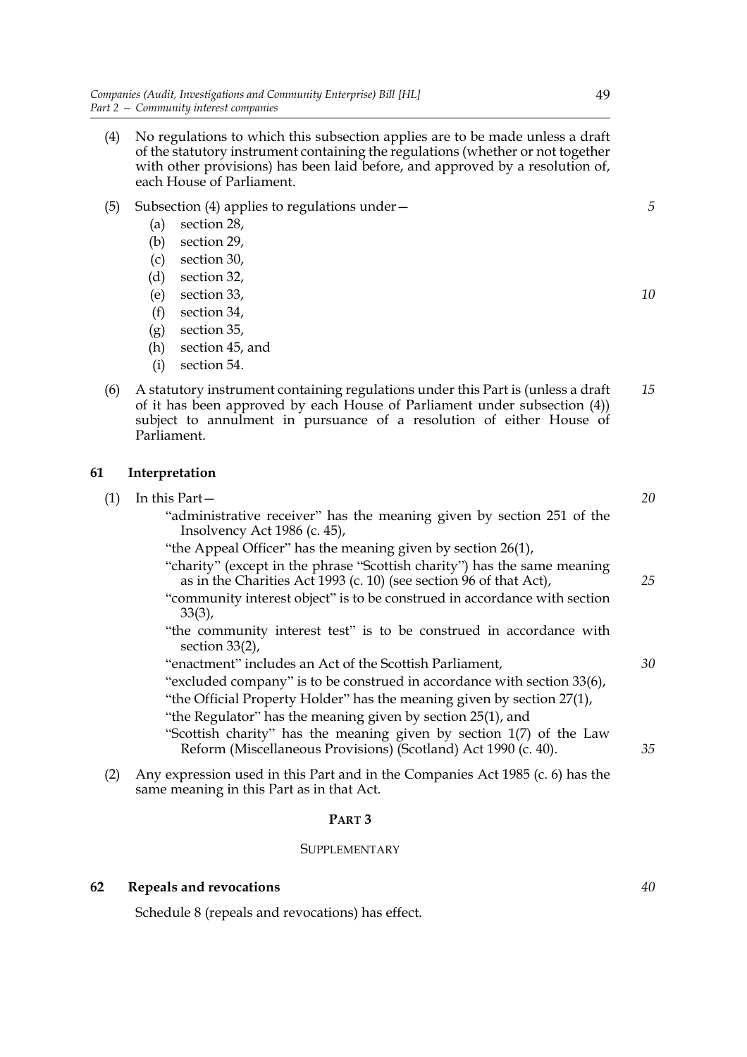(4) No regulations to which this subsection applies are to be made unless a draft of the statutory instrument containing the regulations (whether or not together with other provisions) has been laid before, and approved by a resolution of, each House of Parliament.

(5) Subsection (4) applies to regulations under—

- (a) section 28,
- (b) section 29,
- (c) section 30,
- (d) section 32,
- (e) section 33,
- (f) section 34,
- (g) section 35,
- (h) section 45, and
- (i) section 54.

(6) A statutory instrument containing regulations under this Part is (unless a draft of it has been approved by each House of Parliament under subsection (4)) subject to annulment in pursuance of a resolution of either House of Parliament.

## 61 Interpretation

(1) In this Part—

"administrative receiver" has the meaning given by section 251 of the Insolvency Act 1986 (c. 45),

"the Appeal Officer" has the meaning given by section 26(1),

"charity" (except in the phrase "Scottish charity") has the same meaning as in the Charities Act 1993 (c. 10) (see section 96 of that Act),

"community interest object" is to be construed in accordance with section 33(3),

"the community interest test" is to be construed in accordance with section 33(2),

"enactment" includes an Act of the Scottish Parliament,

"excluded company" is to be construed in accordance with section 33(6),

"the Official Property Holder" has the meaning given by section 27(1),

"the Regulator" has the meaning given by section 25(1), and

"Scottish charity" has the meaning given by section 1(7) of the Law Reform (Miscellaneous Provisions) (Scotland) Act 1990 (c. 40).

(2) Any expression used in this Part and in the Companies Act 1985 (c. 6) has the same meaning in this Part as in that Act.

# PART 3

## SUPPLEMENTARY

## 62 Repeals and revocations

Schedule 8 (repeals and revocations) has effect.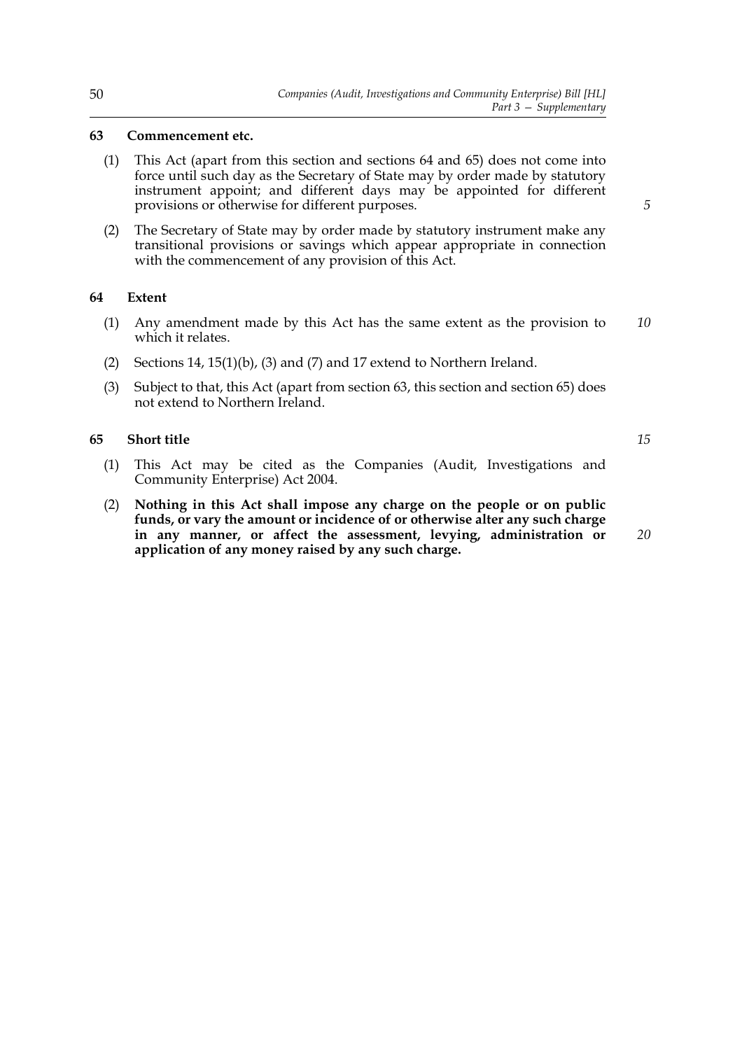## 63 Commencement etc.

(1) This Act (apart from this section and sections 64 and 65) does not come into force until such day as the Secretary of State may by order made by statutory instrument appoint; and different days may be appointed for different provisions or otherwise for different purposes.

(2) The Secretary of State may by order made by statutory instrument make any transitional provisions or savings which appear appropriate in connection with the commencement of any provision of this Act.

## 64 Extent

(1) Any amendment made by this Act has the same extent as the provision to which it relates.

(2) Sections 14, 15(1)(b), (3) and (7) and 17 extend to Northern Ireland.

(3) Subject to that, this Act (apart from section 63, this section and section 65) does not extend to Northern Ireland.

## 65 Short title

(1) This Act may be cited as the Companies (Audit, Investigations and Community Enterprise) Act 2004.

(2) **Nothing in this Act shall impose any charge on the people or on public funds, or vary the amount or incidence of or otherwise alter any such charge in any manner, or affect the assessment, levying, administration or application of any money raised by any such charge.**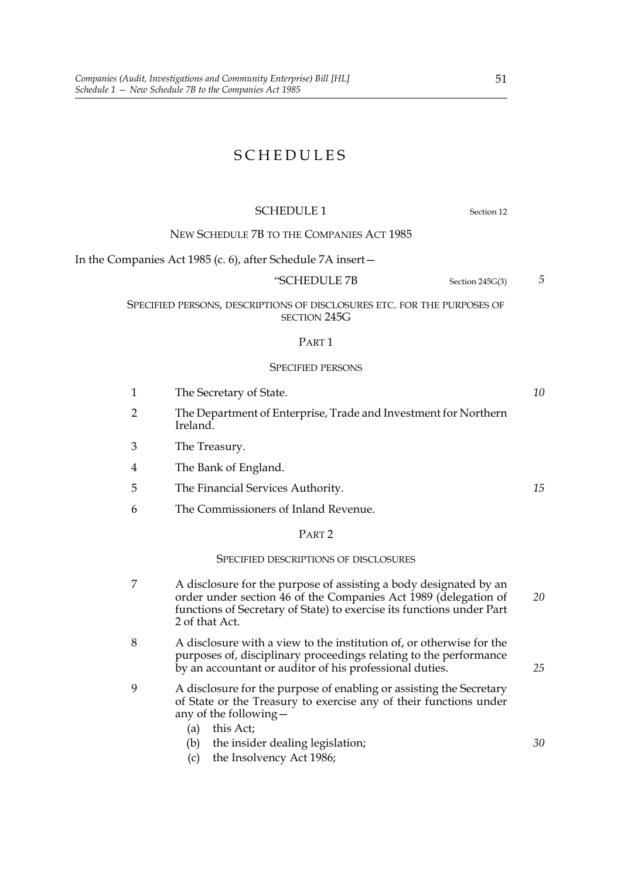# SCHEDULES

## SCHEDULE 1

Section 12

### NEW SCHEDULE 7B TO THE COMPANIES ACT 1985

In the Companies Act 1985 (c. 6), after Schedule 7A insert—

"SCHEDULE 7B

Section 245G(3)

SPECIFIED PERSONS, DESCRIPTIONS OF DISCLOSURES ETC. FOR THE PURPOSES OF SECTION 245G

PART 1

SPECIFIED PERSONS

1 The Secretary of State.

2 The Department of Enterprise, Trade and Investment for Northern Ireland.

3 The Treasury.

4 The Bank of England.

5 The Financial Services Authority.

6 The Commissioners of Inland Revenue.

PART 2

SPECIFIED DESCRIPTIONS OF DISCLOSURES

7 A disclosure for the purpose of assisting a body designated by an order under section 46 of the Companies Act 1989 (delegation of functions of Secretary of State) to exercise its functions under Part 2 of that Act.

8 A disclosure with a view to the institution of, or otherwise for the purposes of, disciplinary proceedings relating to the performance by an accountant or auditor of his professional duties.

9 A disclosure for the purpose of enabling or assisting the Secretary of State or the Treasury to exercise any of their functions under any of the following—

(a) this Act;

(b) the insider dealing legislation;

(c) the Insolvency Act 1986;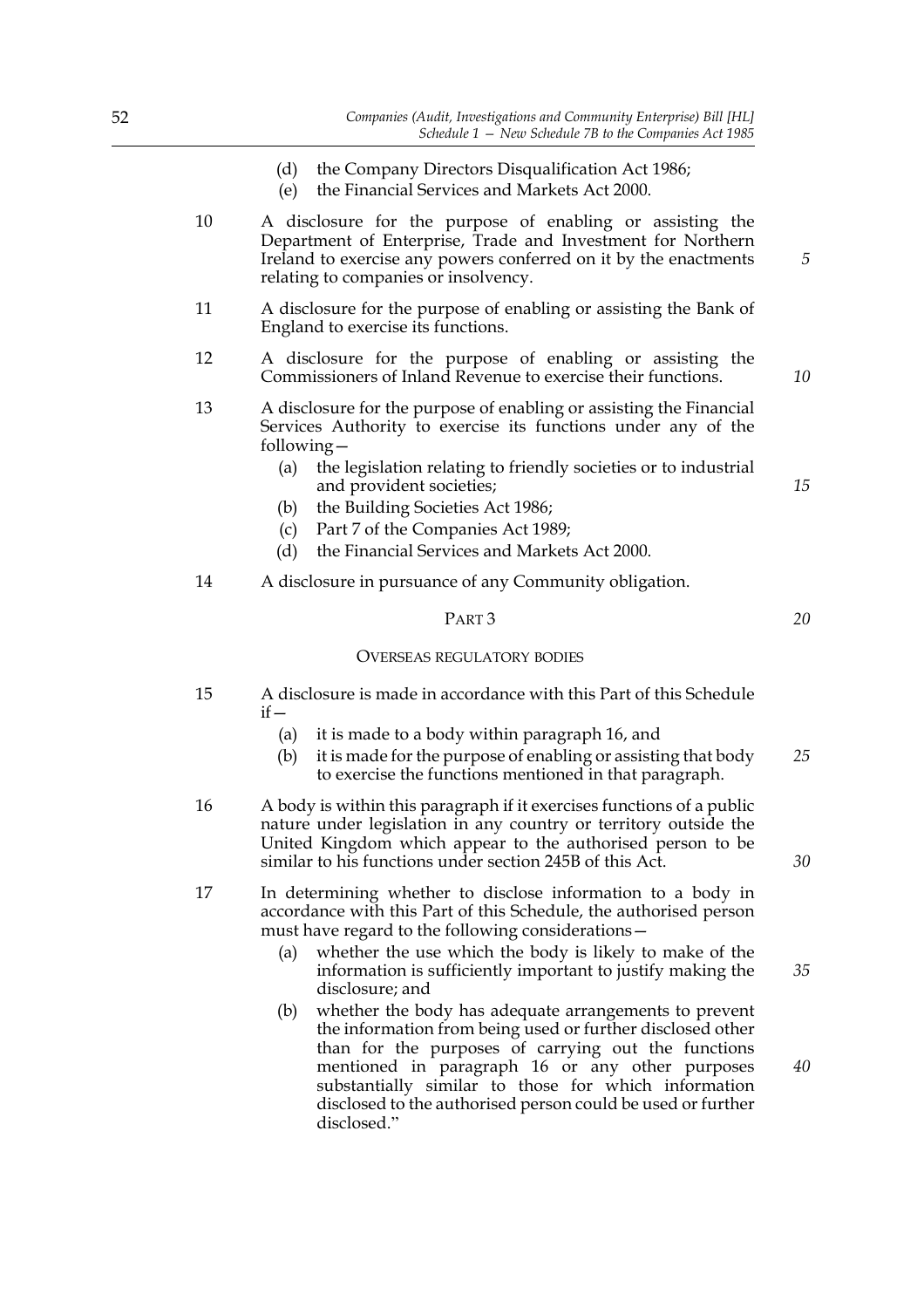(d) the Company Directors Disqualification Act 1986;

(e) the Financial Services and Markets Act 2000.

10 A disclosure for the purpose of enabling or assisting the Department of Enterprise, Trade and Investment for Northern Ireland to exercise any powers conferred on it by the enactments relating to companies or insolvency.

11 A disclosure for the purpose of enabling or assisting the Bank of England to exercise its functions.

12 A disclosure for the purpose of enabling or assisting the Commissioners of Inland Revenue to exercise their functions.

13 A disclosure for the purpose of enabling or assisting the Financial Services Authority to exercise its functions under any of the following—

(a) the legislation relating to friendly societies or to industrial and provident societies;

(b) the Building Societies Act 1986;

(c) Part 7 of the Companies Act 1989;

(d) the Financial Services and Markets Act 2000.

14 A disclosure in pursuance of any Community obligation.

PART 3

OVERSEAS REGULATORY BODIES

15 A disclosure is made in accordance with this Part of this Schedule if—

(a) it is made to a body within paragraph 16, and

(b) it is made for the purpose of enabling or assisting that body to exercise the functions mentioned in that paragraph.

16 A body is within this paragraph if it exercises functions of a public nature under legislation in any country or territory outside the United Kingdom which appear to the authorised person to be similar to his functions under section 245B of this Act.

17 In determining whether to disclose information to a body in accordance with this Part of this Schedule, the authorised person must have regard to the following considerations—

(a) whether the use which the body is likely to make of the information is sufficiently important to justify making the disclosure; and

(b) whether the body has adequate arrangements to prevent the information from being used or further disclosed other than for the purposes of carrying out the functions mentioned in paragraph 16 or any other purposes substantially similar to those for which information disclosed to the authorised person could be used or further disclosed."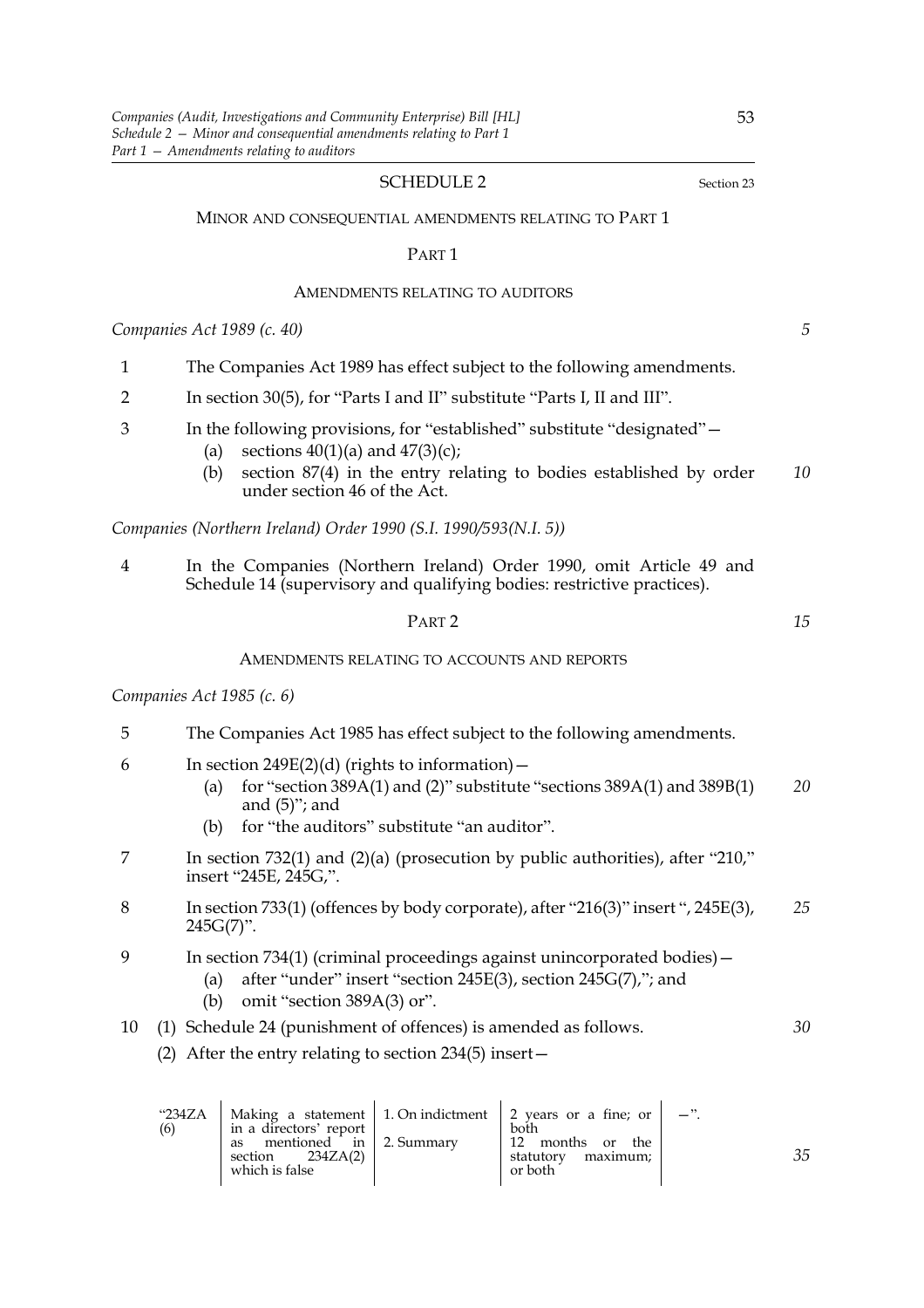## SCHEDULE 2

Section 23

MINOR AND CONSEQUENTIAL AMENDMENTS RELATING TO PART 1

### PART 1

#### AMENDMENTS RELATING TO AUDITORS

*Companies Act 1989 (c. 40)*

1 The Companies Act 1989 has effect subject to the following amendments.

2 In section 30(5), for "Parts I and II" substitute "Parts I, II and III".

3 In the following provisions, for "established" substitute "designated"—
   (a) sections 40(1)(a) and 47(3)(c);
   (b) section 87(4) in the entry relating to bodies established by order under section 46 of the Act.

*Companies (Northern Ireland) Order 1990 (S.I. 1990/593(N.I. 5))*

4 In the Companies (Northern Ireland) Order 1990, omit Article 49 and Schedule 14 (supervisory and qualifying bodies: restrictive practices).

### PART 2

#### AMENDMENTS RELATING TO ACCOUNTS AND REPORTS

*Companies Act 1985 (c. 6)*

5 The Companies Act 1985 has effect subject to the following amendments.

6 In section 249E(2)(d) (rights to information)—
   (a) for "section 389A(1) and (2)" substitute "sections 389A(1) and 389B(1) and (5)"; and
   (b) for "the auditors" substitute "an auditor".

7 In section 732(1) and (2)(a) (prosecution by public authorities), after "210," insert "245E, 245G,".

8 In section 733(1) (offences by body corporate), after "216(3)" insert ", 245E(3), 245G(7)".

9 In section 734(1) (criminal proceedings against unincorporated bodies)—
   (a) after "under" insert "section 245E(3), section 245G(7),"; and
   (b) omit "section 389A(3) or".

10 (1) Schedule 24 (punishment of offences) is amended as follows.

   (2) After the entry relating to section 234(5) insert—

| | | | | |
|---|---|---|---|---|
| "234ZA (6) | Making a statement in a directors' report as mentioned in section 234ZA(2) which is false | 1. On indictment<br>2. Summary | 2 years or a fine; or both<br>12 months or the statutory maximum; or both | —". |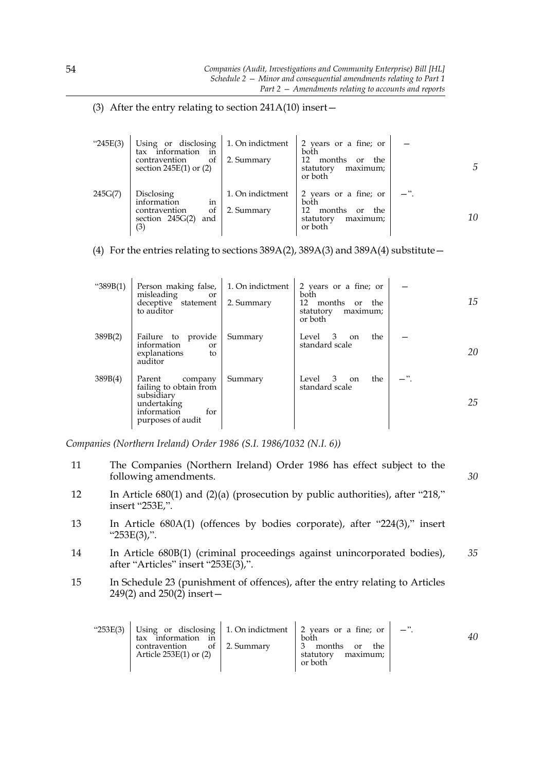(3) After the entry relating to section 241A(10) insert—

| | | | | |
|---|---|---|---|---|
| "245E(3) | Using or disclosing tax information in contravention of section 245E(1) or (2) | 1. On indictment<br>2. Summary | 2 years or a fine; or both<br>12 months or the statutory maximum; or both | — |
| 245G(7) | Disclosing information in contravention of section 245G(2) and (3) | 1. On indictment<br>2. Summary | 2 years or a fine; or both<br>12 months or the statutory maximum; or both | —". |

(4) For the entries relating to sections 389A(2), 389A(3) and 389A(4) substitute—

| | | | | |
|---|---|---|---|---|
| "389B(1) | Person making false, misleading or deceptive statement to auditor | 1. On indictment<br>2. Summary | 2 years or a fine; or both<br>12 months or the statutory maximum; or both | — |
| 389B(2) | Failure to provide information or explanations to auditor | Summary | Level 3 on the standard scale | — |
| 389B(4) | Parent company failing to obtain from subsidiary undertaking information for purposes of audit | Summary | Level 3 on the standard scale | —". |

*Companies (Northern Ireland) Order 1986 (S.I. 1986/1032 (N.I. 6))*

11 The Companies (Northern Ireland) Order 1986 has effect subject to the following amendments.

12 In Article 680(1) and (2)(a) (prosecution by public authorities), after "218," insert "253E,".

13 In Article 680A(1) (offences by bodies corporate), after "224(3)," insert "253E(3),".

14 In Article 680B(1) (criminal proceedings against unincorporated bodies), after "Articles" insert "253E(3),".

15 In Schedule 23 (punishment of offences), after the entry relating to Articles 249(2) and 250(2) insert—

| | | | | |
|---|---|---|---|---|
| "253E(3) | Using or disclosing tax information in contravention of Article 253E(1) or (2) | 1. On indictment<br>2. Summary | 2 years or a fine; or both<br>3 months or the statutory maximum; or both | —". |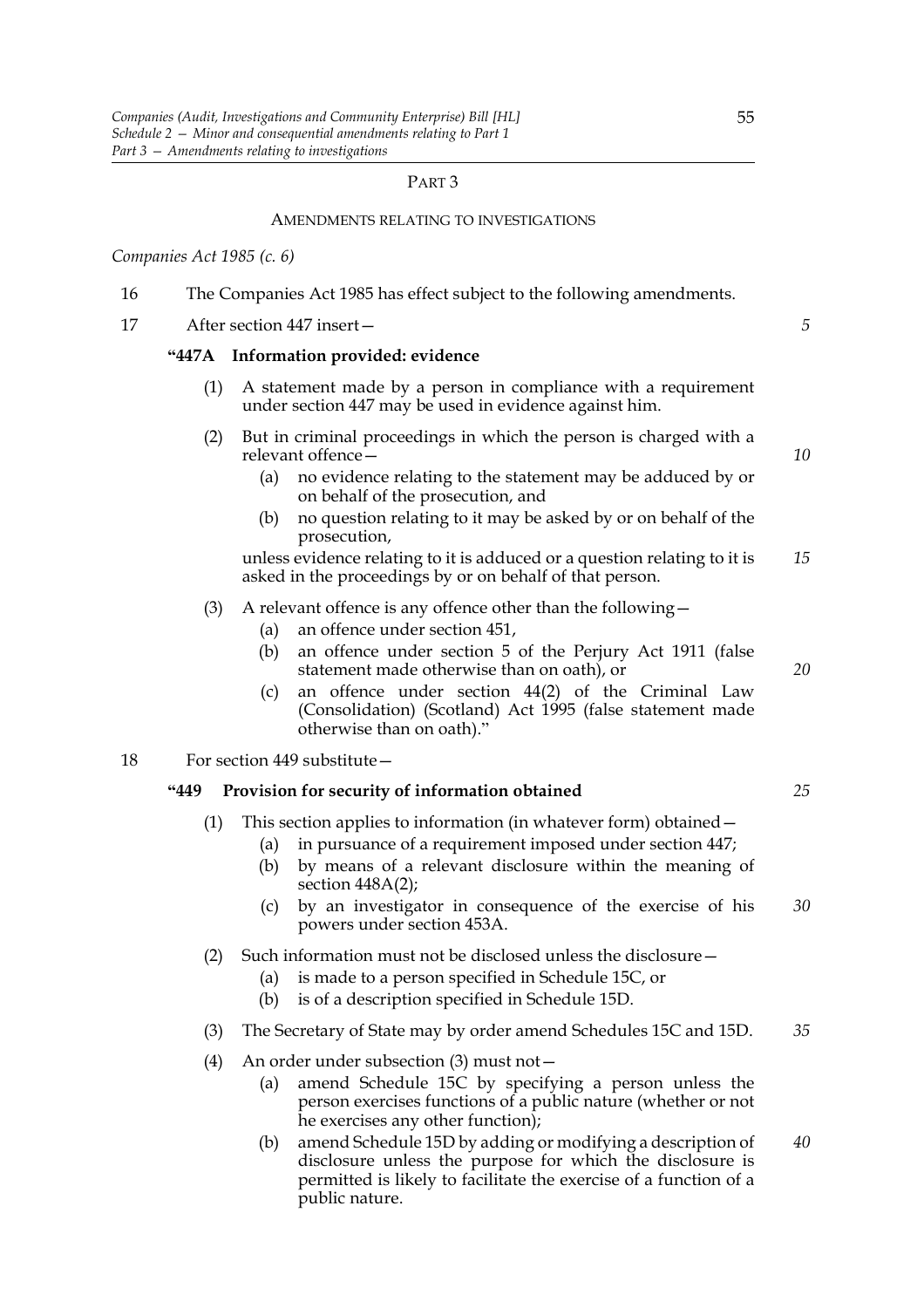PART 3

AMENDMENTS RELATING TO INVESTIGATIONS

*Companies Act 1985 (c. 6)*

16 The Companies Act 1985 has effect subject to the following amendments.

17 After section 447 insert—

**"447A Information provided: evidence**

(1) A statement made by a person in compliance with a requirement under section 447 may be used in evidence against him.

(2) But in criminal proceedings in which the person is charged with a relevant offence—

(a) no evidence relating to the statement may be adduced by or on behalf of the prosecution, and

(b) no question relating to it may be asked by or on behalf of the prosecution,

unless evidence relating to it is adduced or a question relating to it is asked in the proceedings by or on behalf of that person.

(3) A relevant offence is any offence other than the following—

(a) an offence under section 451,

(b) an offence under section 5 of the Perjury Act 1911 (false statement made otherwise than on oath), or

(c) an offence under section 44(2) of the Criminal Law (Consolidation) (Scotland) Act 1995 (false statement made otherwise than on oath)."

18 For section 449 substitute—

**"449 Provision for security of information obtained**

(1) This section applies to information (in whatever form) obtained—

(a) in pursuance of a requirement imposed under section 447;

(b) by means of a relevant disclosure within the meaning of section 448A(2);

(c) by an investigator in consequence of the exercise of his powers under section 453A.

(2) Such information must not be disclosed unless the disclosure—

(a) is made to a person specified in Schedule 15C, or

(b) is of a description specified in Schedule 15D.

(3) The Secretary of State may by order amend Schedules 15C and 15D.

(4) An order under subsection (3) must not—

(a) amend Schedule 15C by specifying a person unless the person exercises functions of a public nature (whether or not he exercises any other function);

(b) amend Schedule 15D by adding or modifying a description of disclosure unless the purpose for which the disclosure is permitted is likely to facilitate the exercise of a function of a public nature.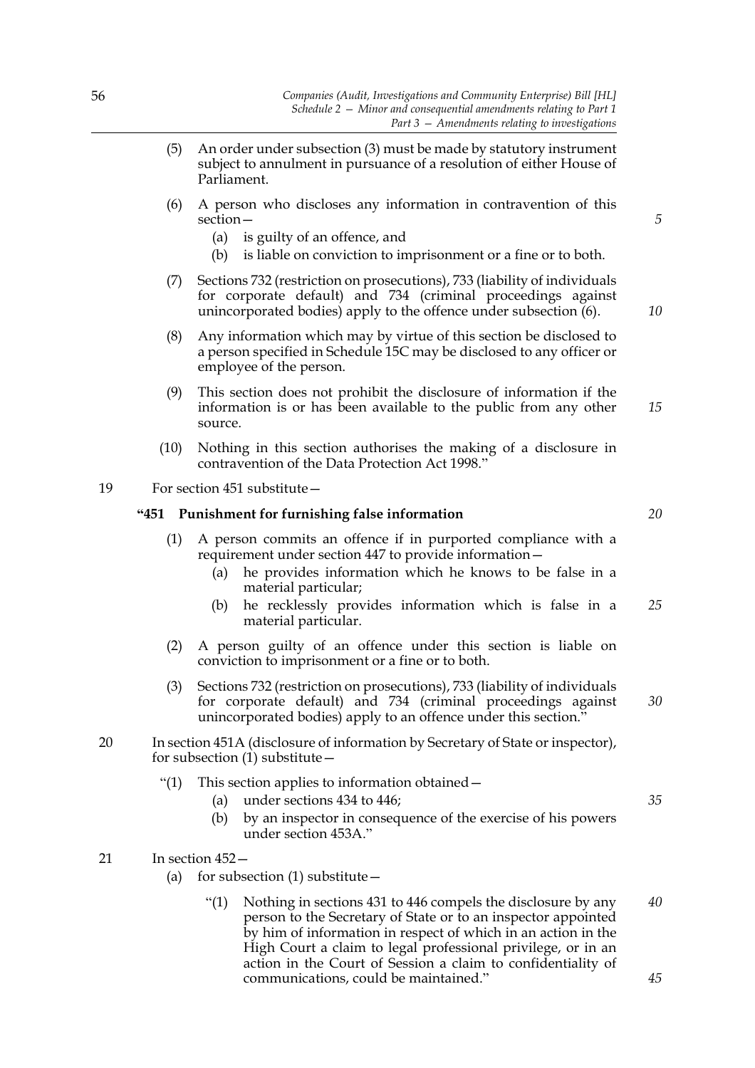(5) An order under subsection (3) must be made by statutory instrument subject to annulment in pursuance of a resolution of either House of Parliament.

(6) A person who discloses any information in contravention of this section—

  (a) is guilty of an offence, and

  (b) is liable on conviction to imprisonment or a fine or to both.

(7) Sections 732 (restriction on prosecutions), 733 (liability of individuals for corporate default) and 734 (criminal proceedings against unincorporated bodies) apply to the offence under subsection (6).

(8) Any information which may by virtue of this section be disclosed to a person specified in Schedule 15C may be disclosed to any officer or employee of the person.

(9) This section does not prohibit the disclosure of information if the information is or has been available to the public from any other source.

(10) Nothing in this section authorises the making of a disclosure in contravention of the Data Protection Act 1998."

19 For section 451 substitute—

**"451 Punishment for furnishing false information**

(1) A person commits an offence if in purported compliance with a requirement under section 447 to provide information—

  (a) he provides information which he knows to be false in a material particular;

  (b) he recklessly provides information which is false in a material particular.

(2) A person guilty of an offence under this section is liable on conviction to imprisonment or a fine or to both.

(3) Sections 732 (restriction on prosecutions), 733 (liability of individuals for corporate default) and 734 (criminal proceedings against unincorporated bodies) apply to an offence under this section."

20 In section 451A (disclosure of information by Secretary of State or inspector), for subsection (1) substitute—

"(1) This section applies to information obtained—

  (a) under sections 434 to 446;

  (b) by an inspector in consequence of the exercise of his powers under section 453A."

21 In section 452—

  (a) for subsection (1) substitute—

    "(1) Nothing in sections 431 to 446 compels the disclosure by any person to the Secretary of State or to an inspector appointed by him of information in respect of which in an action in the High Court a claim to legal professional privilege, or in an action in the Court of Session a claim to confidentiality of communications, could be maintained."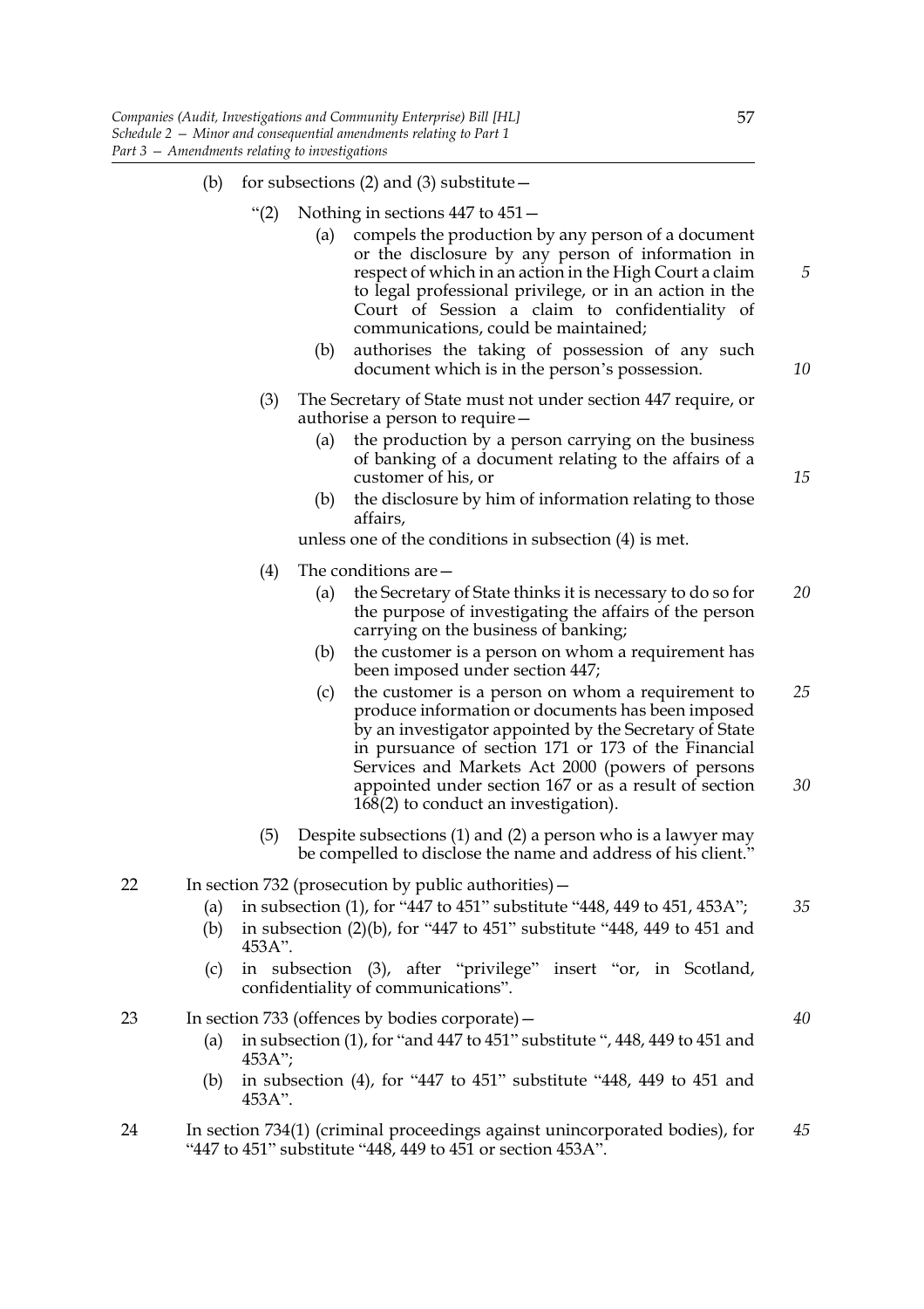(b) for subsections (2) and (3) substitute—

“(2) Nothing in sections 447 to 451—

(a) compels the production by any person of a document or the disclosure by any person of information in respect of which in an action in the High Court a claim to legal professional privilege, or in an action in the Court of Session a claim to confidentiality of communications, could be maintained;

(b) authorises the taking of possession of any such document which is in the person’s possession.

(3) The Secretary of State must not under section 447 require, or authorise a person to require—

(a) the production by a person carrying on the business of banking of a document relating to the affairs of a customer of his, or

(b) the disclosure by him of information relating to those affairs,

unless one of the conditions in subsection (4) is met.

(4) The conditions are—

(a) the Secretary of State thinks it is necessary to do so for the purpose of investigating the affairs of the person carrying on the business of banking;

(b) the customer is a person on whom a requirement has been imposed under section 447;

(c) the customer is a person on whom a requirement to produce information or documents has been imposed by an investigator appointed by the Secretary of State in pursuance of section 171 or 173 of the Financial Services and Markets Act 2000 (powers of persons appointed under section 167 or as a result of section 168(2) to conduct an investigation).

(5) Despite subsections (1) and (2) a person who is a lawyer may be compelled to disclose the name and address of his client.”

22 In section 732 (prosecution by public authorities)—

(a) in subsection (1), for “447 to 451” substitute “448, 449 to 451, 453A”;

(b) in subsection (2)(b), for “447 to 451” substitute “448, 449 to 451 and 453A”.

(c) in subsection (3), after “privilege” insert “or, in Scotland, confidentiality of communications”.

23 In section 733 (offences by bodies corporate)—

(a) in subsection (1), for “and 447 to 451” substitute “, 448, 449 to 451 and 453A”;

(b) in subsection (4), for “447 to 451” substitute “448, 449 to 451 and 453A”.

24 In section 734(1) (criminal proceedings against unincorporated bodies), for “447 to 451” substitute “448, 449 to 451 or section 453A”.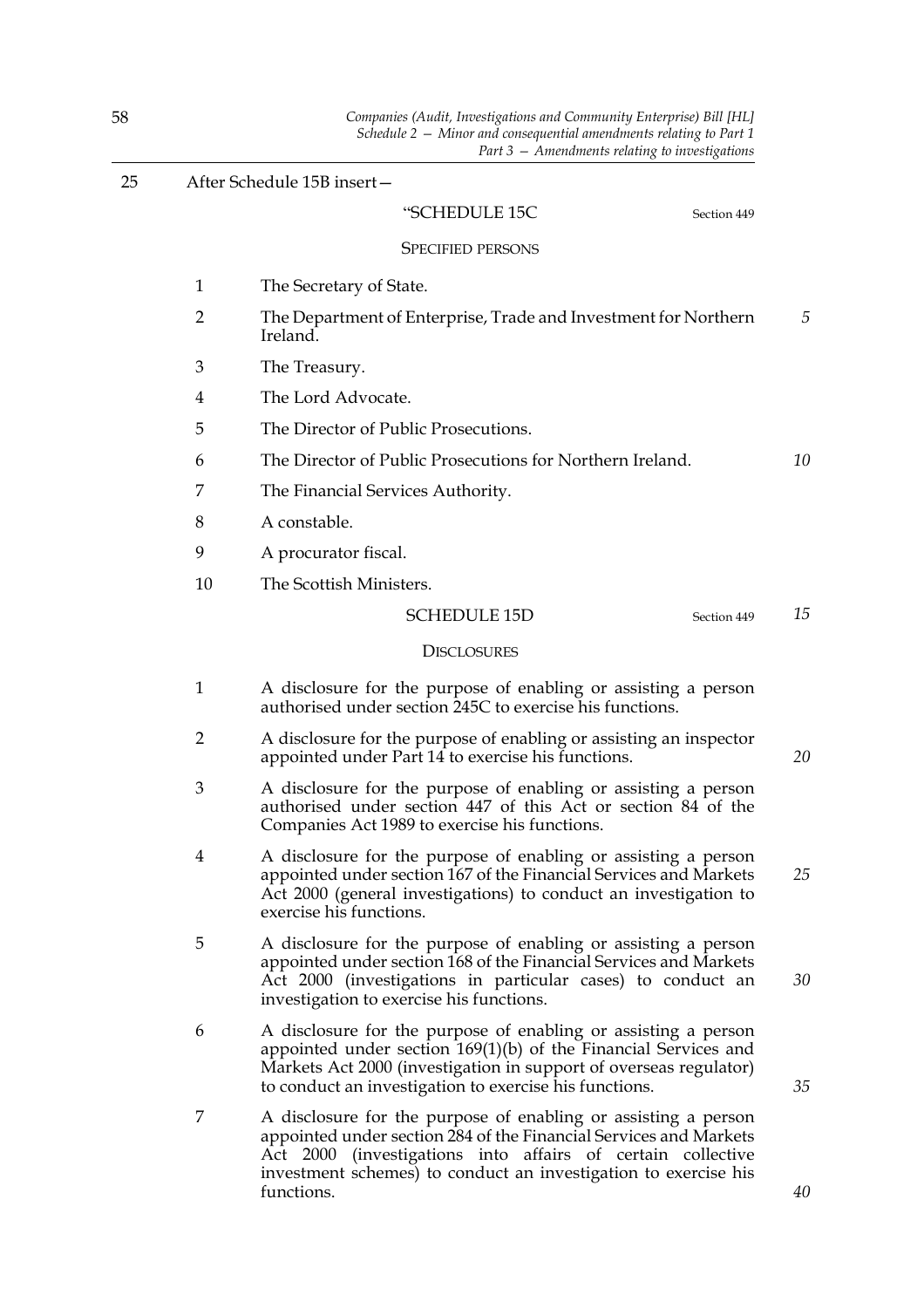25 After Schedule 15B insert—

"SCHEDULE 15C

Section 449

SPECIFIED PERSONS

1 The Secretary of State.

2 The Department of Enterprise, Trade and Investment for Northern Ireland.

3 The Treasury.

4 The Lord Advocate.

5 The Director of Public Prosecutions.

6 The Director of Public Prosecutions for Northern Ireland.

7 The Financial Services Authority.

8 A constable.

9 A procurator fiscal.

10 The Scottish Ministers.

SCHEDULE 15D

Section 449

DISCLOSURES

1 A disclosure for the purpose of enabling or assisting a person authorised under section 245C to exercise his functions.

2 A disclosure for the purpose of enabling or assisting an inspector appointed under Part 14 to exercise his functions.

3 A disclosure for the purpose of enabling or assisting a person authorised under section 447 of this Act or section 84 of the Companies Act 1989 to exercise his functions.

4 A disclosure for the purpose of enabling or assisting a person appointed under section 167 of the Financial Services and Markets Act 2000 (general investigations) to conduct an investigation to exercise his functions.

5 A disclosure for the purpose of enabling or assisting a person appointed under section 168 of the Financial Services and Markets Act 2000 (investigations in particular cases) to conduct an investigation to exercise his functions.

6 A disclosure for the purpose of enabling or assisting a person appointed under section 169(1)(b) of the Financial Services and Markets Act 2000 (investigation in support of overseas regulator) to conduct an investigation to exercise his functions.

7 A disclosure for the purpose of enabling or assisting a person appointed under section 284 of the Financial Services and Markets Act 2000 (investigations into affairs of certain collective investment schemes) to conduct an investigation to exercise his functions.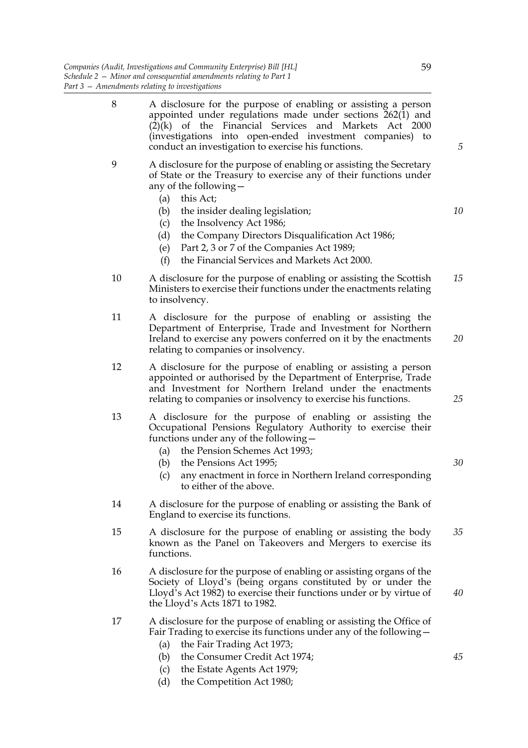8 A disclosure for the purpose of enabling or assisting a person appointed under regulations made under sections 262(1) and (2)(k) of the Financial Services and Markets Act 2000 (investigations into open-ended investment companies) to conduct an investigation to exercise his functions.

9 A disclosure for the purpose of enabling or assisting the Secretary of State or the Treasury to exercise any of their functions under any of the following—

- (a) this Act;
- (b) the insider dealing legislation;
- (c) the Insolvency Act 1986;
- (d) the Company Directors Disqualification Act 1986;
- (e) Part 2, 3 or 7 of the Companies Act 1989;
- (f) the Financial Services and Markets Act 2000.

10 A disclosure for the purpose of enabling or assisting the Scottish Ministers to exercise their functions under the enactments relating to insolvency.

11 A disclosure for the purpose of enabling or assisting the Department of Enterprise, Trade and Investment for Northern Ireland to exercise any powers conferred on it by the enactments relating to companies or insolvency.

12 A disclosure for the purpose of enabling or assisting a person appointed or authorised by the Department of Enterprise, Trade and Investment for Northern Ireland under the enactments relating to companies or insolvency to exercise his functions.

13 A disclosure for the purpose of enabling or assisting the Occupational Pensions Regulatory Authority to exercise their functions under any of the following—

- (a) the Pension Schemes Act 1993;
- (b) the Pensions Act 1995;
- (c) any enactment in force in Northern Ireland corresponding to either of the above.

14 A disclosure for the purpose of enabling or assisting the Bank of England to exercise its functions.

15 A disclosure for the purpose of enabling or assisting the body known as the Panel on Takeovers and Mergers to exercise its functions.

16 A disclosure for the purpose of enabling or assisting organs of the Society of Lloyd's (being organs constituted by or under the Lloyd's Act 1982) to exercise their functions under or by virtue of the Lloyd's Acts 1871 to 1982.

17 A disclosure for the purpose of enabling or assisting the Office of Fair Trading to exercise its functions under any of the following—

- (a) the Fair Trading Act 1973;
- (b) the Consumer Credit Act 1974;
- (c) the Estate Agents Act 1979;
- (d) the Competition Act 1980;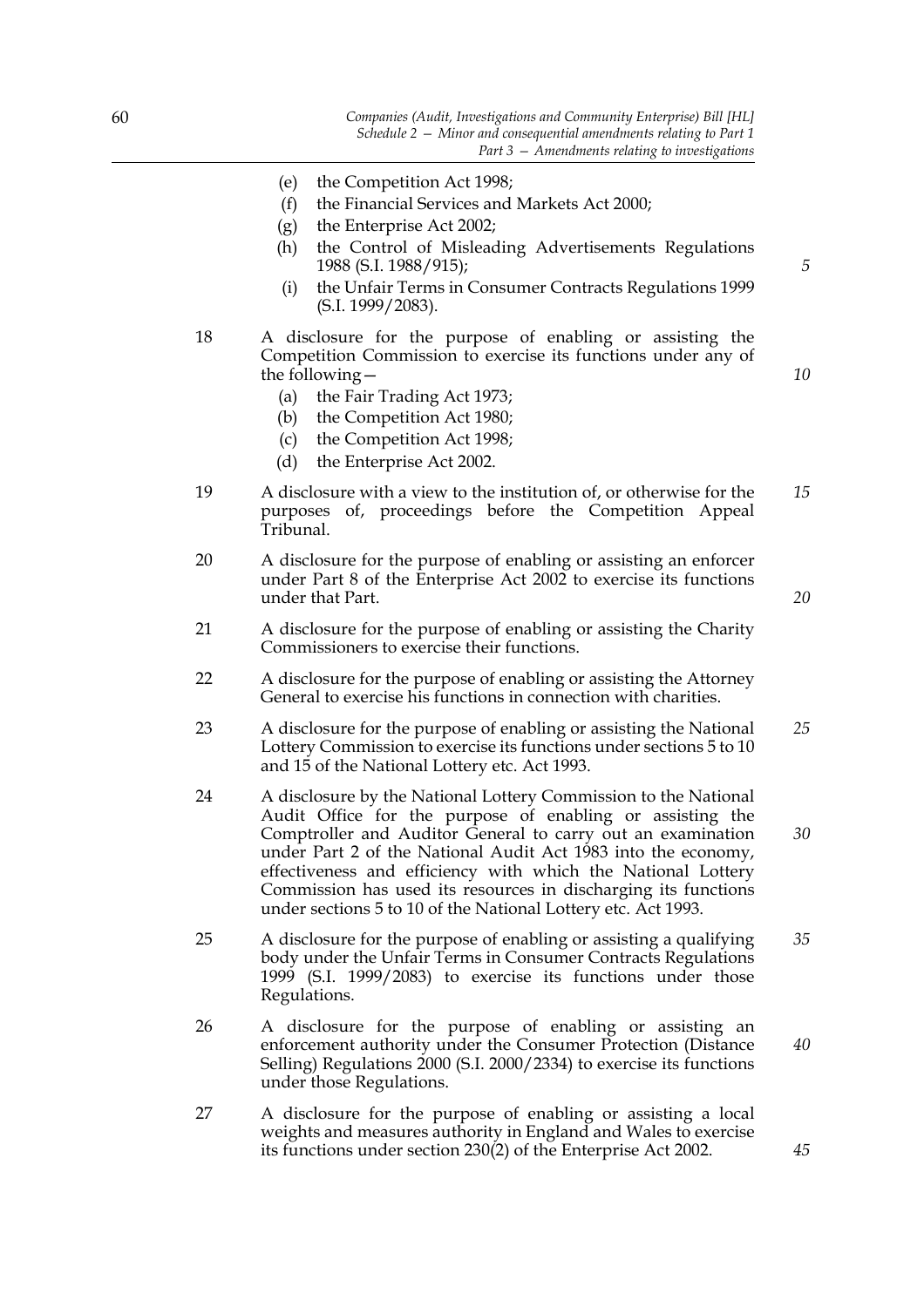(e) the Competition Act 1998;
(f) the Financial Services and Markets Act 2000;
(g) the Enterprise Act 2002;
(h) the Control of Misleading Advertisements Regulations 1988 (S.I. 1988/915);
(i) the Unfair Terms in Consumer Contracts Regulations 1999 (S.I. 1999/2083).

18 A disclosure for the purpose of enabling or assisting the Competition Commission to exercise its functions under any of the following—
(a) the Fair Trading Act 1973;
(b) the Competition Act 1980;
(c) the Competition Act 1998;
(d) the Enterprise Act 2002.

19 A disclosure with a view to the institution of, or otherwise for the purposes of, proceedings before the Competition Appeal Tribunal.

20 A disclosure for the purpose of enabling or assisting an enforcer under Part 8 of the Enterprise Act 2002 to exercise its functions under that Part.

21 A disclosure for the purpose of enabling or assisting the Charity Commissioners to exercise their functions.

22 A disclosure for the purpose of enabling or assisting the Attorney General to exercise his functions in connection with charities.

23 A disclosure for the purpose of enabling or assisting the National Lottery Commission to exercise its functions under sections 5 to 10 and 15 of the National Lottery etc. Act 1993.

24 A disclosure by the National Lottery Commission to the National Audit Office for the purpose of enabling or assisting the Comptroller and Auditor General to carry out an examination under Part 2 of the National Audit Act 1983 into the economy, effectiveness and efficiency with which the National Lottery Commission has used its resources in discharging its functions under sections 5 to 10 of the National Lottery etc. Act 1993.

25 A disclosure for the purpose of enabling or assisting a qualifying body under the Unfair Terms in Consumer Contracts Regulations 1999 (S.I. 1999/2083) to exercise its functions under those Regulations.

26 A disclosure for the purpose of enabling or assisting an enforcement authority under the Consumer Protection (Distance Selling) Regulations 2000 (S.I. 2000/2334) to exercise its functions under those Regulations.

27 A disclosure for the purpose of enabling or assisting a local weights and measures authority in England and Wales to exercise its functions under section 230(2) of the Enterprise Act 2002.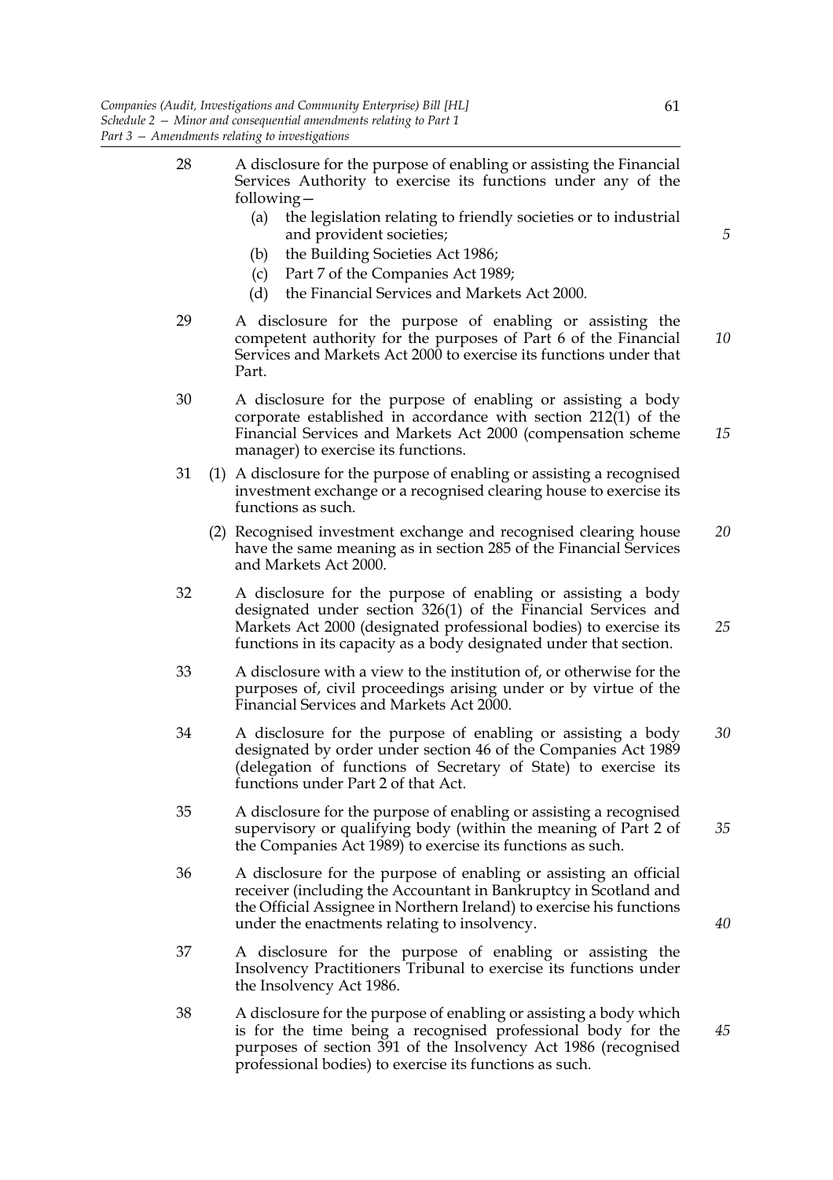28 A disclosure for the purpose of enabling or assisting the Financial Services Authority to exercise its functions under any of the following—

(a) the legislation relating to friendly societies or to industrial and provident societies;

(b) the Building Societies Act 1986;

(c) Part 7 of the Companies Act 1989;

(d) the Financial Services and Markets Act 2000.

29 A disclosure for the purpose of enabling or assisting the competent authority for the purposes of Part 6 of the Financial Services and Markets Act 2000 to exercise its functions under that Part.

30 A disclosure for the purpose of enabling or assisting a body corporate established in accordance with section 212(1) of the Financial Services and Markets Act 2000 (compensation scheme manager) to exercise its functions.

31 (1) A disclosure for the purpose of enabling or assisting a recognised investment exchange or a recognised clearing house to exercise its functions as such.

(2) Recognised investment exchange and recognised clearing house have the same meaning as in section 285 of the Financial Services and Markets Act 2000.

32 A disclosure for the purpose of enabling or assisting a body designated under section 326(1) of the Financial Services and Markets Act 2000 (designated professional bodies) to exercise its functions in its capacity as a body designated under that section.

33 A disclosure with a view to the institution of, or otherwise for the purposes of, civil proceedings arising under or by virtue of the Financial Services and Markets Act 2000.

34 A disclosure for the purpose of enabling or assisting a body designated by order under section 46 of the Companies Act 1989 (delegation of functions of Secretary of State) to exercise its functions under Part 2 of that Act.

35 A disclosure for the purpose of enabling or assisting a recognised supervisory or qualifying body (within the meaning of Part 2 of the Companies Act 1989) to exercise its functions as such.

36 A disclosure for the purpose of enabling or assisting an official receiver (including the Accountant in Bankruptcy in Scotland and the Official Assignee in Northern Ireland) to exercise his functions under the enactments relating to insolvency.

37 A disclosure for the purpose of enabling or assisting the Insolvency Practitioners Tribunal to exercise its functions under the Insolvency Act 1986.

38 A disclosure for the purpose of enabling or assisting a body which is for the time being a recognised professional body for the purposes of section 391 of the Insolvency Act 1986 (recognised professional bodies) to exercise its functions as such.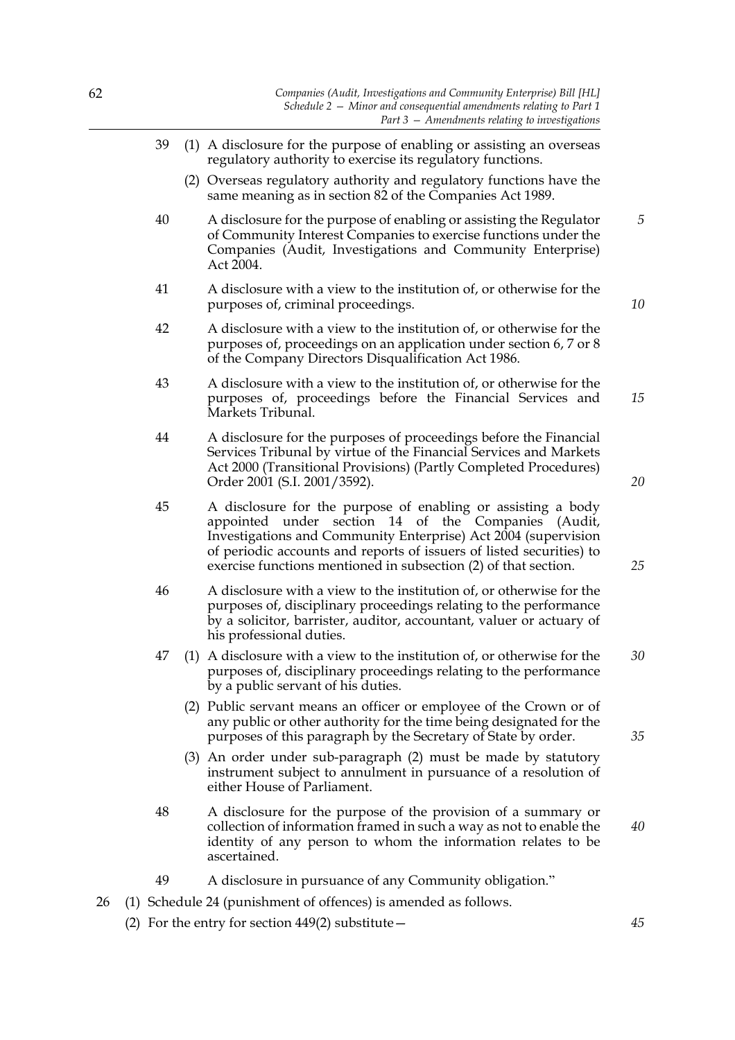39 (1) A disclosure for the purpose of enabling or assisting an overseas regulatory authority to exercise its regulatory functions.

(2) Overseas regulatory authority and regulatory functions have the same meaning as in section 82 of the Companies Act 1989.

40 A disclosure for the purpose of enabling or assisting the Regulator of Community Interest Companies to exercise functions under the Companies (Audit, Investigations and Community Enterprise) Act 2004.

41 A disclosure with a view to the institution of, or otherwise for the purposes of, criminal proceedings.

42 A disclosure with a view to the institution of, or otherwise for the purposes of, proceedings on an application under section 6, 7 or 8 of the Company Directors Disqualification Act 1986.

43 A disclosure with a view to the institution of, or otherwise for the purposes of, proceedings before the Financial Services and Markets Tribunal.

44 A disclosure for the purposes of proceedings before the Financial Services Tribunal by virtue of the Financial Services and Markets Act 2000 (Transitional Provisions) (Partly Completed Procedures) Order 2001 (S.I. 2001/3592).

45 A disclosure for the purpose of enabling or assisting a body appointed under section 14 of the Companies (Audit, Investigations and Community Enterprise) Act 2004 (supervision of periodic accounts and reports of issuers of listed securities) to exercise functions mentioned in subsection (2) of that section.

46 A disclosure with a view to the institution of, or otherwise for the purposes of, disciplinary proceedings relating to the performance by a solicitor, barrister, auditor, accountant, valuer or actuary of his professional duties.

47 (1) A disclosure with a view to the institution of, or otherwise for the purposes of, disciplinary proceedings relating to the performance by a public servant of his duties.

(2) Public servant means an officer or employee of the Crown or of any public or other authority for the time being designated for the purposes of this paragraph by the Secretary of State by order.

(3) An order under sub-paragraph (2) must be made by statutory instrument subject to annulment in pursuance of a resolution of either House of Parliament.

48 A disclosure for the purpose of the provision of a summary or collection of information framed in such a way as not to enable the identity of any person to whom the information relates to be ascertained.

49 A disclosure in pursuance of any Community obligation."

26 (1) Schedule 24 (punishment of offences) is amended as follows.

(2) For the entry for section 449(2) substitute—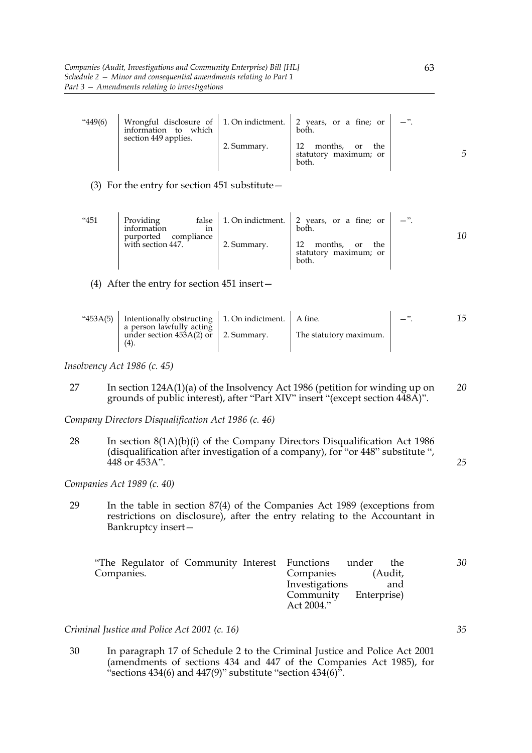| "449(6) | Wrongful disclosure of information to which section 449 applies. | 1. On indictment. | 2 years, or a fine; or both. | —". |
|---|---|---|---|---|
| | | 2. Summary. | 12 months, or the statutory maximum; or both. | |

(3) For the entry for section 451 substitute—

| "451 | Providing false information in purported compliance with section 447. | 1. On indictment. | 2 years, or a fine; or both. | —". |
|---|---|---|---|---|
| | | 2. Summary. | 12 months, or the statutory maximum; or both. | |

(4) After the entry for section 451 insert—

| "453A(5) | Intentionally obstructing a person lawfully acting under section 453A(2) or (4). | 1. On indictment. | A fine. | —". |
|---|---|---|---|---|
| | | 2. Summary. | The statutory maximum. | |

*Insolvency Act 1986 (c. 45)*

27 In section 124A(1)(a) of the Insolvency Act 1986 (petition for winding up on grounds of public interest), after "Part XIV" insert "(except section 448A)".

*Company Directors Disqualification Act 1986 (c. 46)*

28 In section 8(1A)(b)(i) of the Company Directors Disqualification Act 1986 (disqualification after investigation of a company), for "or 448" substitute ", 448 or 453A".

*Companies Act 1989 (c. 40)*

29 In the table in section 87(4) of the Companies Act 1989 (exceptions from restrictions on disclosure), after the entry relating to the Accountant in Bankruptcy insert—

| "The Regulator of Community Interest Companies. | Functions under the Companies (Audit, Investigations and Community Enterprise) Act 2004." |
|---|---|

*Criminal Justice and Police Act 2001 (c. 16)*

30 In paragraph 17 of Schedule 2 to the Criminal Justice and Police Act 2001 (amendments of sections 434 and 447 of the Companies Act 1985), for "sections 434(6) and 447(9)" substitute "section 434(6)".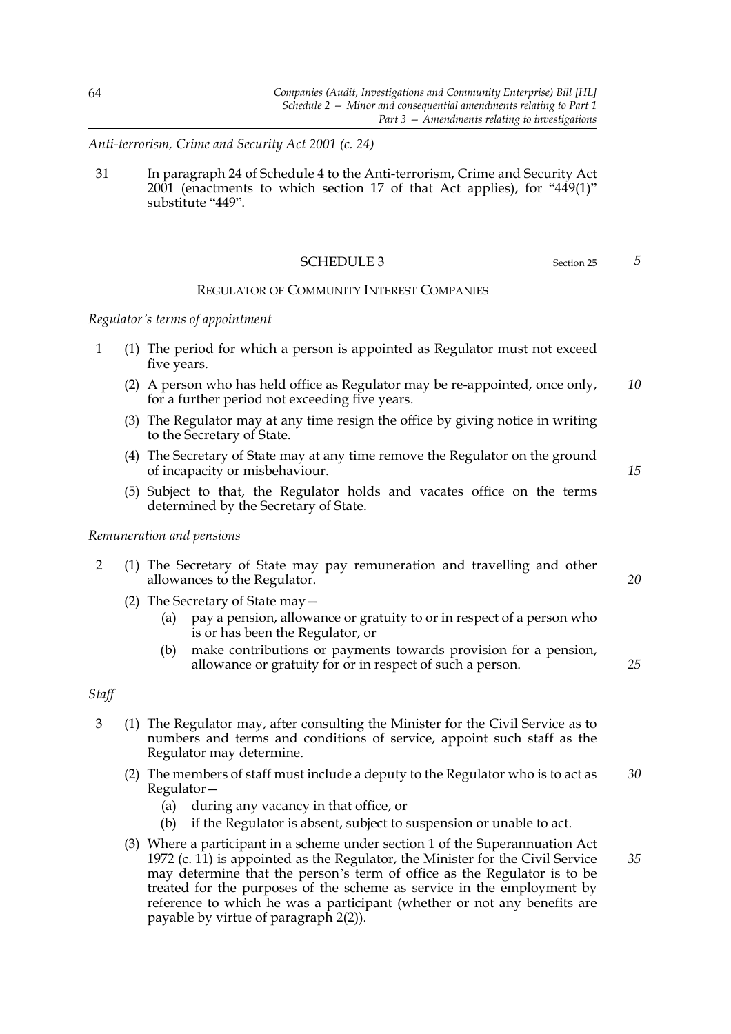*Anti-terrorism, Crime and Security Act 2001 (c. 24)*

31 In paragraph 24 of Schedule 4 to the Anti-terrorism, Crime and Security Act 2001 (enactments to which section 17 of that Act applies), for "449(1)" substitute "449".

## SCHEDULE 3

Section 25

### REGULATOR OF COMMUNITY INTEREST COMPANIES

*Regulator's terms of appointment*

1 (1) The period for which a person is appointed as Regulator must not exceed five years.

(2) A person who has held office as Regulator may be re-appointed, once only, for a further period not exceeding five years.

(3) The Regulator may at any time resign the office by giving notice in writing to the Secretary of State.

(4) The Secretary of State may at any time remove the Regulator on the ground of incapacity or misbehaviour.

(5) Subject to that, the Regulator holds and vacates office on the terms determined by the Secretary of State.

*Remuneration and pensions*

2 (1) The Secretary of State may pay remuneration and travelling and other allowances to the Regulator.

(2) The Secretary of State may—

(a) pay a pension, allowance or gratuity to or in respect of a person who is or has been the Regulator, or

(b) make contributions or payments towards provision for a pension, allowance or gratuity for or in respect of such a person.

*Staff*

3 (1) The Regulator may, after consulting the Minister for the Civil Service as to numbers and terms and conditions of service, appoint such staff as the Regulator may determine.

(2) The members of staff must include a deputy to the Regulator who is to act as Regulator—

(a) during any vacancy in that office, or

(b) if the Regulator is absent, subject to suspension or unable to act.

(3) Where a participant in a scheme under section 1 of the Superannuation Act 1972 (c. 11) is appointed as the Regulator, the Minister for the Civil Service may determine that the person's term of office as the Regulator is to be treated for the purposes of the scheme as service in the employment by reference to which he was a participant (whether or not any benefits are payable by virtue of paragraph 2(2)).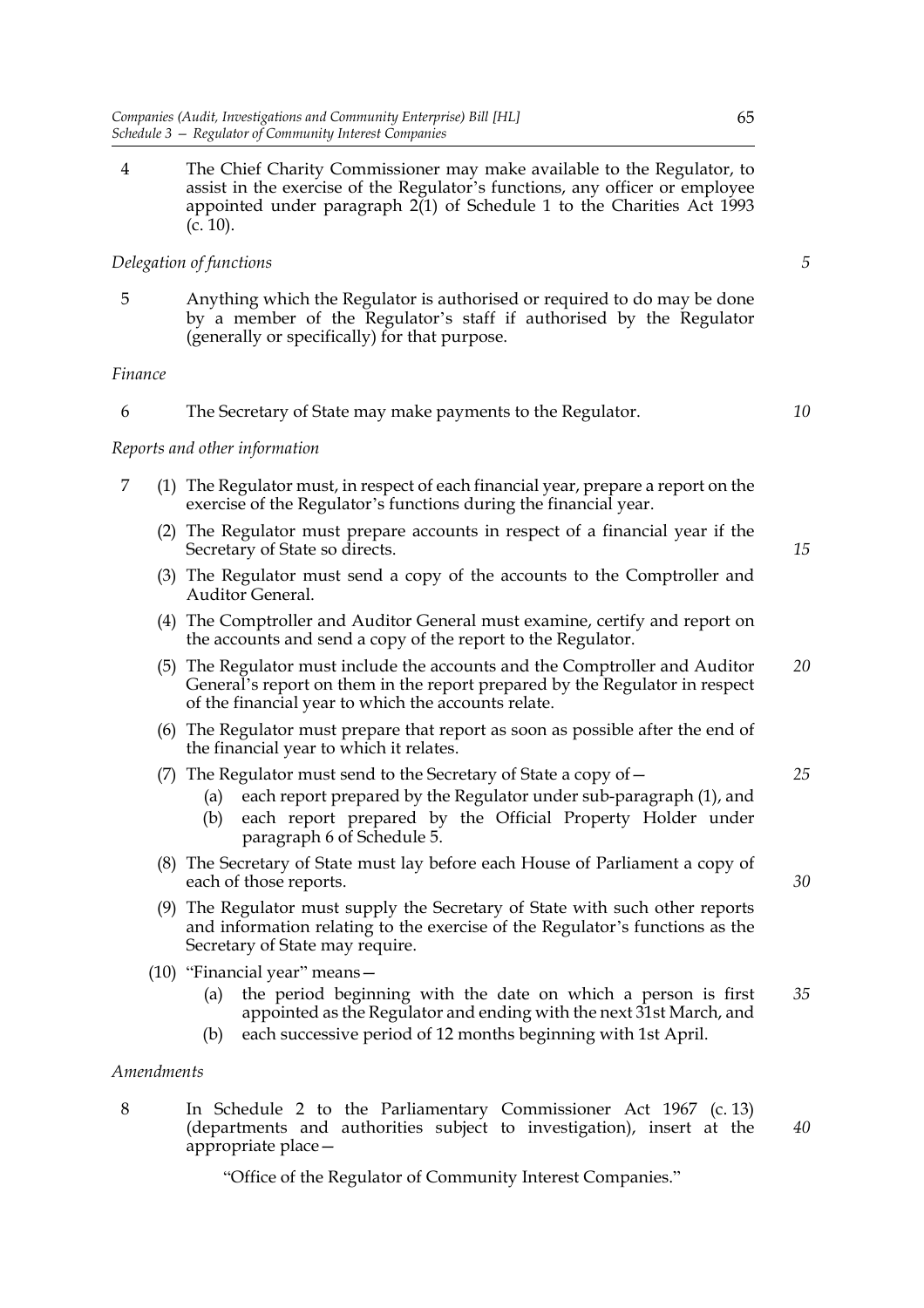4 The Chief Charity Commissioner may make available to the Regulator, to assist in the exercise of the Regulator's functions, any officer or employee appointed under paragraph 2(1) of Schedule 1 to the Charities Act 1993 (c. 10).

*Delegation of functions*

5 Anything which the Regulator is authorised or required to do may be done by a member of the Regulator's staff if authorised by the Regulator (generally or specifically) for that purpose.

*Finance*

6 The Secretary of State may make payments to the Regulator.

*Reports and other information*

7 (1) The Regulator must, in respect of each financial year, prepare a report on the exercise of the Regulator's functions during the financial year.

(2) The Regulator must prepare accounts in respect of a financial year if the Secretary of State so directs.

(3) The Regulator must send a copy of the accounts to the Comptroller and Auditor General.

(4) The Comptroller and Auditor General must examine, certify and report on the accounts and send a copy of the report to the Regulator.

(5) The Regulator must include the accounts and the Comptroller and Auditor General's report on them in the report prepared by the Regulator in respect of the financial year to which the accounts relate.

(6) The Regulator must prepare that report as soon as possible after the end of the financial year to which it relates.

(7) The Regulator must send to the Secretary of State a copy of—

(a) each report prepared by the Regulator under sub-paragraph (1), and

(b) each report prepared by the Official Property Holder under paragraph 6 of Schedule 5.

(8) The Secretary of State must lay before each House of Parliament a copy of each of those reports.

(9) The Regulator must supply the Secretary of State with such other reports and information relating to the exercise of the Regulator's functions as the Secretary of State may require.

(10) "Financial year" means—

(a) the period beginning with the date on which a person is first appointed as the Regulator and ending with the next 31st March, and

(b) each successive period of 12 months beginning with 1st April.

*Amendments*

8 In Schedule 2 to the Parliamentary Commissioner Act 1967 (c. 13) (departments and authorities subject to investigation), insert at the appropriate place—

"Office of the Regulator of Community Interest Companies."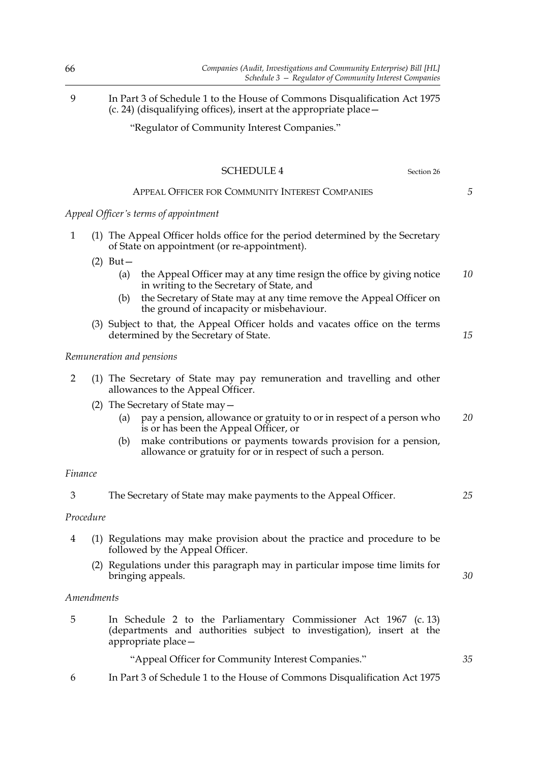9 In Part 3 of Schedule 1 to the House of Commons Disqualification Act 1975 (c. 24) (disqualifying offices), insert at the appropriate place—

"Regulator of Community Interest Companies."

## SCHEDULE 4

Section 26

### APPEAL OFFICER FOR COMMUNITY INTEREST COMPANIES

*Appeal Officer's terms of appointment*

1 (1) The Appeal Officer holds office for the period determined by the Secretary of State on appointment (or re-appointment).

(2) But—

(a) the Appeal Officer may at any time resign the office by giving notice in writing to the Secretary of State, and

(b) the Secretary of State may at any time remove the Appeal Officer on the ground of incapacity or misbehaviour.

(3) Subject to that, the Appeal Officer holds and vacates office on the terms determined by the Secretary of State.

*Remuneration and pensions*

2 (1) The Secretary of State may pay remuneration and travelling and other allowances to the Appeal Officer.

(2) The Secretary of State may—

(a) pay a pension, allowance or gratuity to or in respect of a person who is or has been the Appeal Officer, or

(b) make contributions or payments towards provision for a pension, allowance or gratuity for or in respect of such a person.

*Finance*

3 The Secretary of State may make payments to the Appeal Officer.

*Procedure*

4 (1) Regulations may make provision about the practice and procedure to be followed by the Appeal Officer.

(2) Regulations under this paragraph may in particular impose time limits for bringing appeals.

*Amendments*

5 In Schedule 2 to the Parliamentary Commissioner Act 1967 (c. 13) (departments and authorities subject to investigation), insert at the appropriate place—

"Appeal Officer for Community Interest Companies."

6 In Part 3 of Schedule 1 to the House of Commons Disqualification Act 1975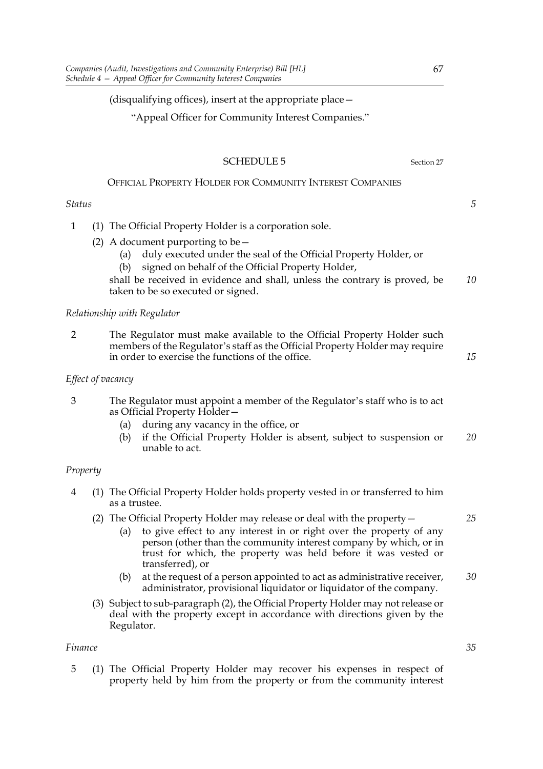(disqualifying offices), insert at the appropriate place—

"Appeal Officer for Community Interest Companies."

## SCHEDULE 5

Section 27

### OFFICIAL PROPERTY HOLDER FOR COMMUNITY INTEREST COMPANIES

*Status*

1 (1) The Official Property Holder is a corporation sole.

(2) A document purporting to be—

(a) duly executed under the seal of the Official Property Holder, or

(b) signed on behalf of the Official Property Holder,

shall be received in evidence and shall, unless the contrary is proved, be taken to be so executed or signed.

*Relationship with Regulator*

2 The Regulator must make available to the Official Property Holder such members of the Regulator's staff as the Official Property Holder may require in order to exercise the functions of the office.

*Effect of vacancy*

3 The Regulator must appoint a member of the Regulator's staff who is to act as Official Property Holder—

(a) during any vacancy in the office, or

(b) if the Official Property Holder is absent, subject to suspension or unable to act.

*Property*

4 (1) The Official Property Holder holds property vested in or transferred to him as a trustee.

(2) The Official Property Holder may release or deal with the property—

(a) to give effect to any interest in or right over the property of any person (other than the community interest company by which, or in trust for which, the property was held before it was vested or transferred), or

(b) at the request of a person appointed to act as administrative receiver, administrator, provisional liquidator or liquidator of the company.

(3) Subject to sub-paragraph (2), the Official Property Holder may not release or deal with the property except in accordance with directions given by the Regulator.

*Finance*

5 (1) The Official Property Holder may recover his expenses in respect of property held by him from the property or from the community interest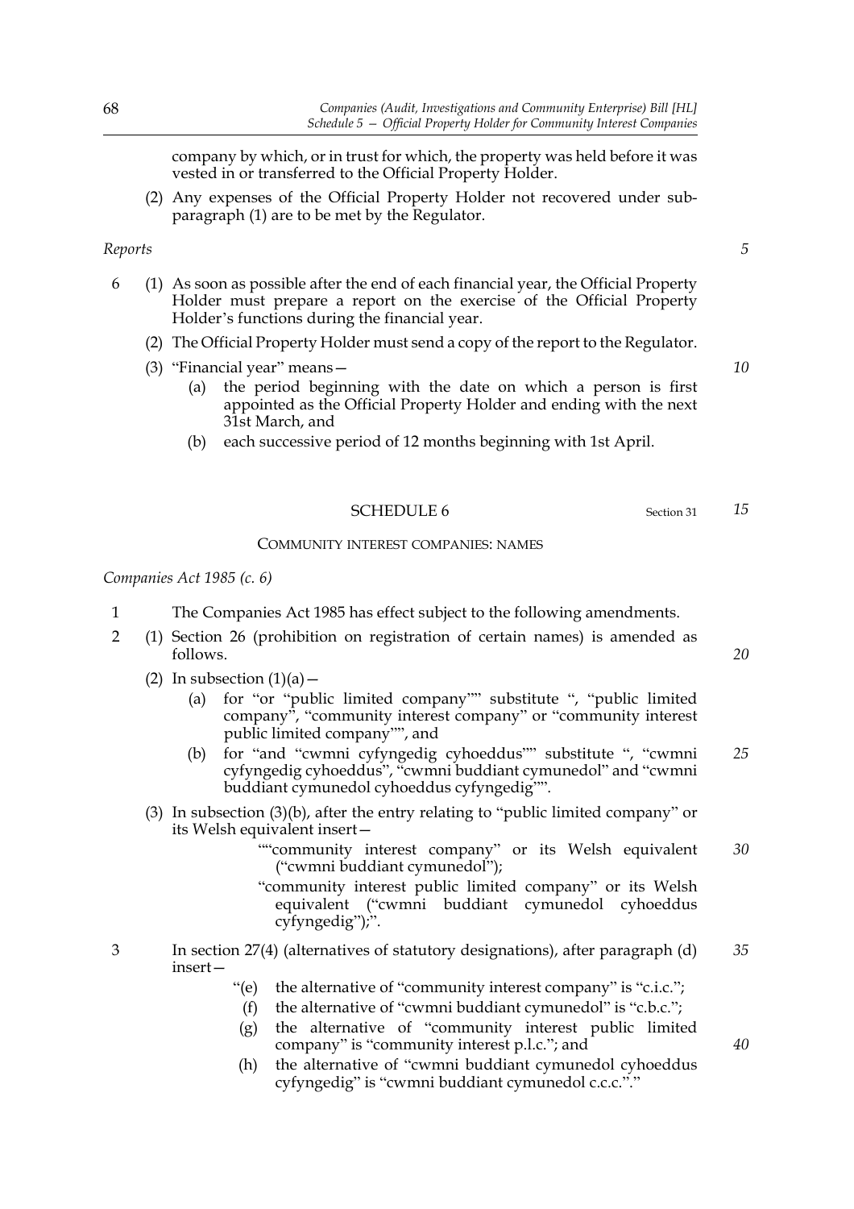company by which, or in trust for which, the property was held before it was vested in or transferred to the Official Property Holder.

(2) Any expenses of the Official Property Holder not recovered under sub-paragraph (1) are to be met by the Regulator.

*Reports*

6 (1) As soon as possible after the end of each financial year, the Official Property Holder must prepare a report on the exercise of the Official Property Holder's functions during the financial year.

(2) The Official Property Holder must send a copy of the report to the Regulator.

(3) "Financial year" means—

(a) the period beginning with the date on which a person is first appointed as the Official Property Holder and ending with the next 31st March, and

(b) each successive period of 12 months beginning with 1st April.

## SCHEDULE 6

Section 31

### COMMUNITY INTEREST COMPANIES: NAMES

*Companies Act 1985 (c. 6)*

1 The Companies Act 1985 has effect subject to the following amendments.

2 (1) Section 26 (prohibition on registration of certain names) is amended as follows.

(2) In subsection (1)(a)—

(a) for "or "public limited company"" substitute ", "public limited company", "community interest company" or "community interest public limited company"", and

(b) for "and "cwmni cyfyngedig cyhoeddus"" substitute ", "cwmni cyfyngedig cyhoeddus", "cwmni buddiant cymunedol" and "cwmni buddiant cymunedol cyhoeddus cyfyngedig"".

(3) In subsection (3)(b), after the entry relating to "public limited company" or its Welsh equivalent insert—

""community interest company" or its Welsh equivalent ("cwmni buddiant cymunedol");

"community interest public limited company" or its Welsh equivalent ("cwmni buddiant cymunedol cyhoeddus cyfyngedig");".

3 In section 27(4) (alternatives of statutory designations), after paragraph (d) insert—

"(e) the alternative of "community interest company" is "c.i.c.";

(f) the alternative of "cwmni buddiant cymunedol" is "c.b.c.";

(g) the alternative of "community interest public limited company" is "community interest p.l.c."; and

(h) the alternative of "cwmni buddiant cymunedol cyhoeddus cyfyngedig" is "cwmni buddiant cymunedol c.c.c."."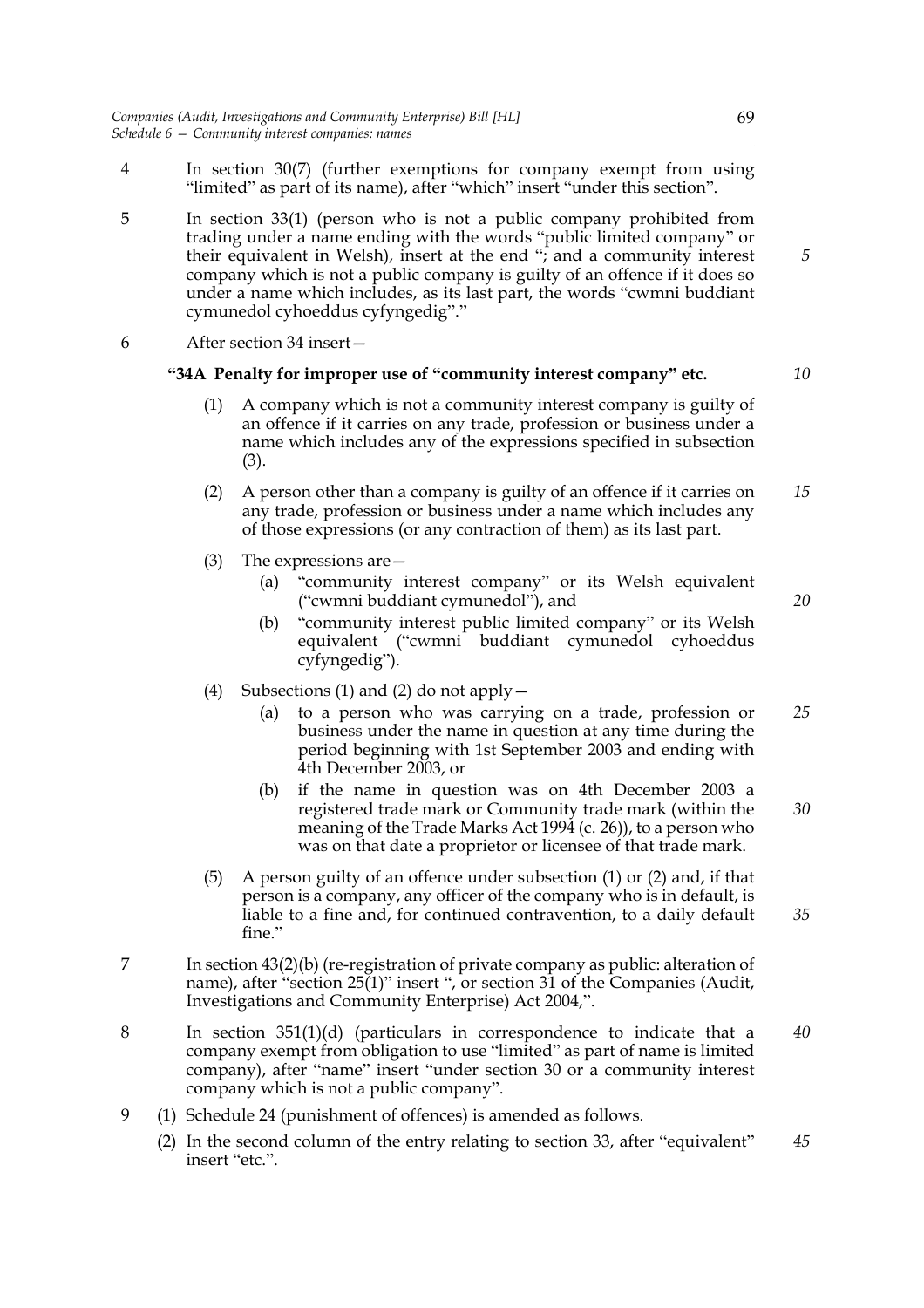4 In section 30(7) (further exemptions for company exempt from using "limited" as part of its name), after "which" insert "under this section".

5 In section 33(1) (person who is not a public company prohibited from trading under a name ending with the words "public limited company" or their equivalent in Welsh), insert at the end "; and a community interest company which is not a public company is guilty of an offence if it does so under a name which includes, as its last part, the words "cwmni buddiant cymunedol cyhoeddus cyfyngedig"."

6 After section 34 insert—

**"34A Penalty for improper use of "community interest company" etc.**

(1) A company which is not a community interest company is guilty of an offence if it carries on any trade, profession or business under a name which includes any of the expressions specified in subsection (3).

(2) A person other than a company is guilty of an offence if it carries on any trade, profession or business under a name which includes any of those expressions (or any contraction of them) as its last part.

(3) The expressions are—

(a) "community interest company" or its Welsh equivalent ("cwmni buddiant cymunedol"), and

(b) "community interest public limited company" or its Welsh equivalent ("cwmni buddiant cymunedol cyhoeddus cyfyngedig").

(4) Subsections (1) and (2) do not apply—

(a) to a person who was carrying on a trade, profession or business under the name in question at any time during the period beginning with 1st September 2003 and ending with 4th December 2003, or

(b) if the name in question was on 4th December 2003 a registered trade mark or Community trade mark (within the meaning of the Trade Marks Act 1994 (c. 26)), to a person who was on that date a proprietor or licensee of that trade mark.

(5) A person guilty of an offence under subsection (1) or (2) and, if that person is a company, any officer of the company who is in default, is liable to a fine and, for continued contravention, to a daily default fine."

7 In section 43(2)(b) (re-registration of private company as public: alteration of name), after "section 25(1)" insert ", or section 31 of the Companies (Audit, Investigations and Community Enterprise) Act 2004,".

8 In section 351(1)(d) (particulars in correspondence to indicate that a company exempt from obligation to use "limited" as part of name is limited company), after "name" insert "under section 30 or a community interest company which is not a public company".

9 (1) Schedule 24 (punishment of offences) is amended as follows.

(2) In the second column of the entry relating to section 33, after "equivalent" insert "etc.".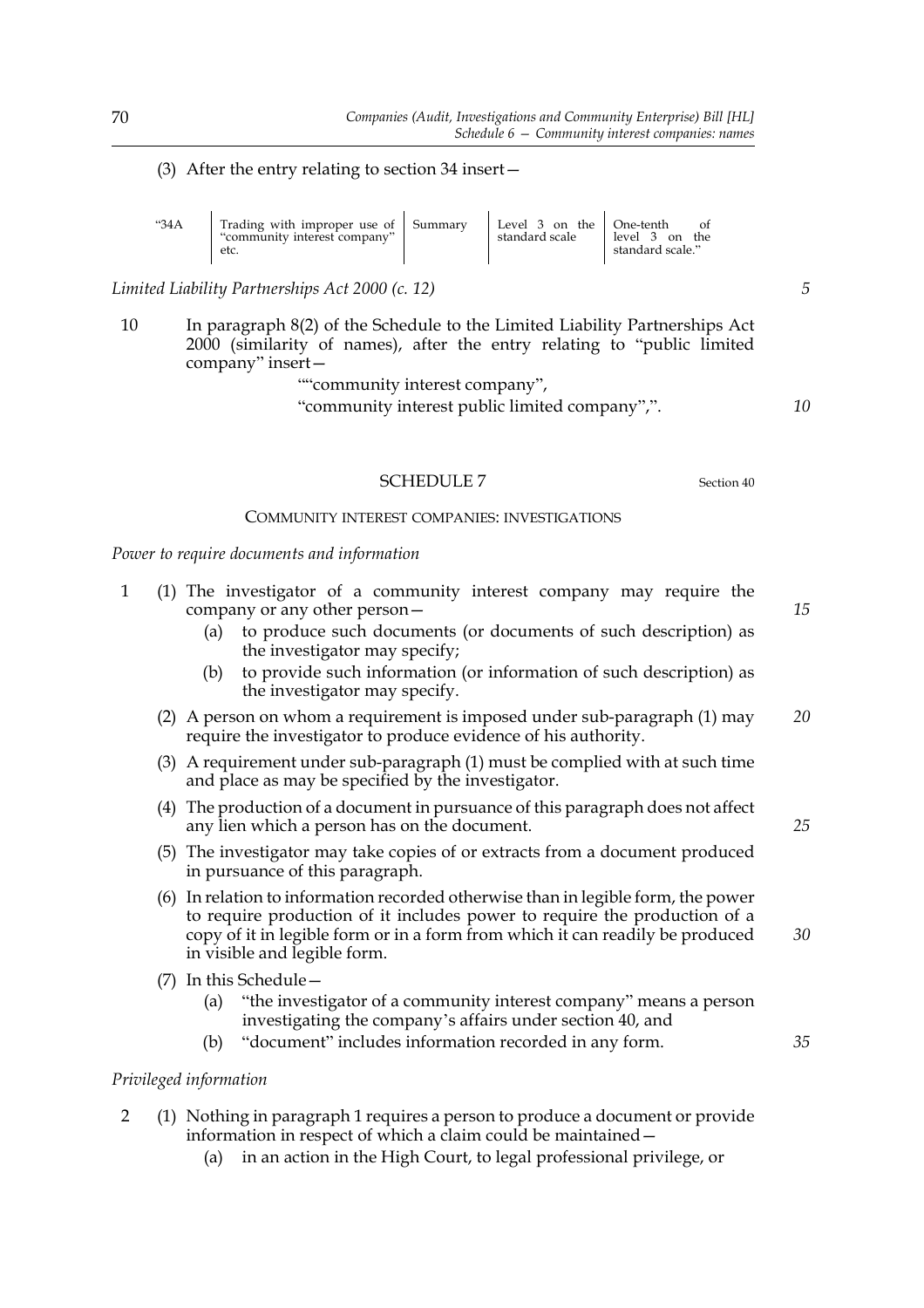(3) After the entry relating to section 34 insert—

| “34A | Trading with improper use of “community interest company” etc. | Summary | Level 3 on the standard scale | One-tenth of level 3 on the standard scale.” |
|---|---|---|---|---|

*Limited Liability Partnerships Act 2000 (c. 12)*

10 In paragraph 8(2) of the Schedule to the Limited Liability Partnerships Act 2000 (similarity of names), after the entry relating to “public limited company” insert—

““community interest company”,
“community interest public limited company”,”.

## SCHEDULE 7

Section 40

### COMMUNITY INTEREST COMPANIES: INVESTIGATIONS

*Power to require documents and information*

1 (1) The investigator of a community interest company may require the company or any other person—

(a) to produce such documents (or documents of such description) as the investigator may specify;

(b) to provide such information (or information of such description) as the investigator may specify.

(2) A person on whom a requirement is imposed under sub-paragraph (1) may require the investigator to produce evidence of his authority.

(3) A requirement under sub-paragraph (1) must be complied with at such time and place as may be specified by the investigator.

(4) The production of a document in pursuance of this paragraph does not affect any lien which a person has on the document.

(5) The investigator may take copies of or extracts from a document produced in pursuance of this paragraph.

(6) In relation to information recorded otherwise than in legible form, the power to require production of it includes power to require the production of a copy of it in legible form or in a form from which it can readily be produced in visible and legible form.

(7) In this Schedule—

(a) “the investigator of a community interest company” means a person investigating the company’s affairs under section 40, and

(b) “document” includes information recorded in any form.

*Privileged information*

2 (1) Nothing in paragraph 1 requires a person to produce a document or provide information in respect of which a claim could be maintained—

(a) in an action in the High Court, to legal professional privilege, or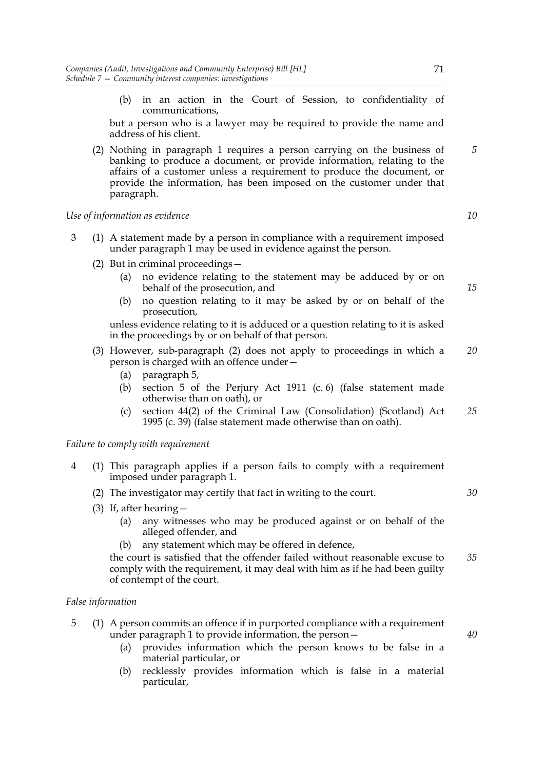(b) in an action in the Court of Session, to confidentiality of communications,

but a person who is a lawyer may be required to provide the name and address of his client.

(2) Nothing in paragraph 1 requires a person carrying on the business of banking to produce a document, or provide information, relating to the affairs of a customer unless a requirement to produce the document, or provide the information, has been imposed on the customer under that paragraph.

*Use of information as evidence*

3 (1) A statement made by a person in compliance with a requirement imposed under paragraph 1 may be used in evidence against the person.

(2) But in criminal proceedings—

(a) no evidence relating to the statement may be adduced by or on behalf of the prosecution, and

(b) no question relating to it may be asked by or on behalf of the prosecution,

unless evidence relating to it is adduced or a question relating to it is asked in the proceedings by or on behalf of that person.

(3) However, sub-paragraph (2) does not apply to proceedings in which a person is charged with an offence under—

(a) paragraph 5,

(b) section 5 of the Perjury Act 1911 (c. 6) (false statement made otherwise than on oath), or

(c) section 44(2) of the Criminal Law (Consolidation) (Scotland) Act 1995 (c. 39) (false statement made otherwise than on oath).

*Failure to comply with requirement*

4 (1) This paragraph applies if a person fails to comply with a requirement imposed under paragraph 1.

(2) The investigator may certify that fact in writing to the court.

(3) If, after hearing—

(a) any witnesses who may be produced against or on behalf of the alleged offender, and

(b) any statement which may be offered in defence,

the court is satisfied that the offender failed without reasonable excuse to comply with the requirement, it may deal with him as if he had been guilty of contempt of the court.

*False information*

5 (1) A person commits an offence if in purported compliance with a requirement under paragraph 1 to provide information, the person—

(a) provides information which the person knows to be false in a material particular, or

(b) recklessly provides information which is false in a material particular,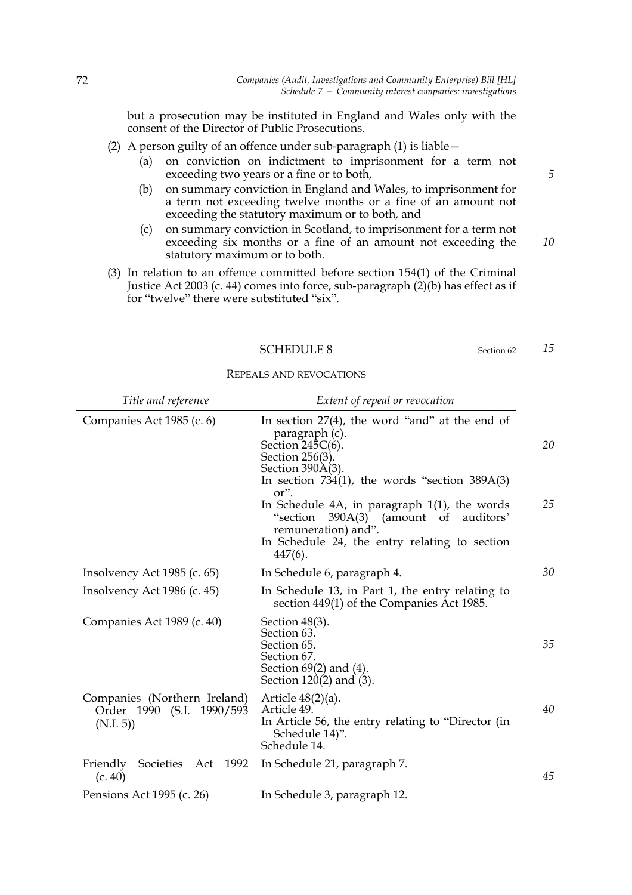but a prosecution may be instituted in England and Wales only with the consent of the Director of Public Prosecutions.

(2) A person guilty of an offence under sub-paragraph (1) is liable—

(a) on conviction on indictment to imprisonment for a term not exceeding two years or a fine or to both,

(b) on summary conviction in England and Wales, to imprisonment for a term not exceeding twelve months or a fine of an amount not exceeding the statutory maximum or to both, and

(c) on summary conviction in Scotland, to imprisonment for a term not exceeding six months or a fine of an amount not exceeding the statutory maximum or to both.

(3) In relation to an offence committed before section 154(1) of the Criminal Justice Act 2003 (c. 44) comes into force, sub-paragraph (2)(b) has effect as if for "twelve" there were substituted "six".

## SCHEDULE 8

Section 62

### REPEALS AND REVOCATIONS

| *Title and reference* | *Extent of repeal or revocation* |
|---|---|
| Companies Act 1985 (c. 6) | In section 27(4), the word "and" at the end of paragraph (c).<br>Section 245C(6).<br>Section 256(3).<br>Section 390A(3).<br>In section 734(1), the words "section 389A(3) or".<br>In Schedule 4A, in paragraph 1(1), the words "section 390A(3) (amount of auditors' remuneration) and".<br>In Schedule 24, the entry relating to section 447(6). |
| Insolvency Act 1985 (c. 65) | In Schedule 6, paragraph 4. |
| Insolvency Act 1986 (c. 45) | In Schedule 13, in Part 1, the entry relating to section 449(1) of the Companies Act 1985. |
| Companies Act 1989 (c. 40) | Section 48(3).<br>Section 63.<br>Section 65.<br>Section 67.<br>Section 69(2) and (4).<br>Section 120(2) and (3). |
| Companies (Northern Ireland) Order 1990 (S.I. 1990/593 (N.I. 5)) | Article 48(2)(a).<br>Article 49.<br>In Article 56, the entry relating to "Director (in Schedule 14)".<br>Schedule 14. |
| Friendly Societies Act 1992 (c. 40) | In Schedule 21, paragraph 7. |
| Pensions Act 1995 (c. 26) | In Schedule 3, paragraph 12. |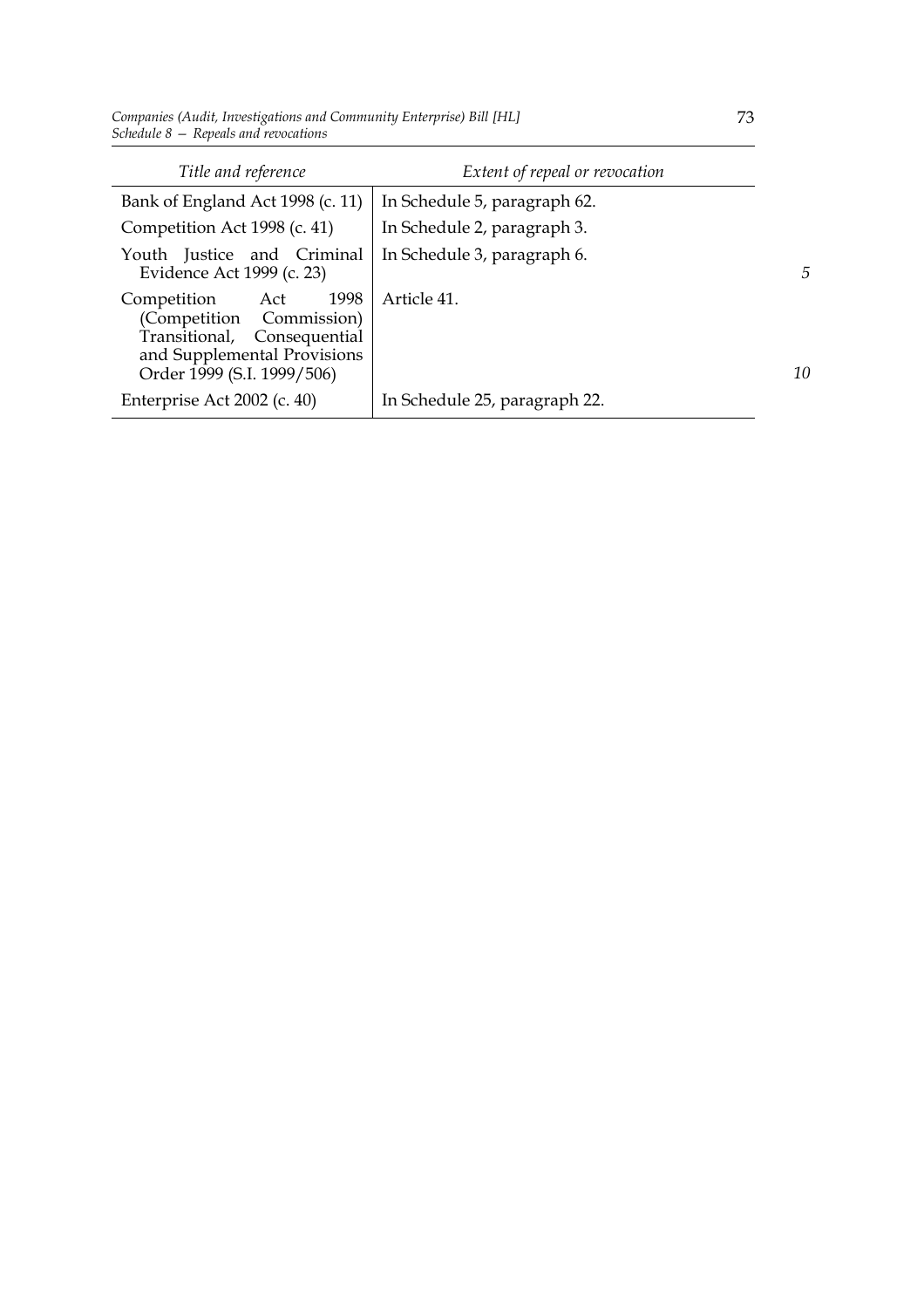| Title and reference | Extent of repeal or revocation |
|---|---|
| Bank of England Act 1998 (c. 11) | In Schedule 5, paragraph 62. |
| Competition Act 1998 (c. 41) | In Schedule 2, paragraph 3. |
| Youth Justice and Criminal Evidence Act 1999 (c. 23) | In Schedule 3, paragraph 6. |
| Competition Act 1998 (Competition Commission) Transitional, Consequential and Supplemental Provisions Order 1999 (S.I. 1999/506) | Article 41. |
| Enterprise Act 2002 (c. 40) | In Schedule 25, paragraph 22. |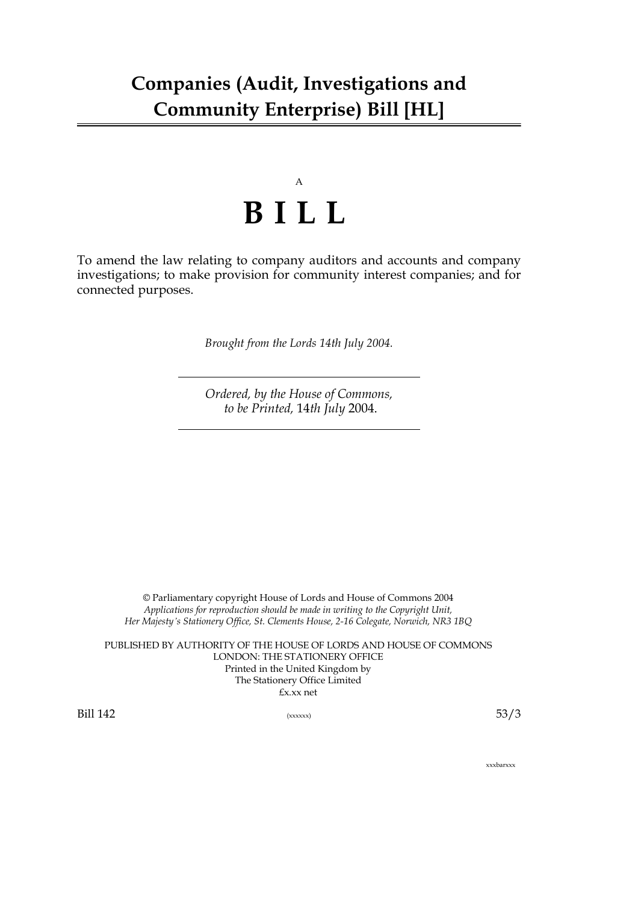# Companies (Audit, Investigations and Community Enterprise) Bill [HL]

A

# BILL

To amend the law relating to company auditors and accounts and company investigations; to make provision for community interest companies; and for connected purposes.

*Brought from the Lords 14th July 2004.*

*Ordered, by the House of Commons, to be Printed,* 14*th July* 2004.

© Parliamentary copyright House of Lords and House of Commons 2004
*Applications for reproduction should be made in writing to the Copyright Unit, Her Majesty's Stationery Office, St. Clements House, 2-16 Colegate, Norwich, NR3 1BQ*

PUBLISHED BY AUTHORITY OF THE HOUSE OF LORDS AND HOUSE OF COMMONS
LONDON: THE STATIONERY OFFICE
Printed in the United Kingdom by
The Stationery Office Limited
£x.xx net

Bill 142 (xxxxxx) 53/3

xxxbarxxx